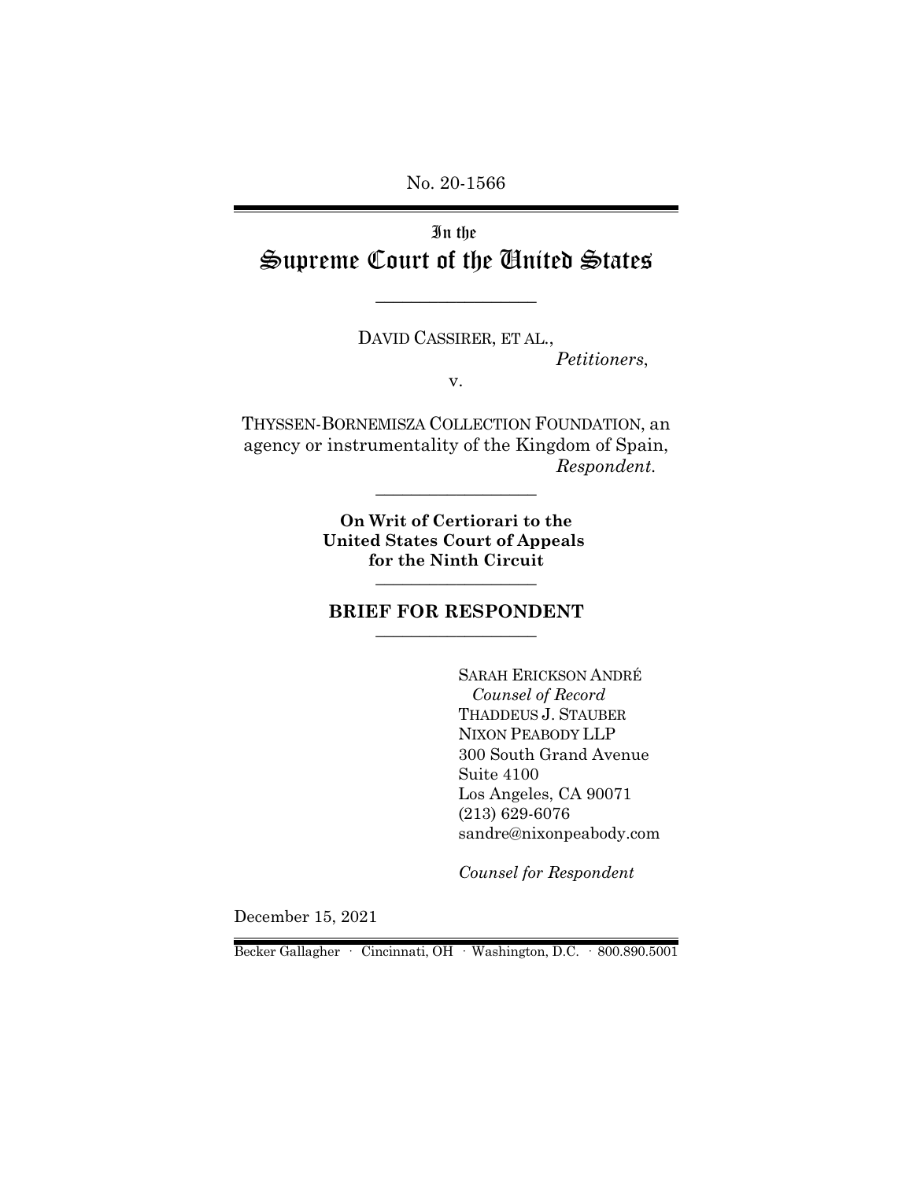No. 20-1566

# In the Supreme Court of the United States

---

DAVID CASSIRER, ET AL.,
*Petitioners*,

v.

THYSSEN-BORNEMISZA COLLECTION FOUNDATION, an agency or instrumentality of the Kingdom of Spain,
*Respondent*.

---

**On Writ of Certiorari to the United States Court of Appeals for the Ninth Circuit**

---

## BRIEF FOR RESPONDENT

---

SARAH ERICKSON ANDRÉ
*Counsel of Record*
THADDEUS J. STAUBER
NIXON PEABODY LLP
300 South Grand Avenue
Suite 4100
Los Angeles, CA 90071
(213) 629-6076
sandre@nixonpeabody.com

*Counsel for Respondent*

December 15, 2021

Becker Gallagher · Cincinnati, OH · Washington, D.C. · 800.890.5001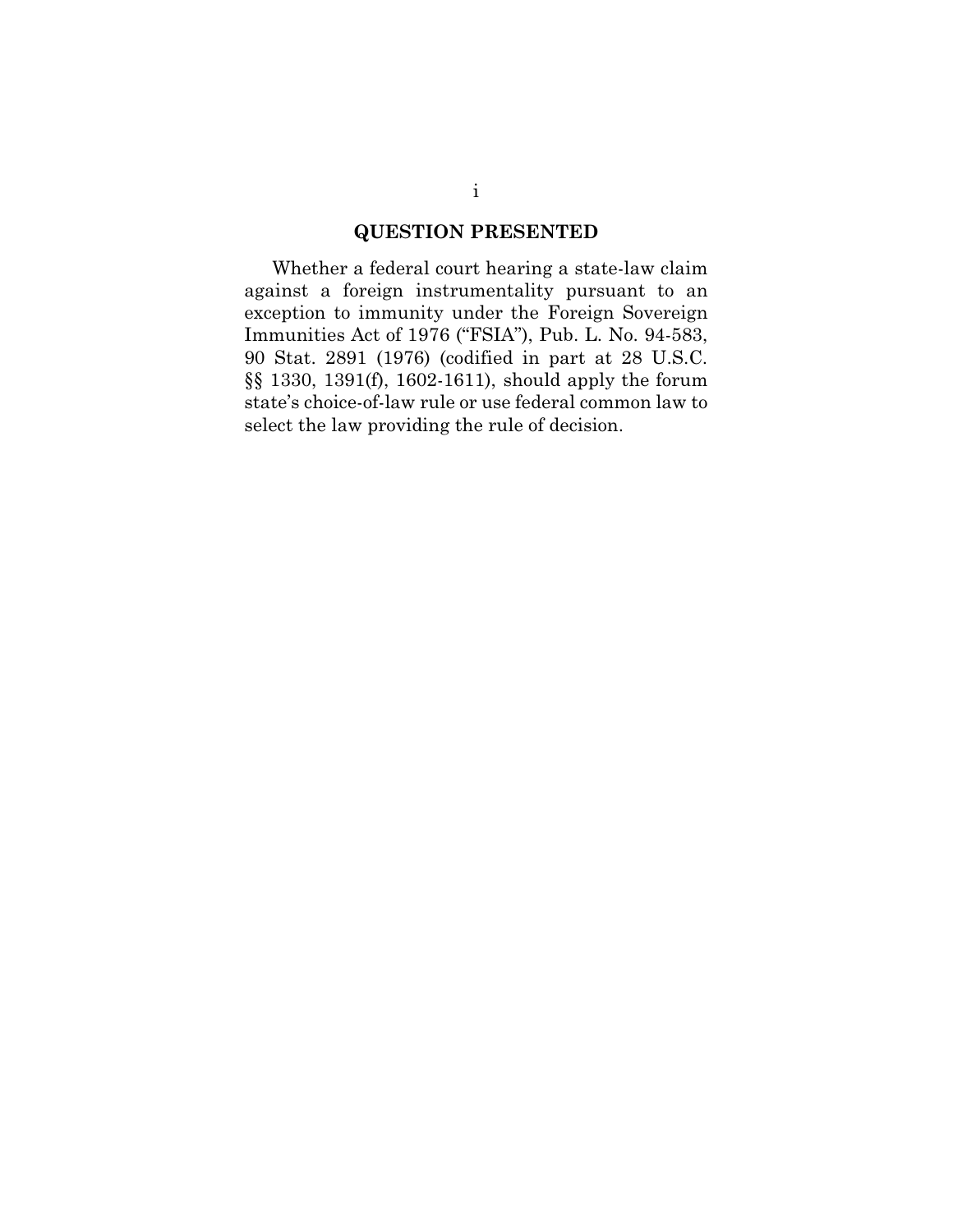## QUESTION PRESENTED

Whether a federal court hearing a state-law claim against a foreign instrumentality pursuant to an exception to immunity under the Foreign Sovereign Immunities Act of 1976 ("FSIA"), Pub. L. No. 94-583, 90 Stat. 2891 (1976) (codified in part at 28 U.S.C. §§ 1330, 1391(f), 1602-1611), should apply the forum state's choice-of-law rule or use federal common law to select the law providing the rule of decision.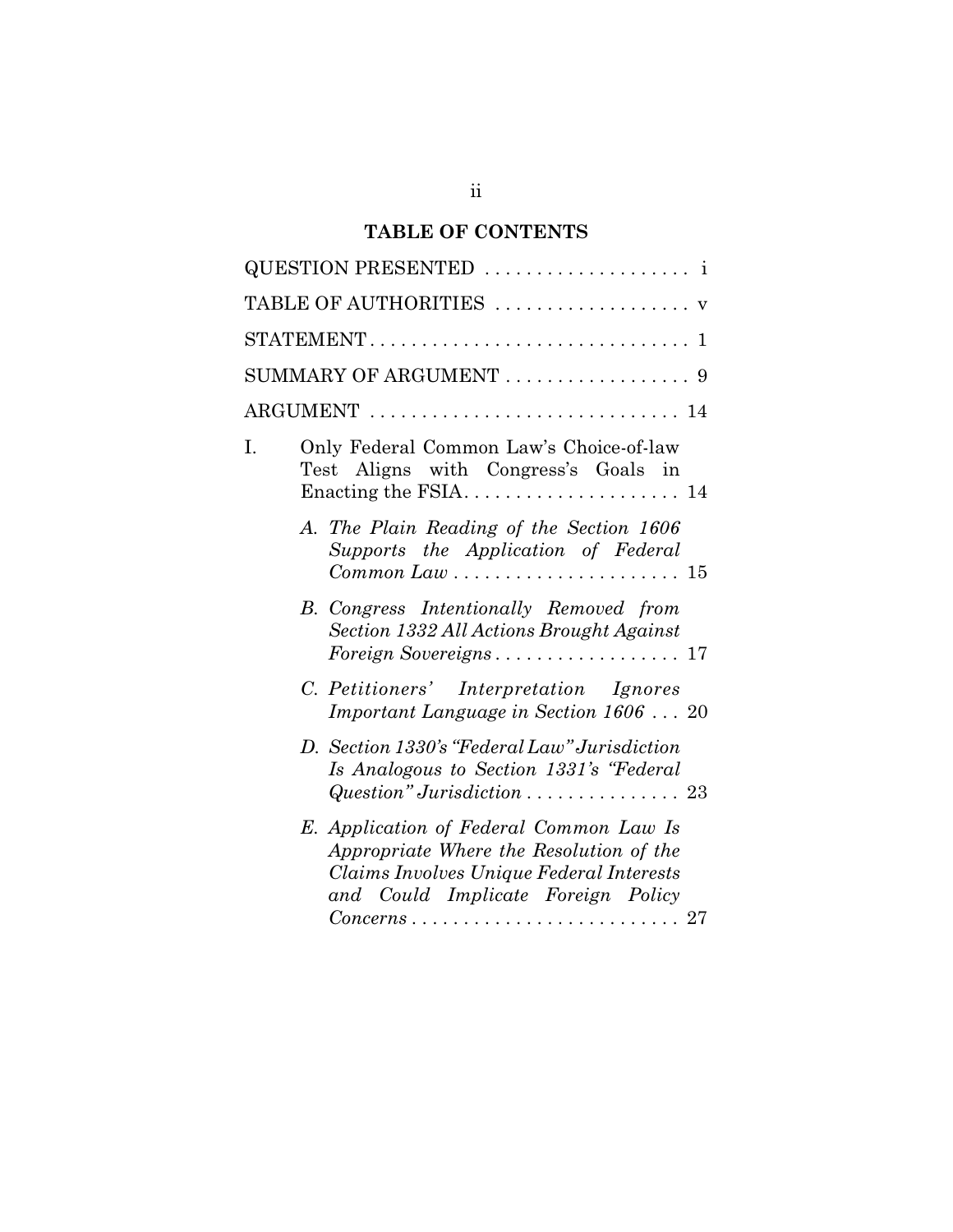# TABLE OF CONTENTS

QUESTION PRESENTED . . . . . . . . . . . . . . . . . . . . i

TABLE OF AUTHORITIES . . . . . . . . . . . . . . . . . . . v

STATEMENT. . . . . . . . . . . . . . . . . . . . . . . . . . . . . . . . 1

SUMMARY OF ARGUMENT . . . . . . . . . . . . . . . . . . 9

ARGUMENT . . . . . . . . . . . . . . . . . . . . . . . . . . . . . . 14

I. Only Federal Common Law's Choice-of-law Test Aligns with Congress's Goals in Enacting the FSIA. . . . . . . . . . . . . . . . . . . . . 14

   *A. The Plain Reading of the Section 1606 Supports the Application of Federal Common Law* . . . . . . . . . . . . . . . . . . . . . . 15

   *B. Congress Intentionally Removed from Section 1332 All Actions Brought Against Foreign Sovereigns* . . . . . . . . . . . . . . . . . . 17

   *C. Petitioners' Interpretation Ignores Important Language in Section 1606* . . . 20

   *D. Section 1330's "Federal Law" Jurisdiction Is Analogous to Section 1331's "Federal Question" Jurisdiction* . . . . . . . . . . . . . . . 23

   *E. Application of Federal Common Law Is Appropriate Where the Resolution of the Claims Involves Unique Federal Interests and Could Implicate Foreign Policy Concerns* . . . . . . . . . . . . . . . . . . . . . . . . . . 27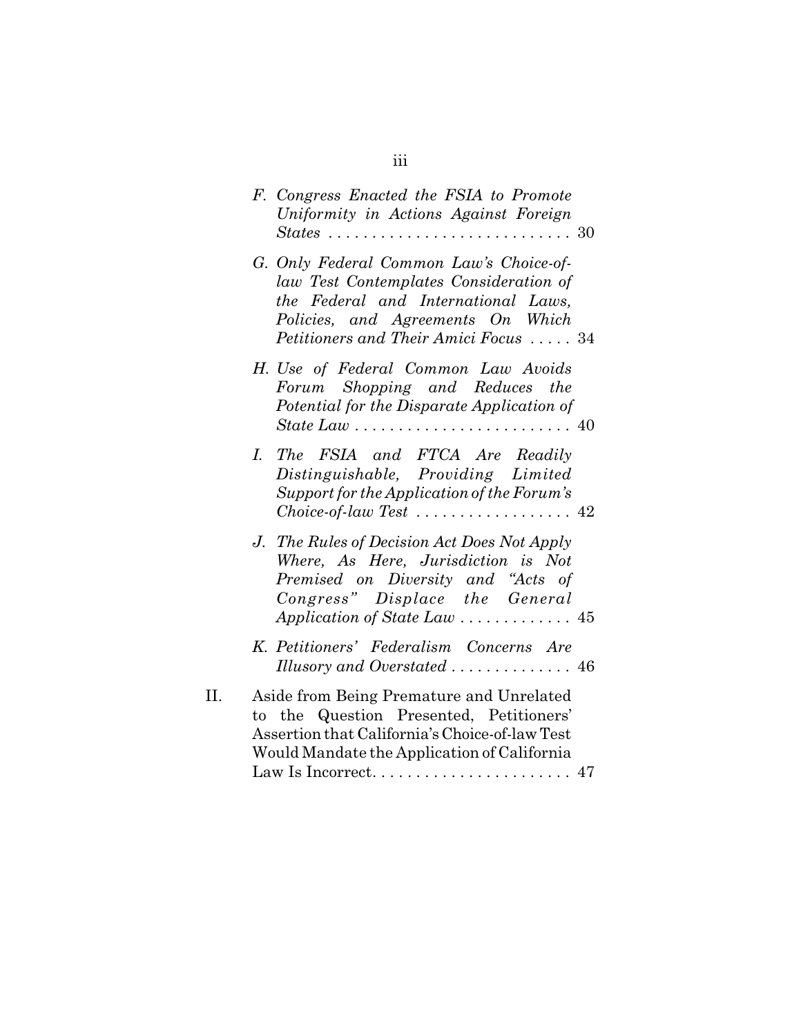*F. Congress Enacted the FSIA to Promote Uniformity in Actions Against Foreign States* . . . . . . . . . . . . . . . . . . . . . . . . . . . . 30

*G. Only Federal Common Law's Choice-of-law Test Contemplates Consideration of the Federal and International Laws, Policies, and Agreements On Which Petitioners and Their Amici Focus* . . . . . 34

*H. Use of Federal Common Law Avoids Forum Shopping and Reduces the Potential for the Disparate Application of State Law* . . . . . . . . . . . . . . . . . . . . . . . . . 40

*I. The FSIA and FTCA Are Readily Distinguishable, Providing Limited Support for the Application of the Forum's Choice-of-law Test* . . . . . . . . . . . . . . . . . . 42

*J. The Rules of Decision Act Does Not Apply Where, As Here, Jurisdiction is Not Premised on Diversity and "Acts of Congress" Displace the General Application of State Law* . . . . . . . . . . . . . 45

*K. Petitioners' Federalism Concerns Are Illusory and Overstated* . . . . . . . . . . . . . . 46

II. Aside from Being Premature and Unrelated to the Question Presented, Petitioners' Assertion that California's Choice-of-law Test Would Mandate the Application of California Law Is Incorrect. . . . . . . . . . . . . . . . . . . . . . . 47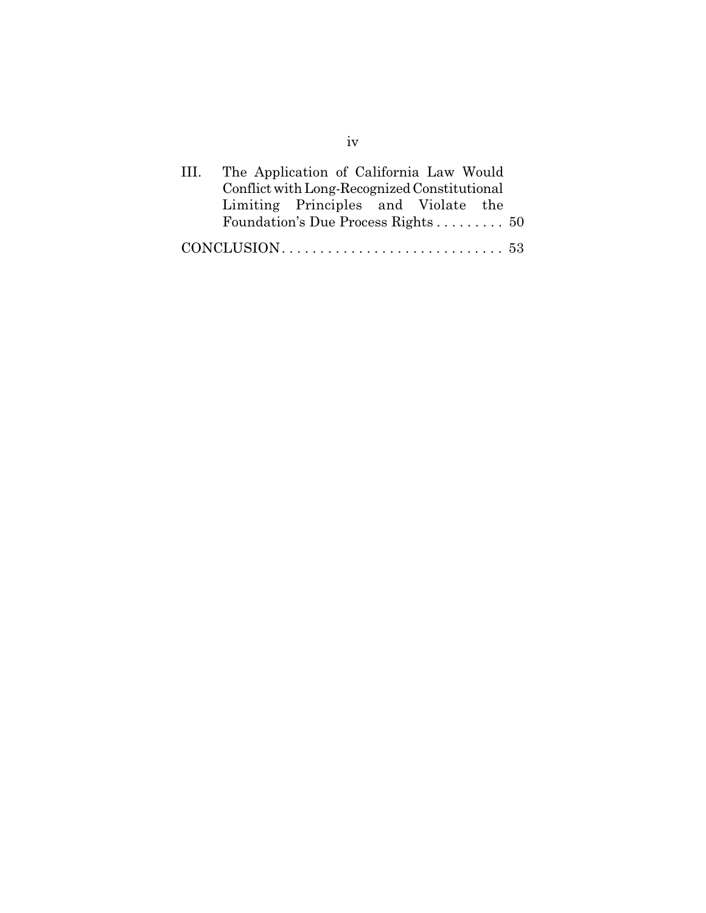III. The Application of California Law Would Conflict with Long-Recognized Constitutional Limiting Principles and Violate the Foundation's Due Process Rights . . . . . . . . . 50

CONCLUSION . . . . . . . . . . . . . . . . . . . . . . . . . . . . . 53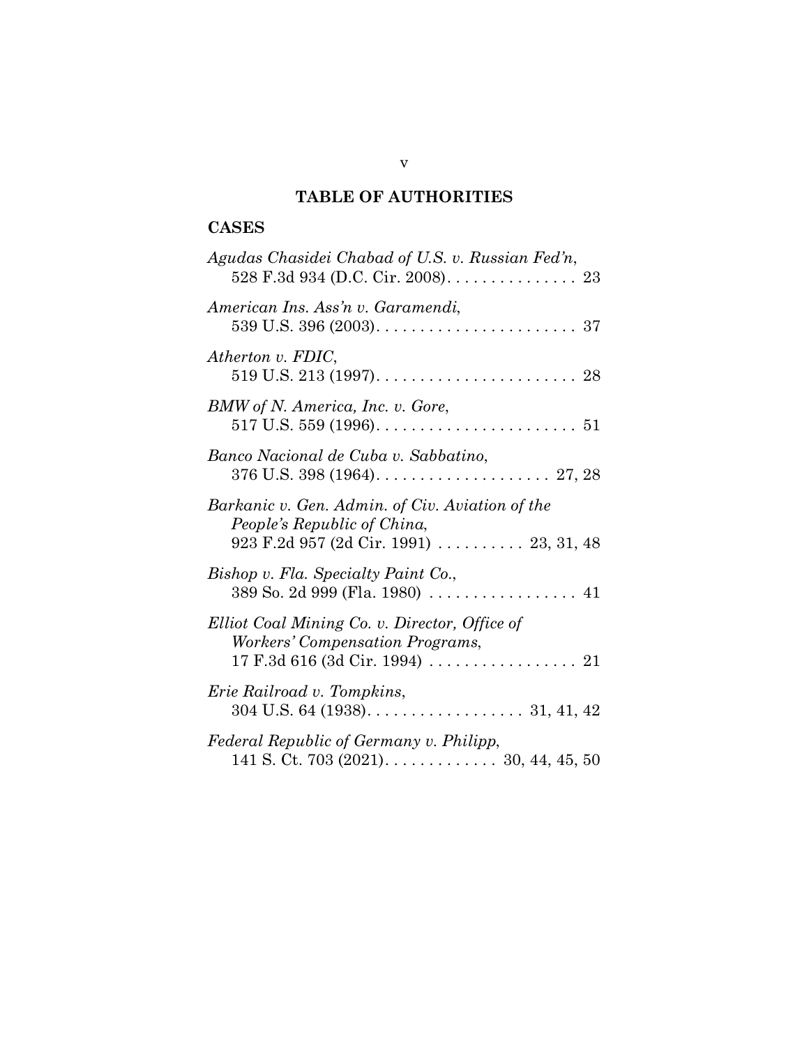## TABLE OF AUTHORITIES

### CASES

*Agudas Chasidei Chabad of U.S. v. Russian Fed'n*, 528 F.3d 934 (D.C. Cir. 2008). . . . . . . . . . . . . . . 23

*American Ins. Ass'n v. Garamendi*, 539 U.S. 396 (2003). . . . . . . . . . . . . . . . . . . . . . . 37

*Atherton v. FDIC*, 519 U.S. 213 (1997). . . . . . . . . . . . . . . . . . . . . . . 28

*BMW of N. America, Inc. v. Gore*, 517 U.S. 559 (1996). . . . . . . . . . . . . . . . . . . . . . . 51

*Banco Nacional de Cuba v. Sabbatino*, 376 U.S. 398 (1964). . . . . . . . . . . . . . . . . . . . 27, 28

*Barkanic v. Gen. Admin. of Civ. Aviation of the People's Republic of China*, 923 F.2d 957 (2d Cir. 1991) . . . . . . . . . . 23, 31, 48

*Bishop v. Fla. Specialty Paint Co.*, 389 So. 2d 999 (Fla. 1980) . . . . . . . . . . . . . . . . . 41

*Elliot Coal Mining Co. v. Director, Office of Workers' Compensation Programs*, 17 F.3d 616 (3d Cir. 1994) . . . . . . . . . . . . . . . . . 21

*Erie Railroad v. Tompkins*, 304 U.S. 64 (1938). . . . . . . . . . . . . . . . . . 31, 41, 42

*Federal Republic of Germany v. Philipp*, 141 S. Ct. 703 (2021). . . . . . . . . . . . . 30, 44, 45, 50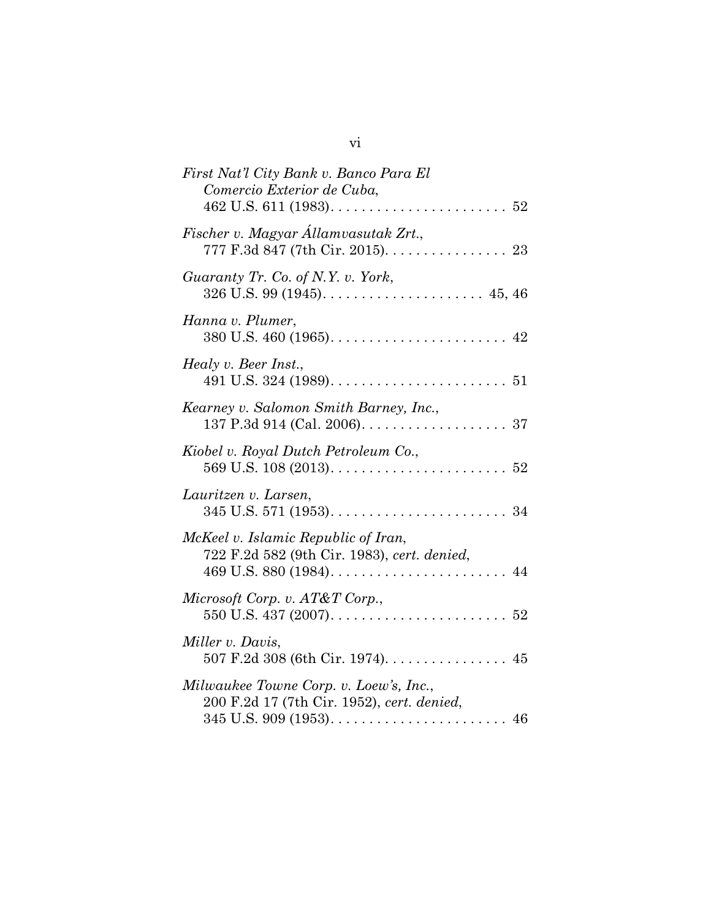*First Nat'l City Bank v. Banco Para El Comercio Exterior de Cuba*,
462 U.S. 611 (1983). . . . . . . . . . . . . . . . . . . . . . . 52

*Fischer v. Magyar Államvasutak Zrt.*,
777 F.3d 847 (7th Cir. 2015). . . . . . . . . . . . . . . . 23

*Guaranty Tr. Co. of N.Y. v. York*,
326 U.S. 99 (1945). . . . . . . . . . . . . . . . . . . . . 45, 46

*Hanna v. Plumer*,
380 U.S. 460 (1965). . . . . . . . . . . . . . . . . . . . . . . 42

*Healy v. Beer Inst.*,
491 U.S. 324 (1989). . . . . . . . . . . . . . . . . . . . . . . 51

*Kearney v. Salomon Smith Barney, Inc.*,
137 P.3d 914 (Cal. 2006). . . . . . . . . . . . . . . . . . . 37

*Kiobel v. Royal Dutch Petroleum Co.*,
569 U.S. 108 (2013). . . . . . . . . . . . . . . . . . . . . . . 52

*Lauritzen v. Larsen*,
345 U.S. 571 (1953). . . . . . . . . . . . . . . . . . . . . . . 34

*McKeel v. Islamic Republic of Iran*,
722 F.2d 582 (9th Cir. 1983), *cert. denied*,
469 U.S. 880 (1984). . . . . . . . . . . . . . . . . . . . . . . 44

*Microsoft Corp. v. AT&T Corp.*,
550 U.S. 437 (2007). . . . . . . . . . . . . . . . . . . . . . . 52

*Miller v. Davis*,
507 F.2d 308 (6th Cir. 1974). . . . . . . . . . . . . . . . 45

*Milwaukee Towne Corp. v. Loew's, Inc.*,
200 F.2d 17 (7th Cir. 1952), *cert. denied*,
345 U.S. 909 (1953). . . . . . . . . . . . . . . . . . . . . . . 46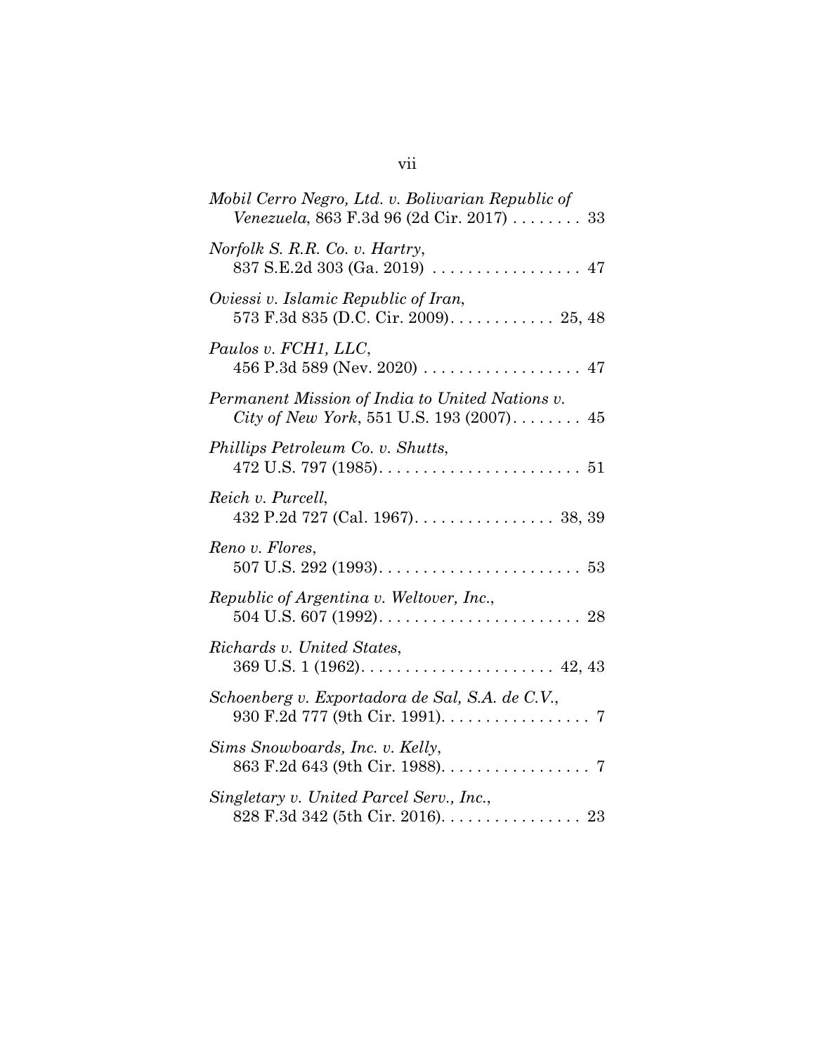*Mobil Cerro Negro, Ltd. v. Bolivarian Republic of Venezuela*, 863 F.3d 96 (2d Cir. 2017) . . . . . . . . 33

*Norfolk S. R.R. Co. v. Hartry*, 837 S.E.2d 303 (Ga. 2019) . . . . . . . . . . . . . . . . . 47

*Oviessi v. Islamic Republic of Iran*, 573 F.3d 835 (D.C. Cir. 2009). . . . . . . . . . . . 25, 48

*Paulos v. FCH1, LLC*, 456 P.3d 589 (Nev. 2020) . . . . . . . . . . . . . . . . . . 47

*Permanent Mission of India to United Nations v. City of New York*, 551 U.S. 193 (2007). . . . . . . . 45

*Phillips Petroleum Co. v. Shutts*, 472 U.S. 797 (1985). . . . . . . . . . . . . . . . . . . . . . . 51

*Reich v. Purcell*, 432 P.2d 727 (Cal. 1967). . . . . . . . . . . . . . . . 38, 39

*Reno v. Flores*, 507 U.S. 292 (1993). . . . . . . . . . . . . . . . . . . . . . . 53

*Republic of Argentina v. Weltover, Inc.*, 504 U.S. 607 (1992). . . . . . . . . . . . . . . . . . . . . . . 28

*Richards v. United States*, 369 U.S. 1 (1962). . . . . . . . . . . . . . . . . . . . . . 42, 43

*Schoenberg v. Exportadora de Sal, S.A. de C.V.*, 930 F.2d 777 (9th Cir. 1991). . . . . . . . . . . . . . . . . 7

*Sims Snowboards, Inc. v. Kelly*, 863 F.2d 643 (9th Cir. 1988). . . . . . . . . . . . . . . . . 7

*Singletary v. United Parcel Serv., Inc.*, 828 F.3d 342 (5th Cir. 2016). . . . . . . . . . . . . . . . 23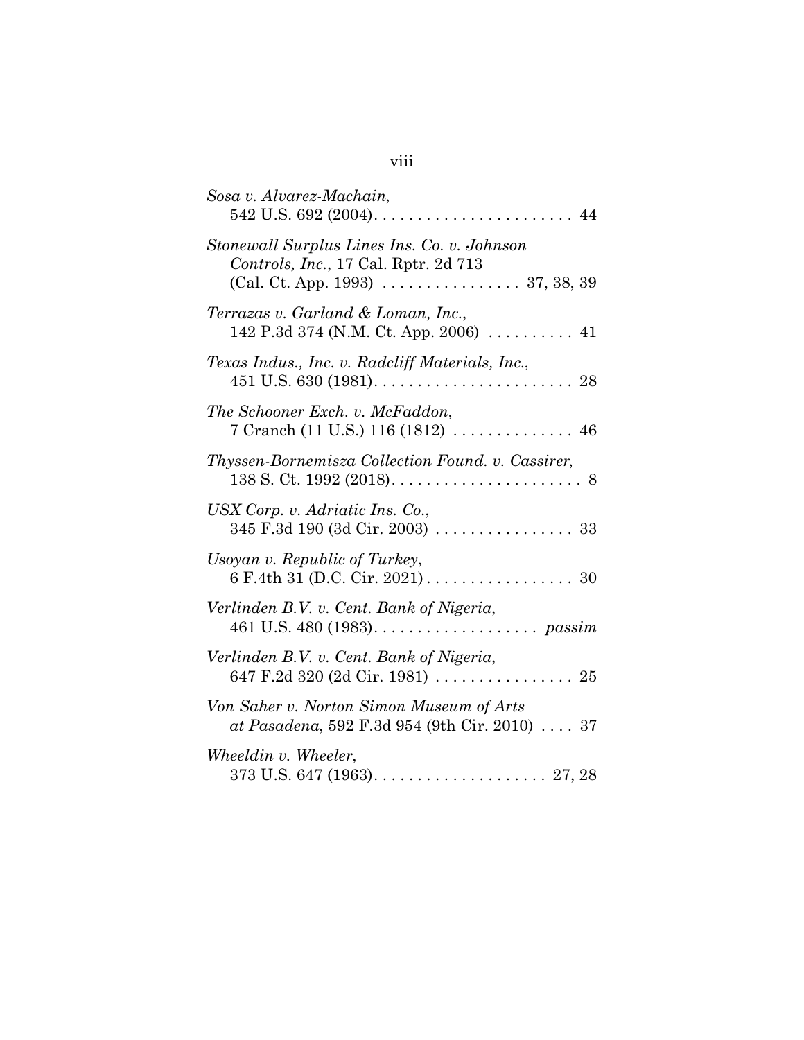*Sosa v. Alvarez-Machain*,
542 U.S. 692 (2004). . . . . . . . . . . . . . . . . . . . . . . 44

*Stonewall Surplus Lines Ins. Co. v. Johnson Controls, Inc.*, 17 Cal. Rptr. 2d 713 (Cal. Ct. App. 1993) . . . . . . . . . . . . . . . . 37, 38, 39

*Terrazas v. Garland & Loman, Inc.*,
142 P.3d 374 (N.M. Ct. App. 2006) . . . . . . . . . . 41

*Texas Indus., Inc. v. Radcliff Materials, Inc.*,
451 U.S. 630 (1981). . . . . . . . . . . . . . . . . . . . . . . 28

*The Schooner Exch. v. McFaddon*,
7 Cranch (11 U.S.) 116 (1812) . . . . . . . . . . . . . . 46

*Thyssen-Bornemisza Collection Found. v. Cassirer*,
138 S. Ct. 1992 (2018). . . . . . . . . . . . . . . . . . . . . . 8

*USX Corp. v. Adriatic Ins. Co.*,
345 F.3d 190 (3d Cir. 2003) . . . . . . . . . . . . . . . . 33

*Usoyan v. Republic of Turkey*,
6 F.4th 31 (D.C. Cir. 2021) . . . . . . . . . . . . . . . . . 30

*Verlinden B.V. v. Cent. Bank of Nigeria*,
461 U.S. 480 (1983). . . . . . . . . . . . . . . . . . . *passim*

*Verlinden B.V. v. Cent. Bank of Nigeria*,
647 F.2d 320 (2d Cir. 1981) . . . . . . . . . . . . . . . . 25

*Von Saher v. Norton Simon Museum of Arts at Pasadena*, 592 F.3d 954 (9th Cir. 2010) . . . . 37

*Wheeldin v. Wheeler*,
373 U.S. 647 (1963). . . . . . . . . . . . . . . . . . . . 27, 28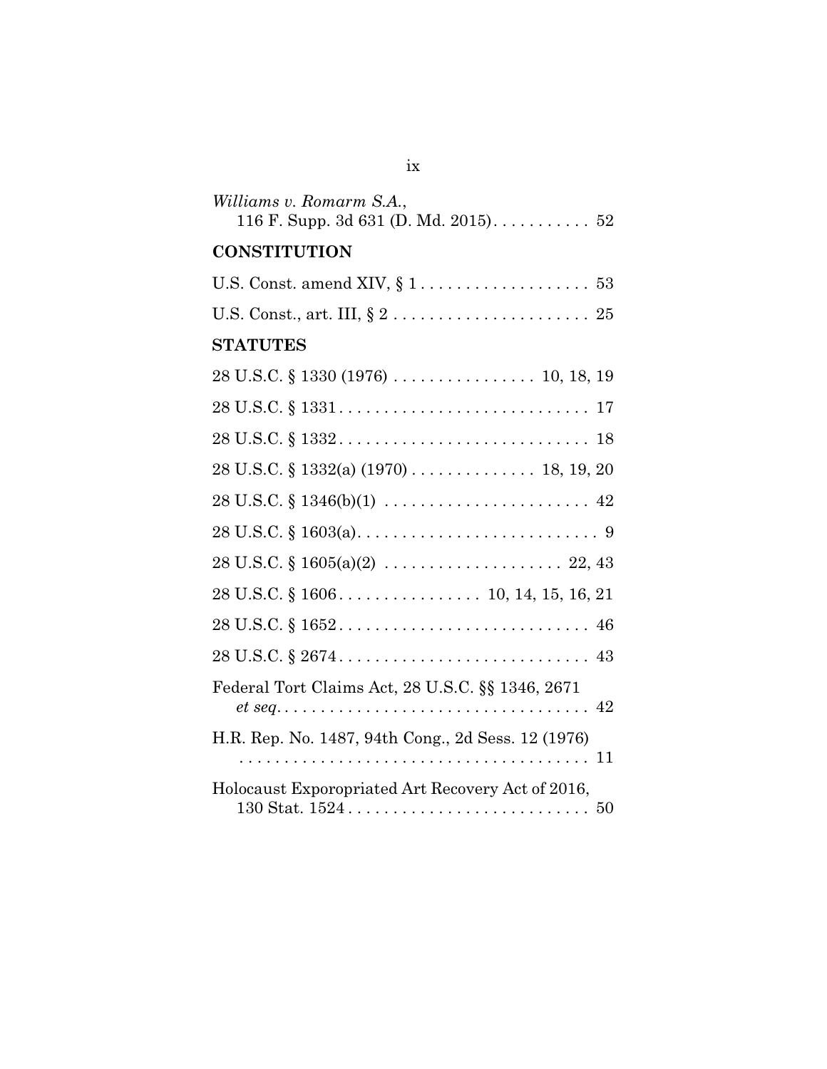*Williams v. Romarm S.A.*,
116 F. Supp. 3d 631 (D. Md. 2015) . . . . . . . . . . . 52

## CONSTITUTION

U.S. Const. amend XIV, § 1 . . . . . . . . . . . . . . . . . . . 53

U.S. Const., art. III, § 2 . . . . . . . . . . . . . . . . . . . . . . 25

## STATUTES

28 U.S.C. § 1330 (1976) . . . . . . . . . . . . . . . . 10, 18, 19

28 U.S.C. § 1331 . . . . . . . . . . . . . . . . . . . . . . . . . . . . 17

28 U.S.C. § 1332 . . . . . . . . . . . . . . . . . . . . . . . . . . . . 18

28 U.S.C. § 1332(a) (1970) . . . . . . . . . . . . . . 18, 19, 20

28 U.S.C. § 1346(b)(1) . . . . . . . . . . . . . . . . . . . . . . . 42

28 U.S.C. § 1603(a) . . . . . . . . . . . . . . . . . . . . . . . . . . . 9

28 U.S.C. § 1605(a)(2) . . . . . . . . . . . . . . . . . . . . 22, 43

28 U.S.C. § 1606 . . . . . . . . . . . . . . . . 10, 14, 15, 16, 21

28 U.S.C. § 1652 . . . . . . . . . . . . . . . . . . . . . . . . . . . . 46

28 U.S.C. § 2674 . . . . . . . . . . . . . . . . . . . . . . . . . . . . 43

Federal Tort Claims Act, 28 U.S.C. §§ 1346, 2671
*et seq.* . . . . . . . . . . . . . . . . . . . . . . . . . . . . . . . . . . 42

H.R. Rep. No. 1487, 94th Cong., 2d Sess. 12 (1976)
. . . . . . . . . . . . . . . . . . . . . . . . . . . . . . . . . . . . . . . 11

Holocaust Exporopriated Art Recovery Act of 2016,
130 Stat. 1524 . . . . . . . . . . . . . . . . . . . . . . . . . . . 50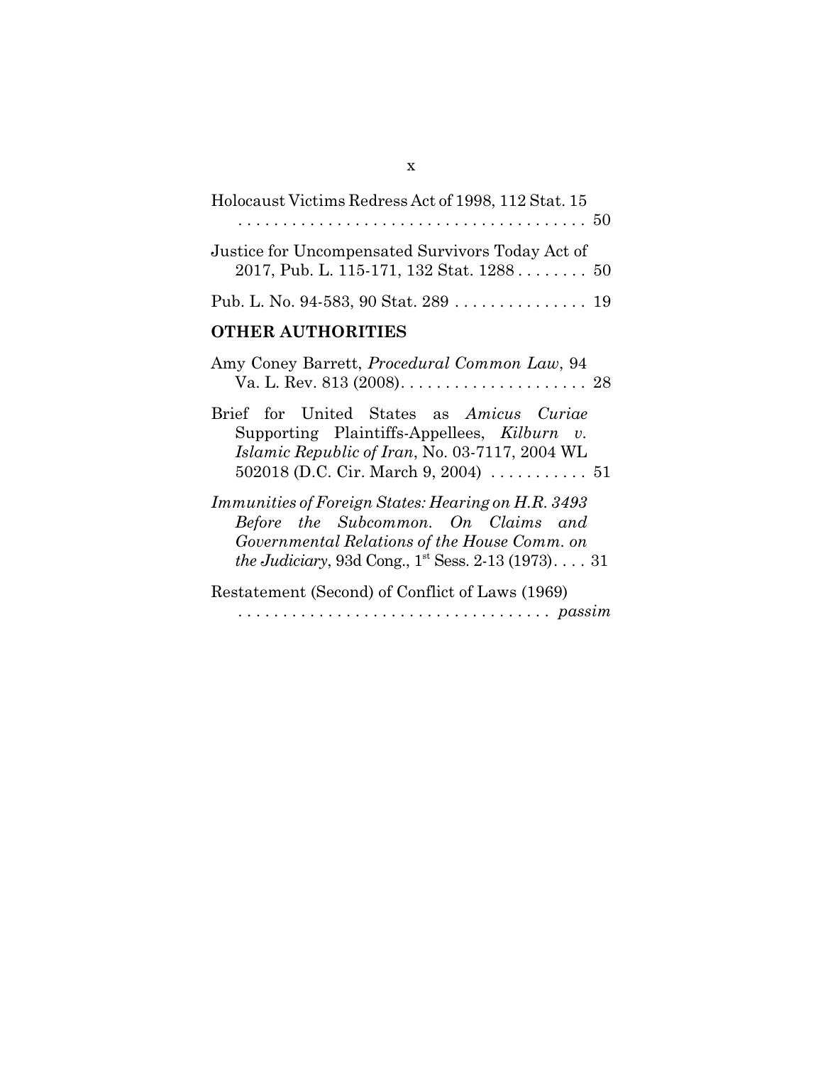Holocaust Victims Redress Act of 1998, 112 Stat. 15 . . . . . . . . . . . . . . . . . . . . . . . . . . . . . . . . . . . . . . . . 50

Justice for Uncompensated Survivors Today Act of 2017, Pub. L. 115-171, 132 Stat. 1288 . . . . . . . . 50

Pub. L. No. 94-583, 90 Stat. 289 . . . . . . . . . . . . . . . 19

## OTHER AUTHORITIES

Amy Coney Barrett, *Procedural Common Law*, 94 Va. L. Rev. 813 (2008). . . . . . . . . . . . . . . . . . . . . 28

Brief for United States as *Amicus Curiae* Supporting Plaintiffs-Appellees, *Kilburn v. Islamic Republic of Iran*, No. 03-7117, 2004 WL 502018 (D.C. Cir. March 9, 2004) . . . . . . . . . . . 51

*Immunities of Foreign States: Hearing on H.R. 3493 Before the Subcommon. On Claims and Governmental Relations of the House Comm. on the Judiciary*, 93d Cong., 1st Sess. 2-13 (1973). . . . 31

Restatement (Second) of Conflict of Laws (1969) . . . . . . . . . . . . . . . . . . . . . . . . . . . . . . . . . . . *passim*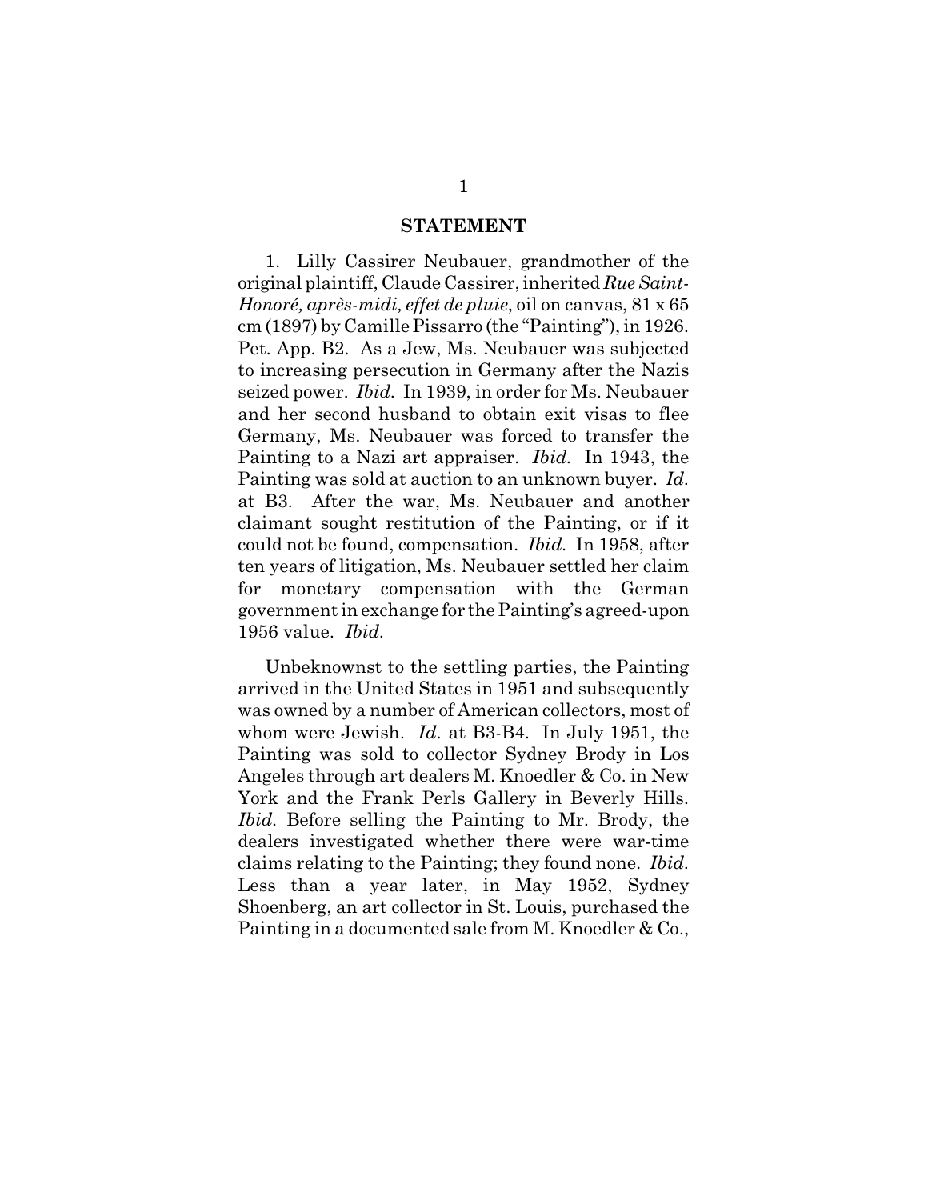## STATEMENT

1. Lilly Cassirer Neubauer, grandmother of the original plaintiff, Claude Cassirer, inherited *Rue Saint-Honoré, après-midi, effet de pluie*, oil on canvas, 81 x 65 cm (1897) by Camille Pissarro (the "Painting"), in 1926. Pet. App. B2. As a Jew, Ms. Neubauer was subjected to increasing persecution in Germany after the Nazis seized power. *Ibid.* In 1939, in order for Ms. Neubauer and her second husband to obtain exit visas to flee Germany, Ms. Neubauer was forced to transfer the Painting to a Nazi art appraiser. *Ibid.* In 1943, the Painting was sold at auction to an unknown buyer. *Id.* at B3. After the war, Ms. Neubauer and another claimant sought restitution of the Painting, or if it could not be found, compensation. *Ibid.* In 1958, after ten years of litigation, Ms. Neubauer settled her claim for monetary compensation with the German government in exchange for the Painting's agreed-upon 1956 value. *Ibid.*

Unbeknownst to the settling parties, the Painting arrived in the United States in 1951 and subsequently was owned by a number of American collectors, most of whom were Jewish. *Id.* at B3-B4. In July 1951, the Painting was sold to collector Sydney Brody in Los Angeles through art dealers M. Knoedler & Co. in New York and the Frank Perls Gallery in Beverly Hills. *Ibid.* Before selling the Painting to Mr. Brody, the dealers investigated whether there were war-time claims relating to the Painting; they found none. *Ibid.* Less than a year later, in May 1952, Sydney Shoenberg, an art collector in St. Louis, purchased the Painting in a documented sale from M. Knoedler & Co.,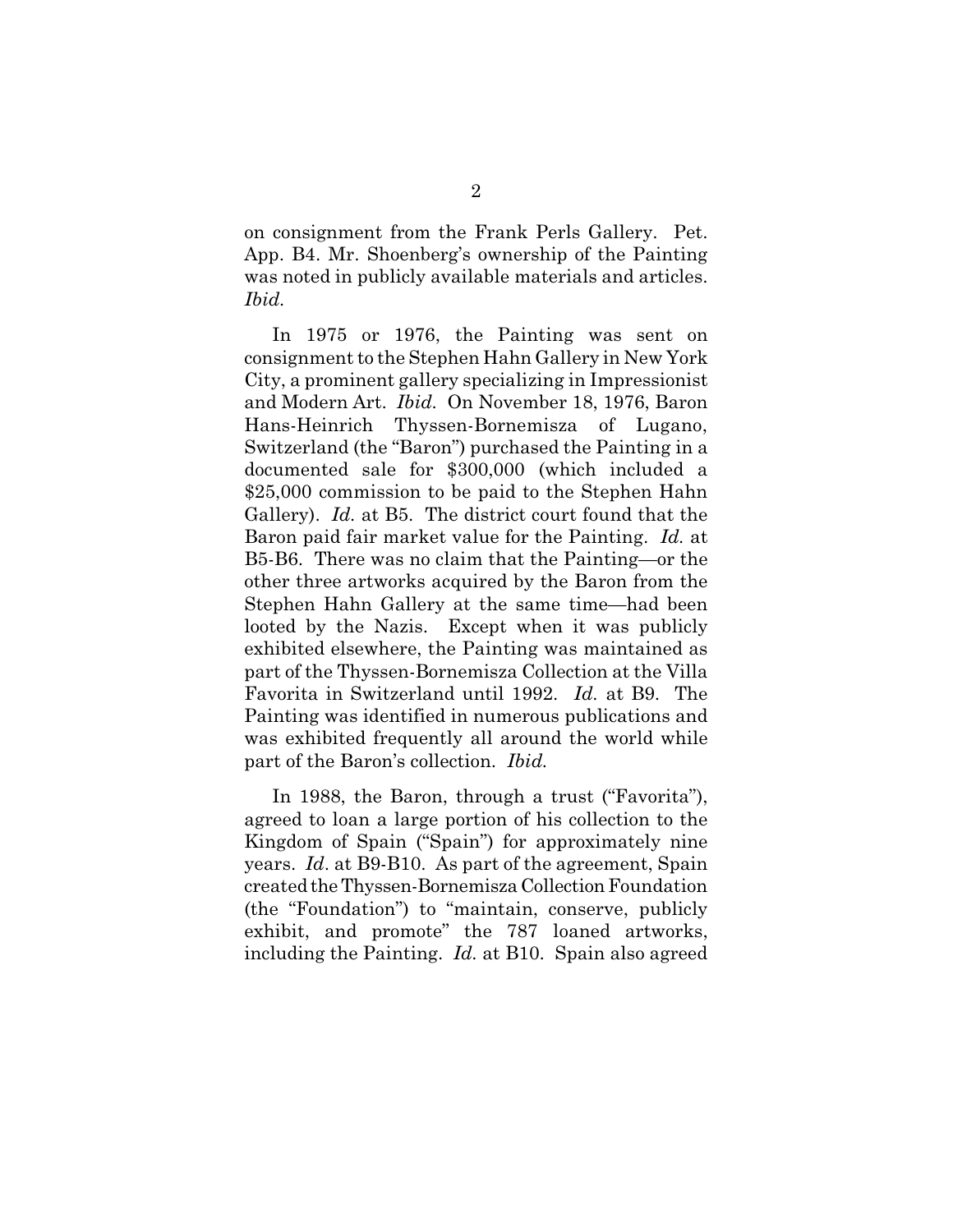on consignment from the Frank Perls Gallery. Pet. App. B4. Mr. Shoenberg's ownership of the Painting was noted in publicly available materials and articles. *Ibid.*

In 1975 or 1976, the Painting was sent on consignment to the Stephen Hahn Gallery in New York City, a prominent gallery specializing in Impressionist and Modern Art. *Ibid.* On November 18, 1976, Baron Hans-Heinrich Thyssen-Bornemisza of Lugano, Switzerland (the "Baron") purchased the Painting in a documented sale for $300,000 (which included a $25,000 commission to be paid to the Stephen Hahn Gallery). *Id.* at B5. The district court found that the Baron paid fair market value for the Painting. *Id.* at B5-B6. There was no claim that the Painting—or the other three artworks acquired by the Baron from the Stephen Hahn Gallery at the same time—had been looted by the Nazis. Except when it was publicly exhibited elsewhere, the Painting was maintained as part of the Thyssen-Bornemisza Collection at the Villa Favorita in Switzerland until 1992. *Id.* at B9. The Painting was identified in numerous publications and was exhibited frequently all around the world while part of the Baron's collection. *Ibid.*

In 1988, the Baron, through a trust ("Favorita"), agreed to loan a large portion of his collection to the Kingdom of Spain ("Spain") for approximately nine years. *Id*. at B9-B10. As part of the agreement, Spain created the Thyssen-Bornemisza Collection Foundation (the "Foundation") to "maintain, conserve, publicly exhibit, and promote" the 787 loaned artworks, including the Painting. *Id.* at B10. Spain also agreed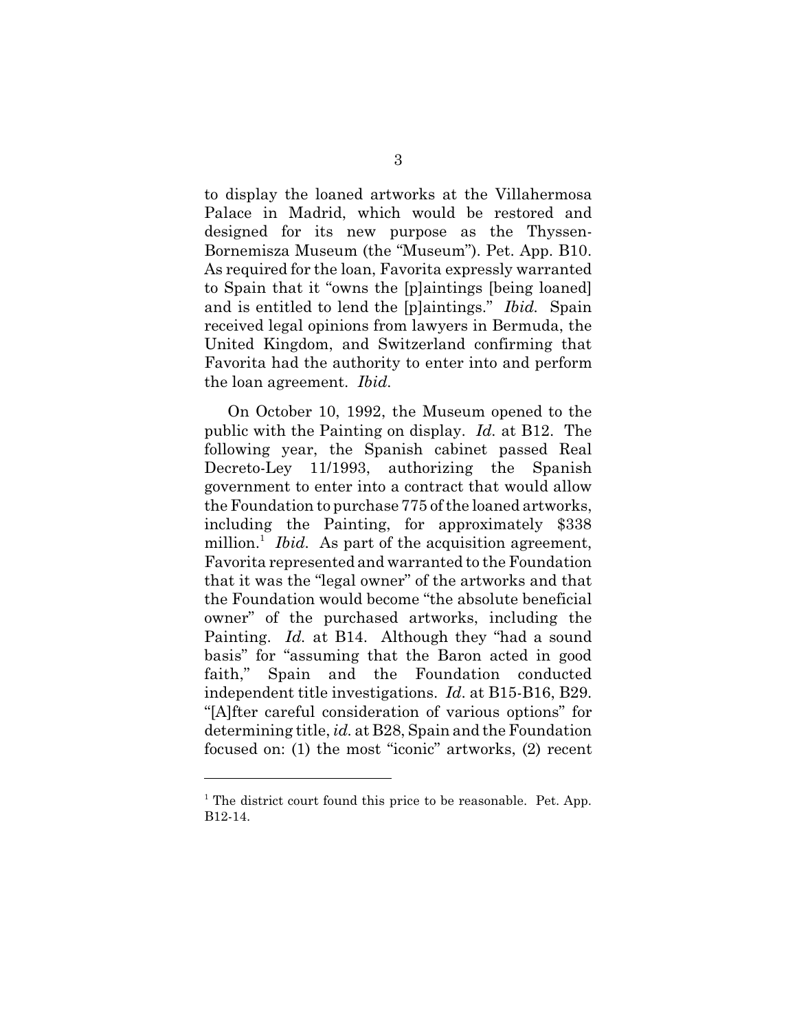to display the loaned artworks at the Villahermosa Palace in Madrid, which would be restored and designed for its new purpose as the Thyssen-Bornemisza Museum (the "Museum"). Pet. App. B10. As required for the loan, Favorita expressly warranted to Spain that it "owns the [p]aintings [being loaned] and is entitled to lend the [p]aintings." *Ibid.* Spain received legal opinions from lawyers in Bermuda, the United Kingdom, and Switzerland confirming that Favorita had the authority to enter into and perform the loan agreement. *Ibid.*

On October 10, 1992, the Museum opened to the public with the Painting on display. *Id.* at B12. The following year, the Spanish cabinet passed Real Decreto-Ley 11/1993, authorizing the Spanish government to enter into a contract that would allow the Foundation to purchase 775 of the loaned artworks, including the Painting, for approximately $338 million.[1] *Ibid.* As part of the acquisition agreement, Favorita represented and warranted to the Foundation that it was the "legal owner" of the artworks and that the Foundation would become "the absolute beneficial owner" of the purchased artworks, including the Painting. *Id.* at B14. Although they "had a sound basis" for "assuming that the Baron acted in good faith," Spain and the Foundation conducted independent title investigations. *Id.* at B15-B16, B29. "[A]fter careful consideration of various options" for determining title, *id.* at B28, Spain and the Foundation focused on: (1) the most "iconic" artworks, (2) recent

---

[1] The district court found this price to be reasonable. Pet. App. B12-14.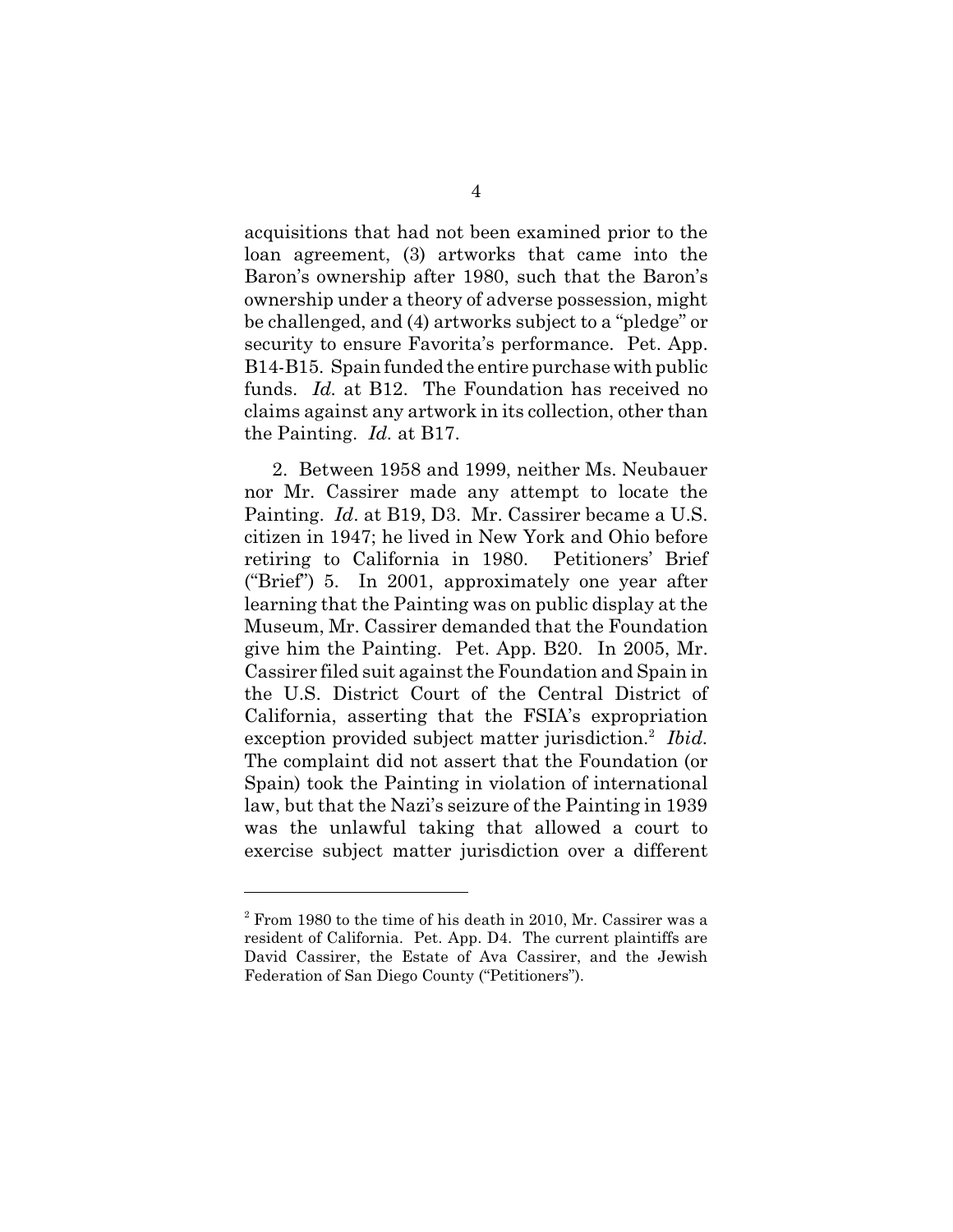acquisitions that had not been examined prior to the loan agreement, (3) artworks that came into the Baron's ownership after 1980, such that the Baron's ownership under a theory of adverse possession, might be challenged, and (4) artworks subject to a "pledge" or security to ensure Favorita's performance. Pet. App. B14-B15. Spain funded the entire purchase with public funds. *Id.* at B12. The Foundation has received no claims against any artwork in its collection, other than the Painting. *Id.* at B17.

2. Between 1958 and 1999, neither Ms. Neubauer nor Mr. Cassirer made any attempt to locate the Painting. *Id*. at B19, D3. Mr. Cassirer became a U.S. citizen in 1947; he lived in New York and Ohio before retiring to California in 1980. Petitioners' Brief ("Brief") 5. In 2001, approximately one year after learning that the Painting was on public display at the Museum, Mr. Cassirer demanded that the Foundation give him the Painting. Pet. App. B20. In 2005, Mr. Cassirer filed suit against the Foundation and Spain in the U.S. District Court of the Central District of California, asserting that the FSIA's expropriation exception provided subject matter jurisdiction.[2] *Ibid.* The complaint did not assert that the Foundation (or Spain) took the Painting in violation of international law, but that the Nazi's seizure of the Painting in 1939 was the unlawful taking that allowed a court to exercise subject matter jurisdiction over a different

[2] From 1980 to the time of his death in 2010, Mr. Cassirer was a resident of California. Pet. App. D4. The current plaintiffs are David Cassirer, the Estate of Ava Cassirer, and the Jewish Federation of San Diego County ("Petitioners").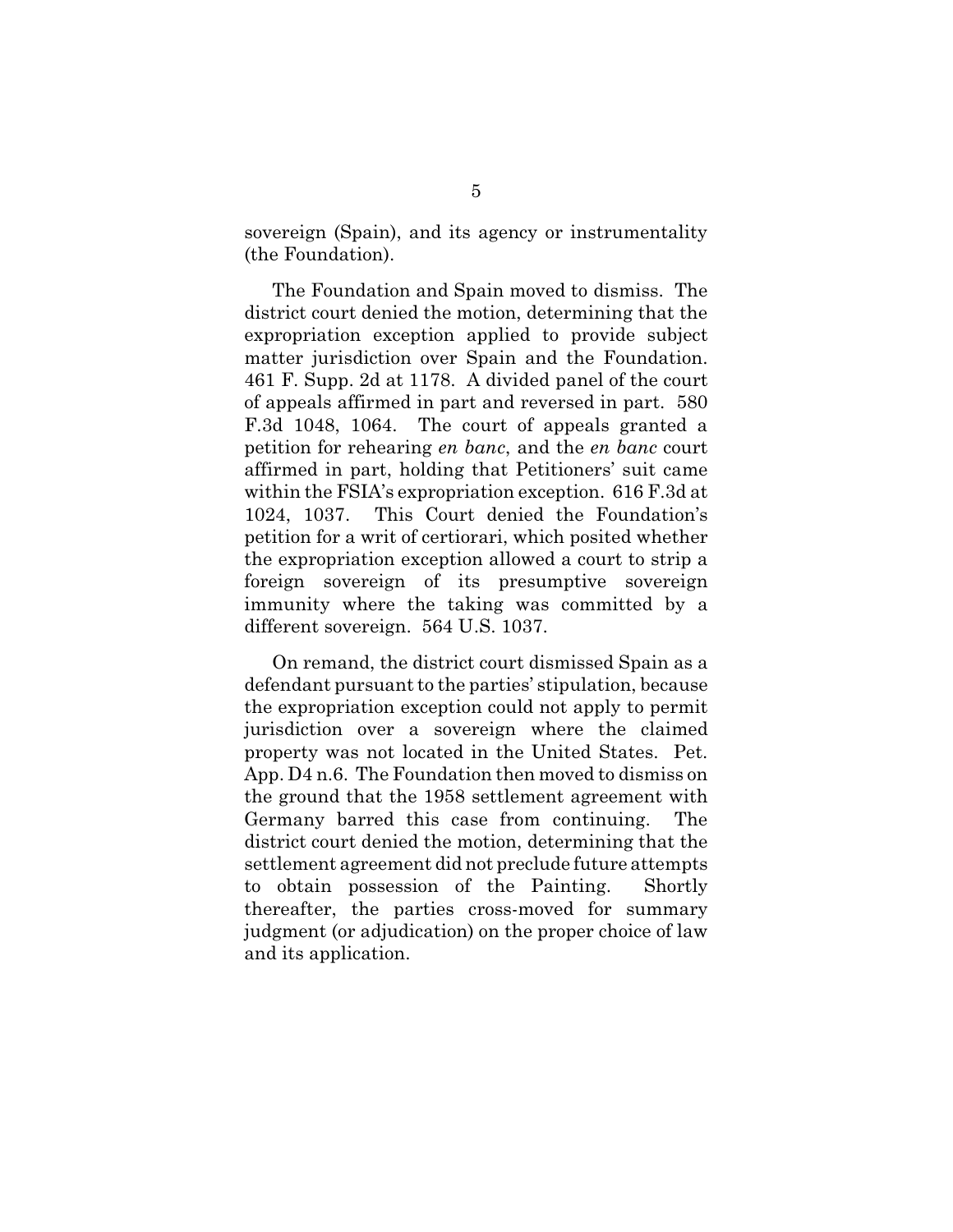sovereign (Spain), and its agency or instrumentality (the Foundation).

The Foundation and Spain moved to dismiss. The district court denied the motion, determining that the expropriation exception applied to provide subject matter jurisdiction over Spain and the Foundation. 461 F. Supp. 2d at 1178. A divided panel of the court of appeals affirmed in part and reversed in part. 580 F.3d 1048, 1064. The court of appeals granted a petition for rehearing *en banc*, and the *en banc* court affirmed in part, holding that Petitioners' suit came within the FSIA's expropriation exception. 616 F.3d at 1024, 1037. This Court denied the Foundation's petition for a writ of certiorari, which posited whether the expropriation exception allowed a court to strip a foreign sovereign of its presumptive sovereign immunity where the taking was committed by a different sovereign. 564 U.S. 1037.

On remand, the district court dismissed Spain as a defendant pursuant to the parties' stipulation, because the expropriation exception could not apply to permit jurisdiction over a sovereign where the claimed property was not located in the United States. Pet. App. D4 n.6. The Foundation then moved to dismiss on the ground that the 1958 settlement agreement with Germany barred this case from continuing. The district court denied the motion, determining that the settlement agreement did not preclude future attempts to obtain possession of the Painting. Shortly thereafter, the parties cross-moved for summary judgment (or adjudication) on the proper choice of law and its application.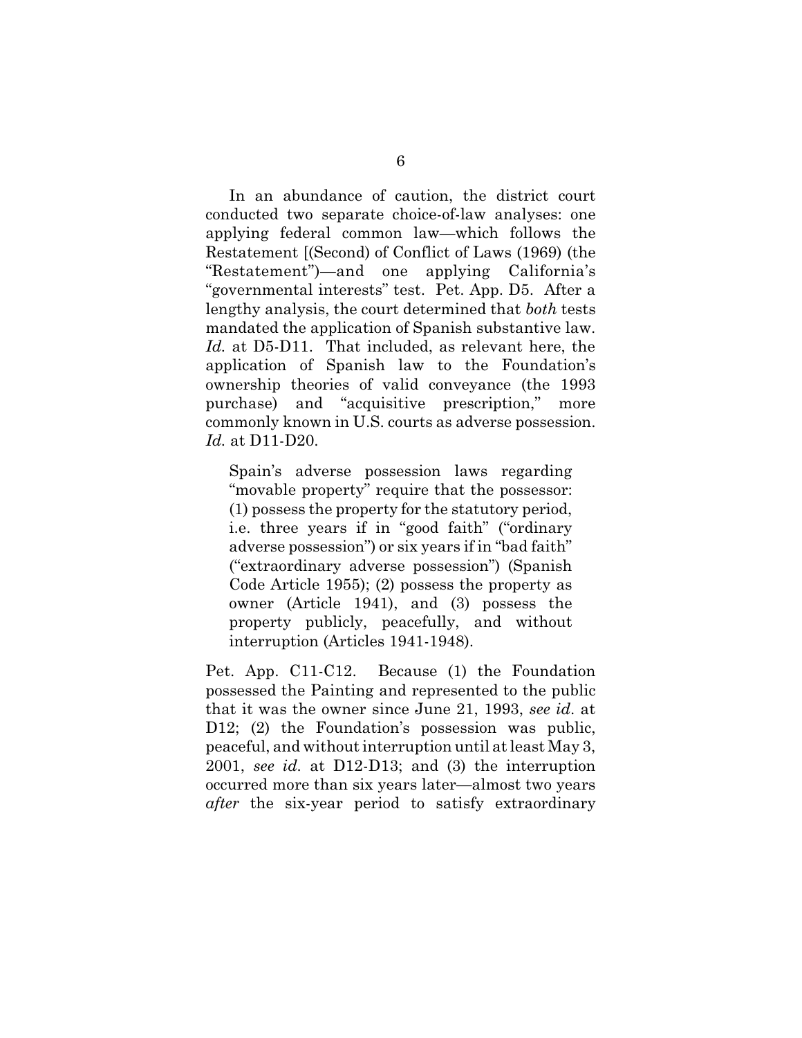In an abundance of caution, the district court conducted two separate choice-of-law analyses: one applying federal common law—which follows the Restatement [(Second) of Conflict of Laws (1969) (the "Restatement")—and one applying California's "governmental interests" test. Pet. App. D5. After a lengthy analysis, the court determined that *both* tests mandated the application of Spanish substantive law. *Id.* at D5-D11. That included, as relevant here, the application of Spanish law to the Foundation's ownership theories of valid conveyance (the 1993 purchase) and "acquisitive prescription," more commonly known in U.S. courts as adverse possession. *Id.* at D11-D20.

> Spain's adverse possession laws regarding "movable property" require that the possessor: (1) possess the property for the statutory period, i.e. three years if in "good faith" ("ordinary adverse possession") or six years if in "bad faith" ("extraordinary adverse possession") (Spanish Code Article 1955); (2) possess the property as owner (Article 1941), and (3) possess the property publicly, peacefully, and without interruption (Articles 1941-1948).

Pet. App. C11-C12. Because (1) the Foundation possessed the Painting and represented to the public that it was the owner since June 21, 1993, *see id.* at D12; (2) the Foundation's possession was public, peaceful, and without interruption until at least May 3, 2001, *see id.* at D12-D13; and (3) the interruption occurred more than six years later—almost two years *after* the six-year period to satisfy extraordinary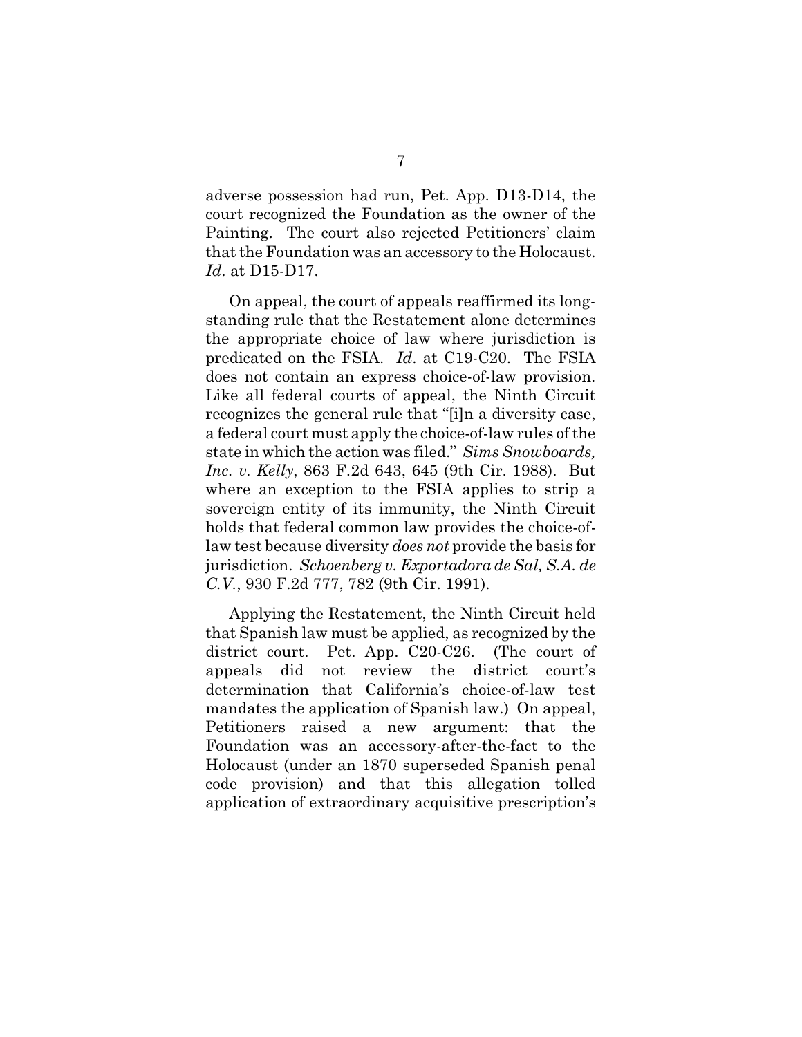adverse possession had run, Pet. App. D13-D14, the court recognized the Foundation as the owner of the Painting. The court also rejected Petitioners' claim that the Foundation was an accessory to the Holocaust. *Id*. at D15-D17.

On appeal, the court of appeals reaffirmed its long-standing rule that the Restatement alone determines the appropriate choice of law where jurisdiction is predicated on the FSIA. *Id*. at C19-C20. The FSIA does not contain an express choice-of-law provision. Like all federal courts of appeal, the Ninth Circuit recognizes the general rule that "[i]n a diversity case, a federal court must apply the choice-of-law rules of the state in which the action was filed." *Sims Snowboards, Inc. v. Kelly*, 863 F.2d 643, 645 (9th Cir. 1988). But where an exception to the FSIA applies to strip a sovereign entity of its immunity, the Ninth Circuit holds that federal common law provides the choice-of-law test because diversity *does not* provide the basis for jurisdiction. *Schoenberg v. Exportadora de Sal, S.A. de C.V.*, 930 F.2d 777, 782 (9th Cir. 1991).

Applying the Restatement, the Ninth Circuit held that Spanish law must be applied, as recognized by the district court. Pet. App. C20-C26. (The court of appeals did not review the district court's determination that California's choice-of-law test mandates the application of Spanish law.) On appeal, Petitioners raised a new argument: that the Foundation was an accessory-after-the-fact to the Holocaust (under an 1870 superseded Spanish penal code provision) and that this allegation tolled application of extraordinary acquisitive prescription's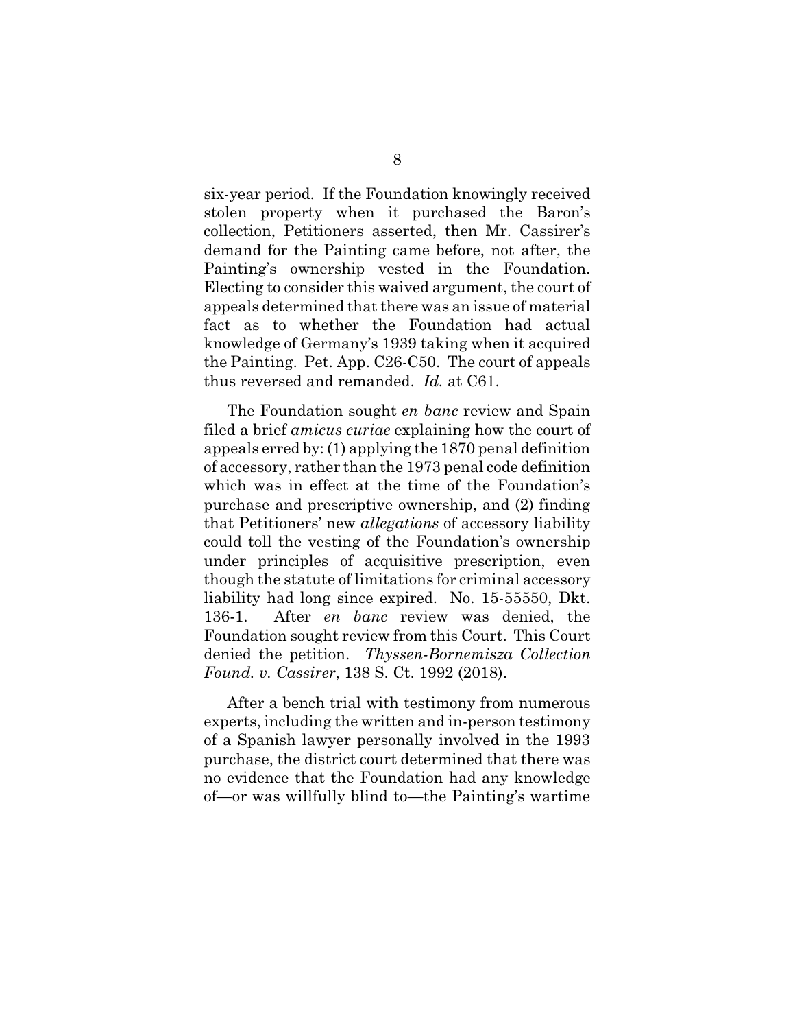six-year period. If the Foundation knowingly received stolen property when it purchased the Baron's collection, Petitioners asserted, then Mr. Cassirer's demand for the Painting came before, not after, the Painting's ownership vested in the Foundation. Electing to consider this waived argument, the court of appeals determined that there was an issue of material fact as to whether the Foundation had actual knowledge of Germany's 1939 taking when it acquired the Painting. Pet. App. C26-C50. The court of appeals thus reversed and remanded. *Id.* at C61.

The Foundation sought *en banc* review and Spain filed a brief *amicus curiae* explaining how the court of appeals erred by: (1) applying the 1870 penal definition of accessory, rather than the 1973 penal code definition which was in effect at the time of the Foundation's purchase and prescriptive ownership, and (2) finding that Petitioners' new *allegations* of accessory liability could toll the vesting of the Foundation's ownership under principles of acquisitive prescription, even though the statute of limitations for criminal accessory liability had long since expired. No. 15-55550, Dkt. 136-1. After *en banc* review was denied, the Foundation sought review from this Court. This Court denied the petition. *Thyssen-Bornemisza Collection Found. v. Cassirer*, 138 S. Ct. 1992 (2018).

After a bench trial with testimony from numerous experts, including the written and in-person testimony of a Spanish lawyer personally involved in the 1993 purchase, the district court determined that there was no evidence that the Foundation had any knowledge of—or was willfully blind to—the Painting's wartime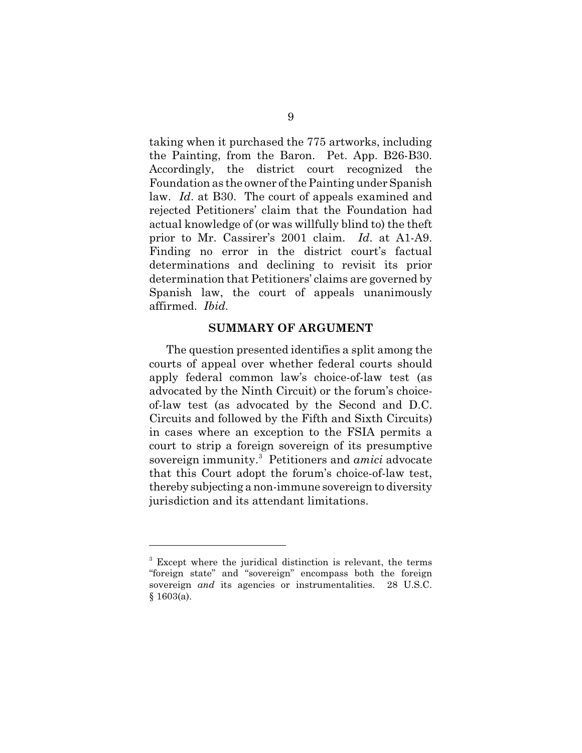taking when it purchased the 775 artworks, including the Painting, from the Baron. Pet. App. B26-B30. Accordingly, the district court recognized the Foundation as the owner of the Painting under Spanish law. *Id*. at B30. The court of appeals examined and rejected Petitioners' claim that the Foundation had actual knowledge of (or was willfully blind to) the theft prior to Mr. Cassirer's 2001 claim. *Id*. at A1-A9. Finding no error in the district court's factual determinations and declining to revisit its prior determination that Petitioners' claims are governed by Spanish law, the court of appeals unanimously affirmed. *Ibid*.

## SUMMARY OF ARGUMENT

The question presented identifies a split among the courts of appeal over whether federal courts should apply federal common law's choice-of-law test (as advocated by the Ninth Circuit) or the forum's choice-of-law test (as advocated by the Second and D.C. Circuits and followed by the Fifth and Sixth Circuits) in cases where an exception to the FSIA permits a court to strip a foreign sovereign of its presumptive sovereign immunity.[3] Petitioners and *amici* advocate that this Court adopt the forum's choice-of-law test, thereby subjecting a non-immune sovereign to diversity jurisdiction and its attendant limitations.

[3] Except where the juridical distinction is relevant, the terms "foreign state" and "sovereign" encompass both the foreign sovereign *and* its agencies or instrumentalities. 28 U.S.C. § 1603(a).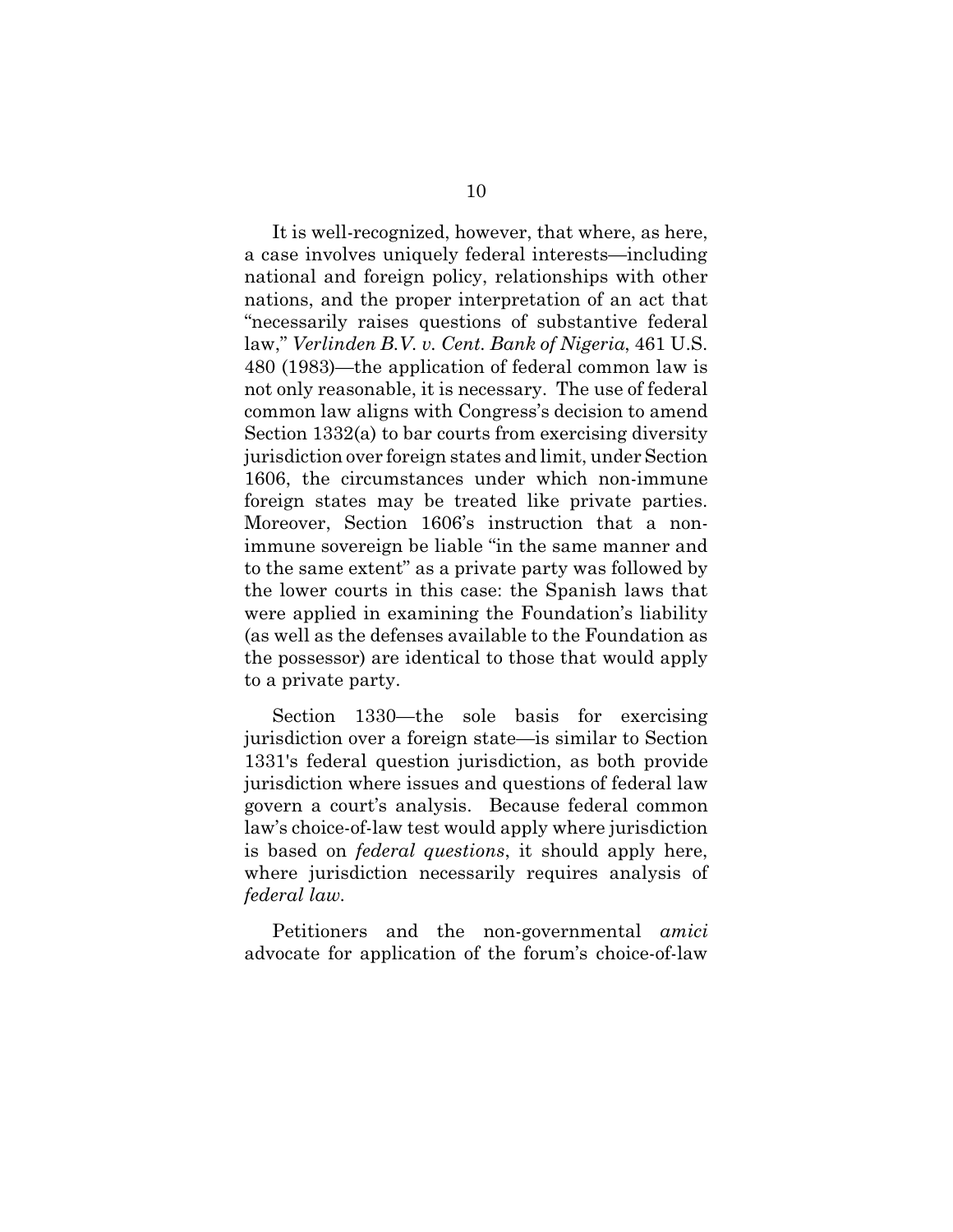It is well-recognized, however, that where, as here, a case involves uniquely federal interests—including national and foreign policy, relationships with other nations, and the proper interpretation of an act that "necessarily raises questions of substantive federal law," *Verlinden B.V. v. Cent. Bank of Nigeria*, 461 U.S. 480 (1983)—the application of federal common law is not only reasonable, it is necessary. The use of federal common law aligns with Congress's decision to amend Section 1332(a) to bar courts from exercising diversity jurisdiction over foreign states and limit, under Section 1606, the circumstances under which non-immune foreign states may be treated like private parties. Moreover, Section 1606's instruction that a non-immune sovereign be liable "in the same manner and to the same extent" as a private party was followed by the lower courts in this case: the Spanish laws that were applied in examining the Foundation's liability (as well as the defenses available to the Foundation as the possessor) are identical to those that would apply to a private party.

Section 1330—the sole basis for exercising jurisdiction over a foreign state—is similar to Section 1331's federal question jurisdiction, as both provide jurisdiction where issues and questions of federal law govern a court's analysis. Because federal common law's choice-of-law test would apply where jurisdiction is based on *federal questions*, it should apply here, where jurisdiction necessarily requires analysis of *federal law*.

Petitioners and the non-governmental *amici* advocate for application of the forum's choice-of-law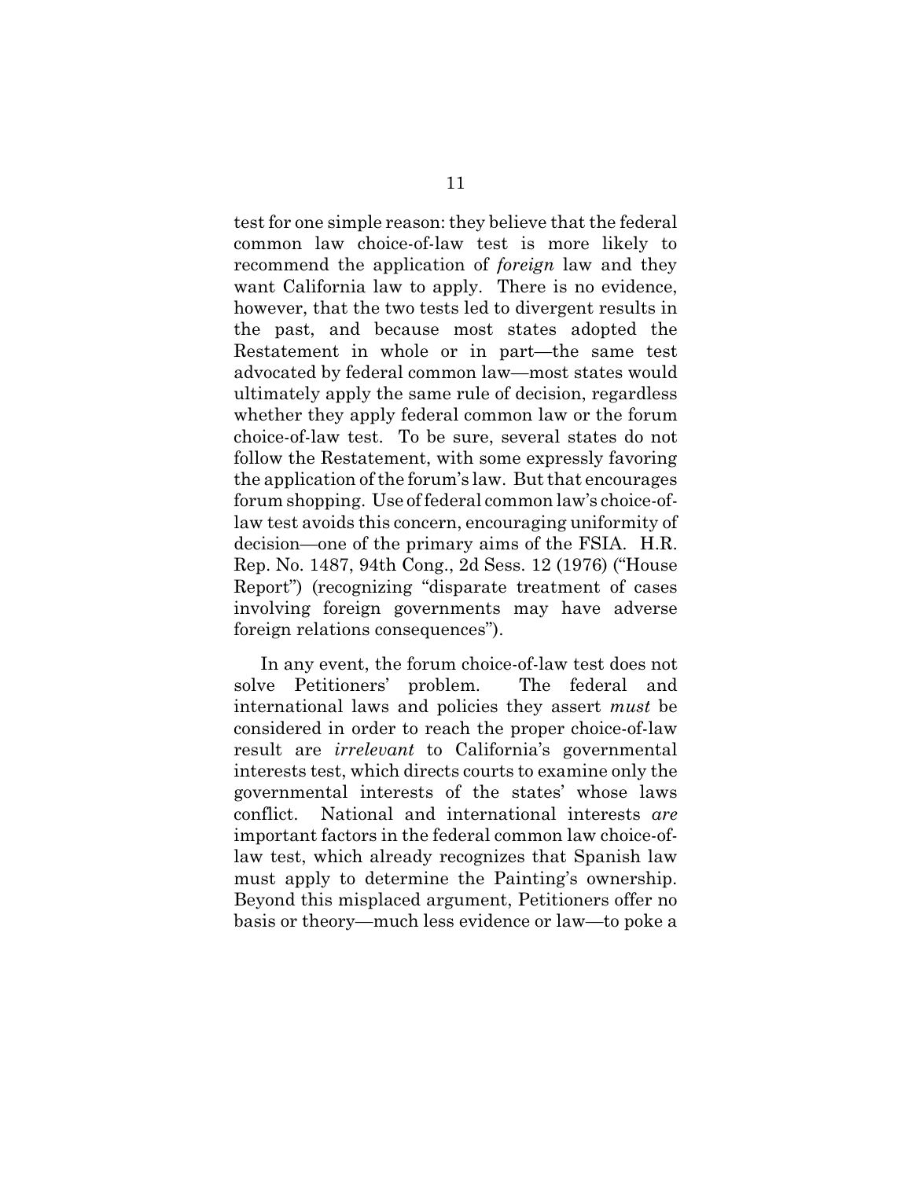test for one simple reason: they believe that the federal common law choice-of-law test is more likely to recommend the application of *foreign* law and they want California law to apply. There is no evidence, however, that the two tests led to divergent results in the past, and because most states adopted the Restatement in whole or in part—the same test advocated by federal common law—most states would ultimately apply the same rule of decision, regardless whether they apply federal common law or the forum choice-of-law test. To be sure, several states do not follow the Restatement, with some expressly favoring the application of the forum's law. But that encourages forum shopping. Use of federal common law's choice-of-law test avoids this concern, encouraging uniformity of decision—one of the primary aims of the FSIA. H.R. Rep. No. 1487, 94th Cong., 2d Sess. 12 (1976) ("House Report") (recognizing "disparate treatment of cases involving foreign governments may have adverse foreign relations consequences").

In any event, the forum choice-of-law test does not solve Petitioners' problem. The federal and international laws and policies they assert *must* be considered in order to reach the proper choice-of-law result are *irrelevant* to California's governmental interests test, which directs courts to examine only the governmental interests of the states' whose laws conflict. National and international interests *are* important factors in the federal common law choice-of-law test, which already recognizes that Spanish law must apply to determine the Painting's ownership. Beyond this misplaced argument, Petitioners offer no basis or theory—much less evidence or law—to poke a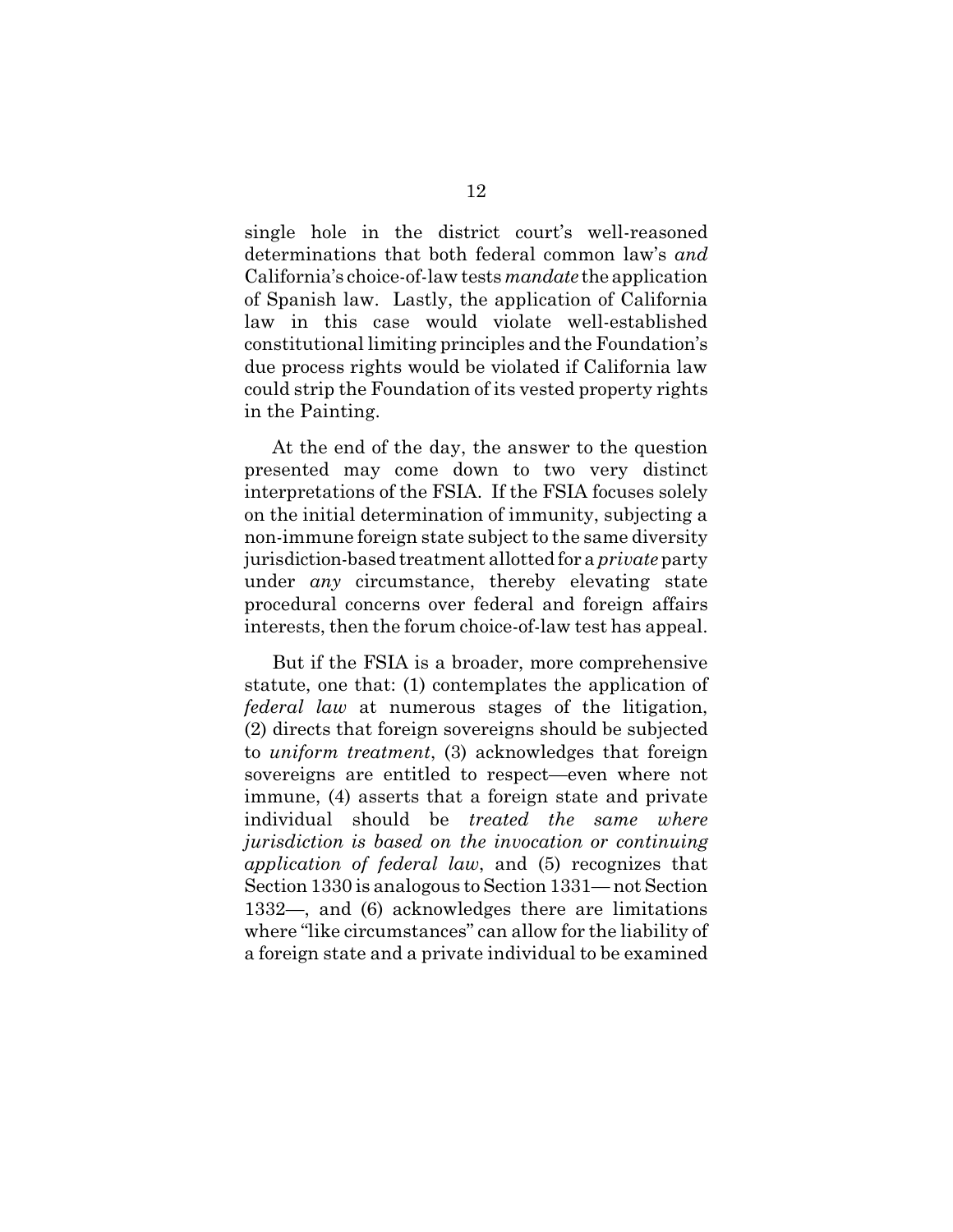single hole in the district court's well-reasoned determinations that both federal common law's *and* California's choice-of-law tests *mandate* the application of Spanish law. Lastly, the application of California law in this case would violate well-established constitutional limiting principles and the Foundation's due process rights would be violated if California law could strip the Foundation of its vested property rights in the Painting.

At the end of the day, the answer to the question presented may come down to two very distinct interpretations of the FSIA. If the FSIA focuses solely on the initial determination of immunity, subjecting a non-immune foreign state subject to the same diversity jurisdiction-based treatment allotted for a *private* party under *any* circumstance, thereby elevating state procedural concerns over federal and foreign affairs interests, then the forum choice-of-law test has appeal.

But if the FSIA is a broader, more comprehensive statute, one that: (1) contemplates the application of *federal law* at numerous stages of the litigation, (2) directs that foreign sovereigns should be subjected to *uniform treatment*, (3) acknowledges that foreign sovereigns are entitled to respect—even where not immune, (4) asserts that a foreign state and private individual should be *treated the same where jurisdiction is based on the invocation or continuing application of federal law*, and (5) recognizes that Section 1330 is analogous to Section 1331— not Section 1332—, and (6) acknowledges there are limitations where "like circumstances" can allow for the liability of a foreign state and a private individual to be examined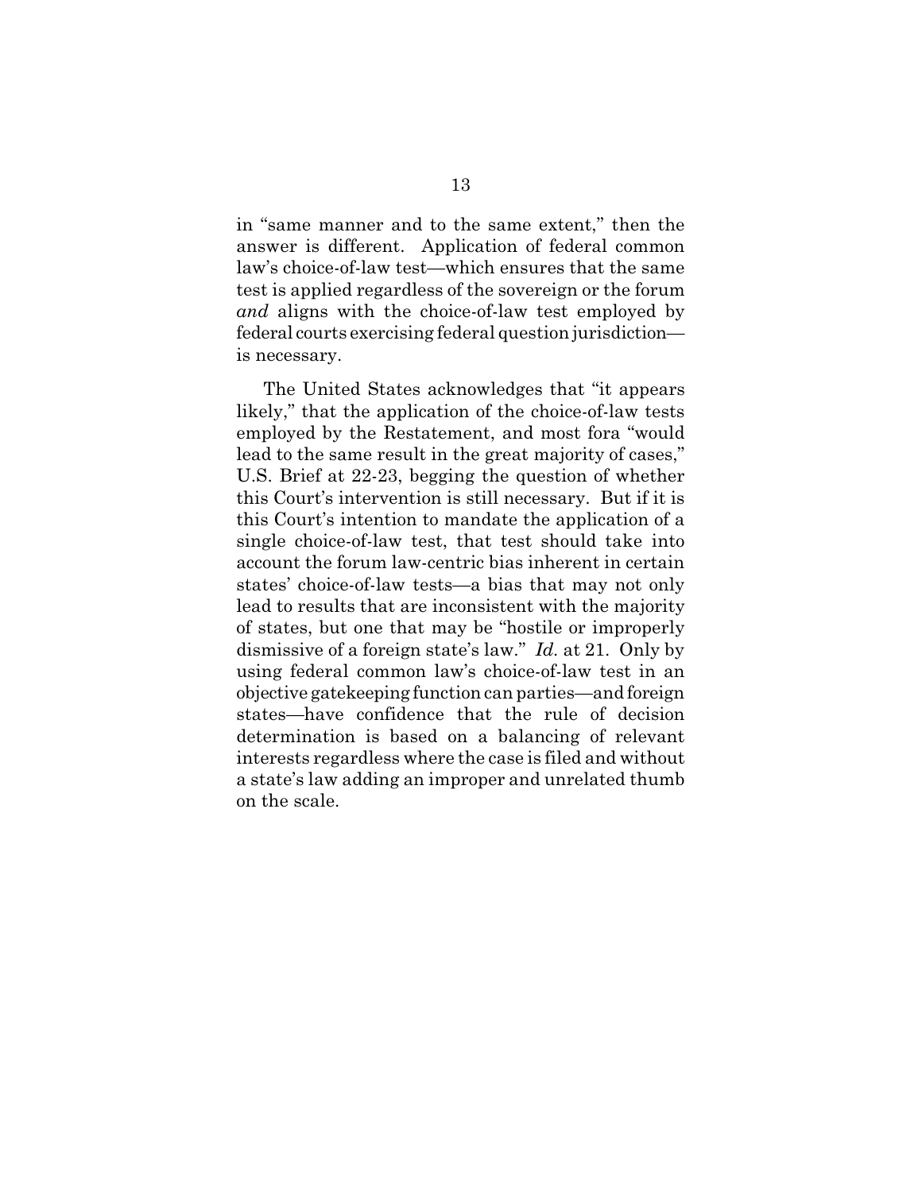in "same manner and to the same extent," then the answer is different. Application of federal common law's choice-of-law test—which ensures that the same test is applied regardless of the sovereign or the forum *and* aligns with the choice-of-law test employed by federal courts exercising federal question jurisdiction—is necessary.

The United States acknowledges that "it appears likely," that the application of the choice-of-law tests employed by the Restatement, and most fora "would lead to the same result in the great majority of cases," U.S. Brief at 22-23, begging the question of whether this Court's intervention is still necessary. But if it is this Court's intention to mandate the application of a single choice-of-law test, that test should take into account the forum law-centric bias inherent in certain states' choice-of-law tests—a bias that may not only lead to results that are inconsistent with the majority of states, but one that may be "hostile or improperly dismissive of a foreign state's law." *Id.* at 21. Only by using federal common law's choice-of-law test in an objective gatekeeping function can parties—and foreign states—have confidence that the rule of decision determination is based on a balancing of relevant interests regardless where the case is filed and without a state's law adding an improper and unrelated thumb on the scale.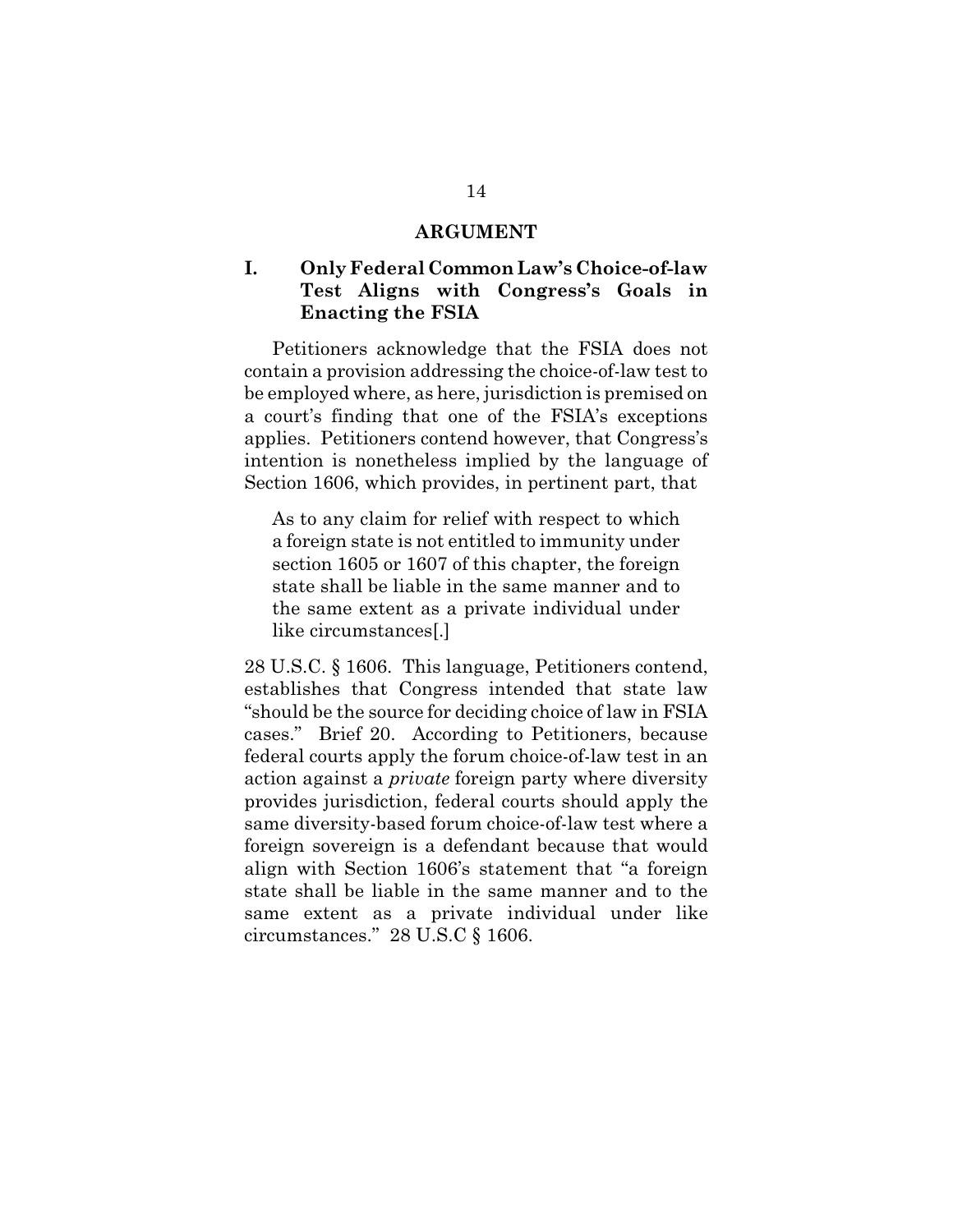## ARGUMENT

### I. Only Federal Common Law's Choice-of-law Test Aligns with Congress's Goals in Enacting the FSIA

Petitioners acknowledge that the FSIA does not contain a provision addressing the choice-of-law test to be employed where, as here, jurisdiction is premised on a court's finding that one of the FSIA's exceptions applies. Petitioners contend however, that Congress's intention is nonetheless implied by the language of Section 1606, which provides, in pertinent part, that

> As to any claim for relief with respect to which a foreign state is not entitled to immunity under section 1605 or 1607 of this chapter, the foreign state shall be liable in the same manner and to the same extent as a private individual under like circumstances[.]

28 U.S.C. § 1606. This language, Petitioners contend, establishes that Congress intended that state law "should be the source for deciding choice of law in FSIA cases." Brief 20. According to Petitioners, because federal courts apply the forum choice-of-law test in an action against a *private* foreign party where diversity provides jurisdiction, federal courts should apply the same diversity-based forum choice-of-law test where a foreign sovereign is a defendant because that would align with Section 1606's statement that "a foreign state shall be liable in the same manner and to the same extent as a private individual under like circumstances." 28 U.S.C § 1606.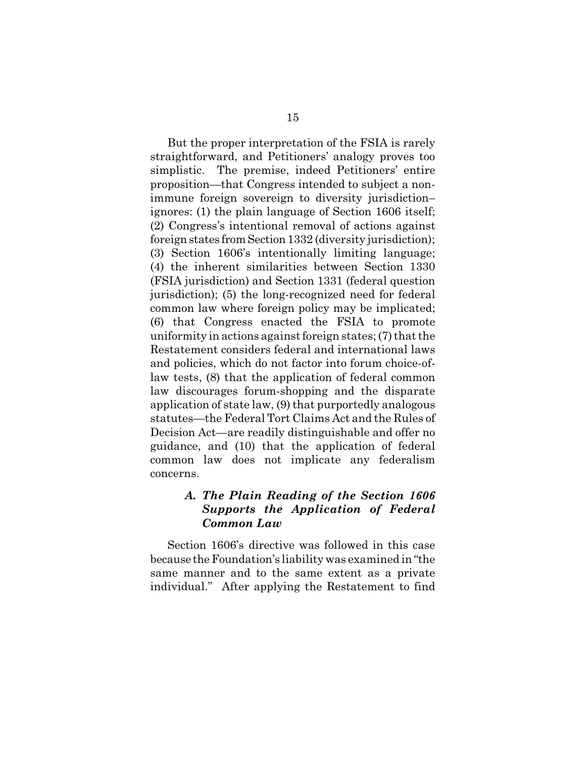But the proper interpretation of the FSIA is rarely straightforward, and Petitioners' analogy proves too simplistic. The premise, indeed Petitioners' entire proposition—that Congress intended to subject a non-immune foreign sovereign to diversity jurisdiction–ignores: (1) the plain language of Section 1606 itself; (2) Congress's intentional removal of actions against foreign states from Section 1332 (diversity jurisdiction); (3) Section 1606's intentionally limiting language; (4) the inherent similarities between Section 1330 (FSIA jurisdiction) and Section 1331 (federal question jurisdiction); (5) the long-recognized need for federal common law where foreign policy may be implicated; (6) that Congress enacted the FSIA to promote uniformity in actions against foreign states; (7) that the Restatement considers federal and international laws and policies, which do not factor into forum choice-of-law tests, (8) that the application of federal common law discourages forum-shopping and the disparate application of state law, (9) that purportedly analogous statutes—the Federal Tort Claims Act and the Rules of Decision Act—are readily distinguishable and offer no guidance, and (10) that the application of federal common law does not implicate any federalism concerns.

### *A. The Plain Reading of the Section 1606 Supports the Application of Federal Common Law*

Section 1606's directive was followed in this case because the Foundation's liability was examined in "the same manner and to the same extent as a private individual." After applying the Restatement to find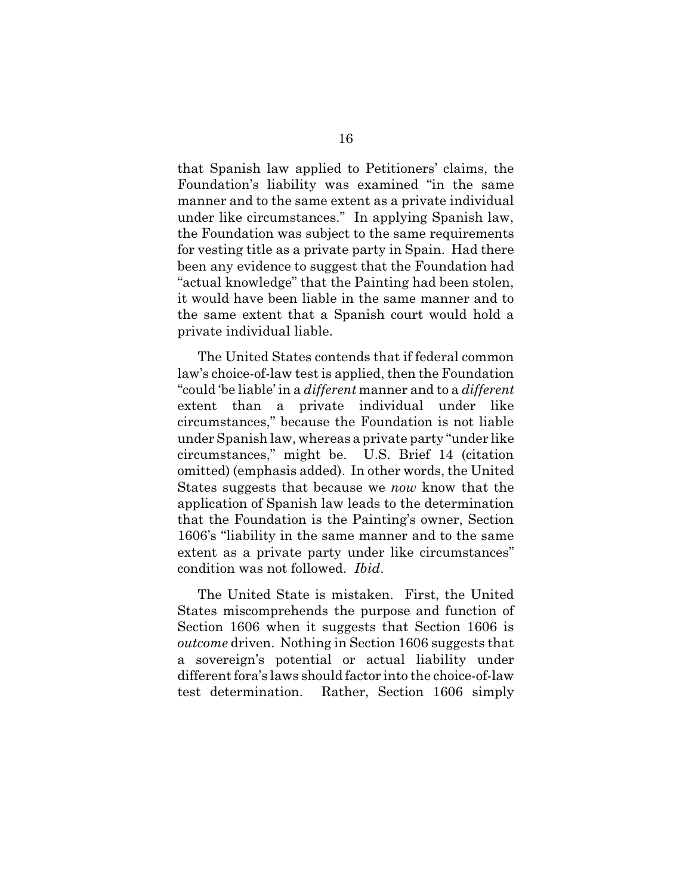that Spanish law applied to Petitioners' claims, the Foundation's liability was examined "in the same manner and to the same extent as a private individual under like circumstances." In applying Spanish law, the Foundation was subject to the same requirements for vesting title as a private party in Spain. Had there been any evidence to suggest that the Foundation had "actual knowledge" that the Painting had been stolen, it would have been liable in the same manner and to the same extent that a Spanish court would hold a private individual liable.

The United States contends that if federal common law's choice-of-law test is applied, then the Foundation "could 'be liable' in a *different* manner and to a *different* extent than a private individual under like circumstances," because the Foundation is not liable under Spanish law, whereas a private party "under like circumstances," might be. U.S. Brief 14 (citation omitted) (emphasis added). In other words, the United States suggests that because we *now* know that the application of Spanish law leads to the determination that the Foundation is the Painting's owner, Section 1606's "liability in the same manner and to the same extent as a private party under like circumstances" condition was not followed. *Ibid*.

The United State is mistaken. First, the United States miscomprehends the purpose and function of Section 1606 when it suggests that Section 1606 is *outcome* driven. Nothing in Section 1606 suggests that a sovereign's potential or actual liability under different fora's laws should factor into the choice-of-law test determination. Rather, Section 1606 simply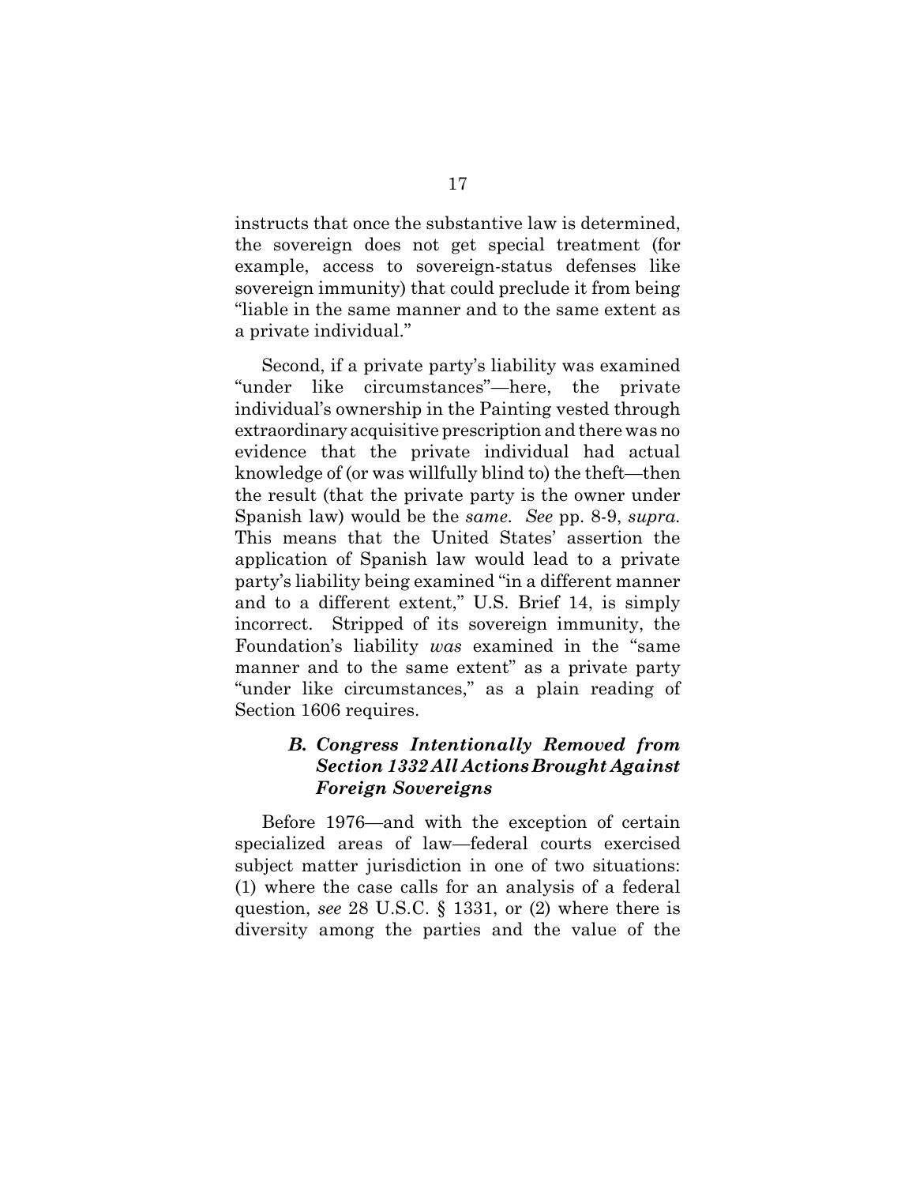instructs that once the substantive law is determined, the sovereign does not get special treatment (for example, access to sovereign-status defenses like sovereign immunity) that could preclude it from being "liable in the same manner and to the same extent as a private individual."

Second, if a private party's liability was examined "under like circumstances"—here, the private individual's ownership in the Painting vested through extraordinary acquisitive prescription and there was no evidence that the private individual had actual knowledge of (or was willfully blind to) the theft—then the result (that the private party is the owner under Spanish law) would be the *same*. *See* pp. 8-9, *supra*. This means that the United States' assertion the application of Spanish law would lead to a private party's liability being examined "in a different manner and to a different extent," U.S. Brief 14, is simply incorrect. Stripped of its sovereign immunity, the Foundation's liability *was* examined in the "same manner and to the same extent" as a private party "under like circumstances," as a plain reading of Section 1606 requires.

### *B. Congress Intentionally Removed from Section 1332 All Actions Brought Against Foreign Sovereigns*

Before 1976—and with the exception of certain specialized areas of law—federal courts exercised subject matter jurisdiction in one of two situations: (1) where the case calls for an analysis of a federal question, *see* 28 U.S.C. § 1331, or (2) where there is diversity among the parties and the value of the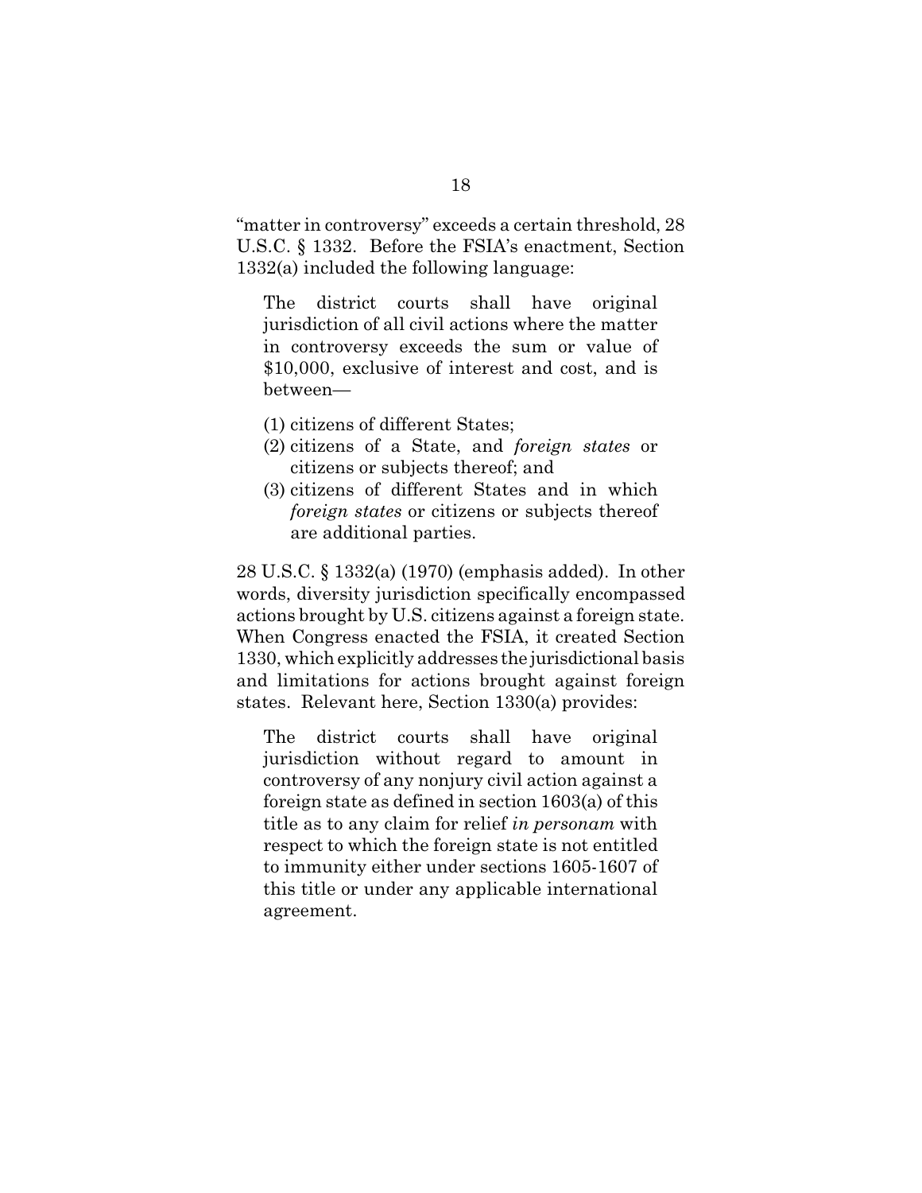"matter in controversy" exceeds a certain threshold, 28 U.S.C. § 1332. Before the FSIA's enactment, Section 1332(a) included the following language:

> The district courts shall have original jurisdiction of all civil actions where the matter in controversy exceeds the sum or value of $10,000, exclusive of interest and cost, and is between—
>
> (1) citizens of different States;
> (2) citizens of a State, and *foreign states* or citizens or subjects thereof; and
> (3) citizens of different States and in which *foreign states* or citizens or subjects thereof are additional parties.

28 U.S.C. § 1332(a) (1970) (emphasis added). In other words, diversity jurisdiction specifically encompassed actions brought by U.S. citizens against a foreign state. When Congress enacted the FSIA, it created Section 1330, which explicitly addresses the jurisdictional basis and limitations for actions brought against foreign states. Relevant here, Section 1330(a) provides:

> The district courts shall have original jurisdiction without regard to amount in controversy of any nonjury civil action against a foreign state as defined in section 1603(a) of this title as to any claim for relief *in personam* with respect to which the foreign state is not entitled to immunity either under sections 1605-1607 of this title or under any applicable international agreement.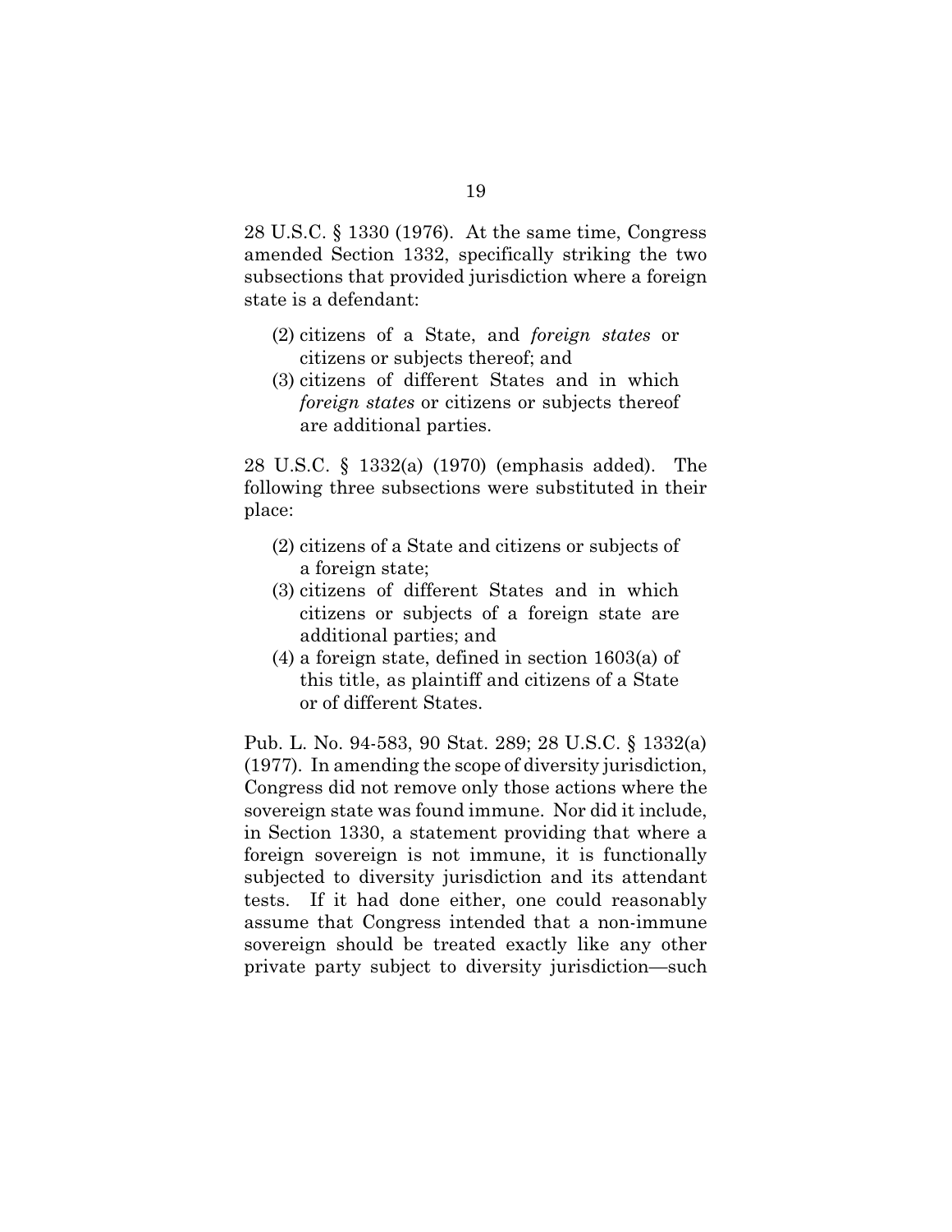28 U.S.C. § 1330 (1976). At the same time, Congress amended Section 1332, specifically striking the two subsections that provided jurisdiction where a foreign state is a defendant:

> (2) citizens of a State, and *foreign states* or citizens or subjects thereof; and
>
> (3) citizens of different States and in which *foreign states* or citizens or subjects thereof are additional parties.

28 U.S.C. § 1332(a) (1970) (emphasis added). The following three subsections were substituted in their place:

> (2) citizens of a State and citizens or subjects of a foreign state;
>
> (3) citizens of different States and in which citizens or subjects of a foreign state are additional parties; and
>
> (4) a foreign state, defined in section 1603(a) of this title, as plaintiff and citizens of a State or of different States.

Pub. L. No. 94-583, 90 Stat. 289; 28 U.S.C. § 1332(a) (1977). In amending the scope of diversity jurisdiction, Congress did not remove only those actions where the sovereign state was found immune. Nor did it include, in Section 1330, a statement providing that where a foreign sovereign is not immune, it is functionally subjected to diversity jurisdiction and its attendant tests. If it had done either, one could reasonably assume that Congress intended that a non-immune sovereign should be treated exactly like any other private party subject to diversity jurisdiction—such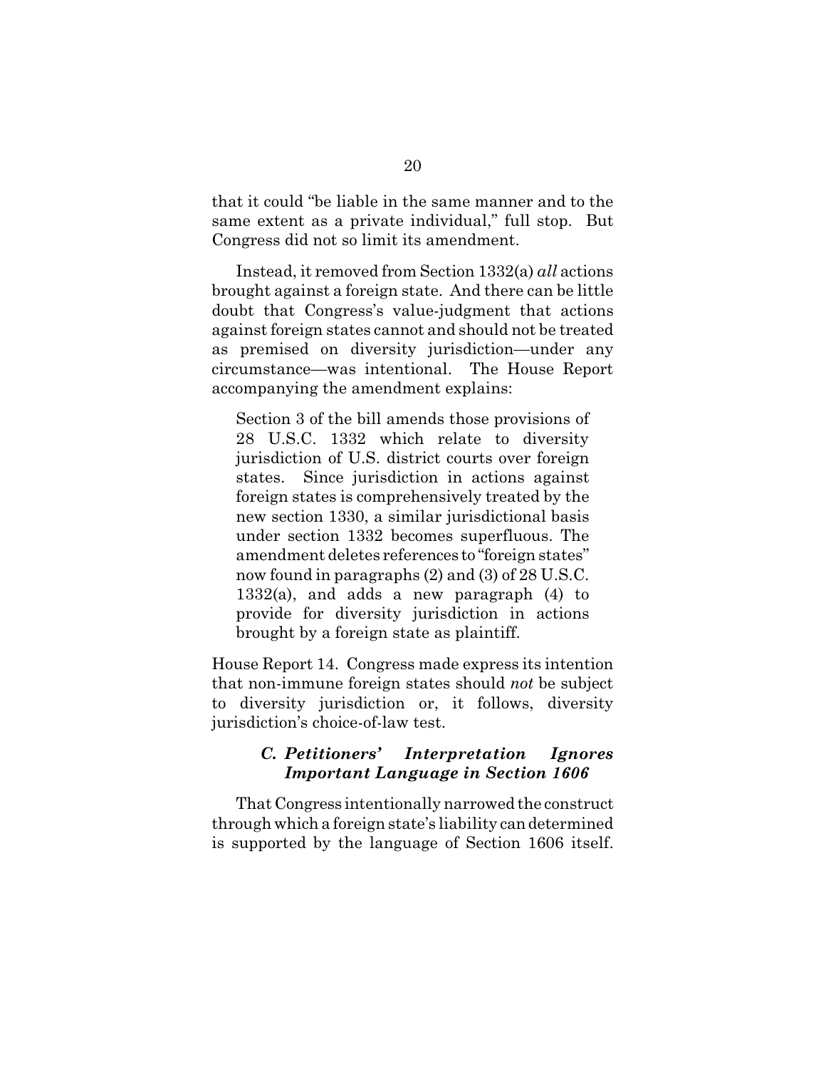that it could "be liable in the same manner and to the same extent as a private individual," full stop. But Congress did not so limit its amendment.

Instead, it removed from Section 1332(a) *all* actions brought against a foreign state. And there can be little doubt that Congress's value-judgment that actions against foreign states cannot and should not be treated as premised on diversity jurisdiction—under any circumstance—was intentional. The House Report accompanying the amendment explains:

> Section 3 of the bill amends those provisions of 28 U.S.C. 1332 which relate to diversity jurisdiction of U.S. district courts over foreign states. Since jurisdiction in actions against foreign states is comprehensively treated by the new section 1330, a similar jurisdictional basis under section 1332 becomes superfluous. The amendment deletes references to "foreign states" now found in paragraphs (2) and (3) of 28 U.S.C. 1332(a), and adds a new paragraph (4) to provide for diversity jurisdiction in actions brought by a foreign state as plaintiff.

House Report 14. Congress made express its intention that non-immune foreign states should *not* be subject to diversity jurisdiction or, it follows, diversity jurisdiction's choice-of-law test.

### *C. Petitioners' Interpretation Ignores Important Language in Section 1606*

That Congress intentionally narrowed the construct through which a foreign state's liability can determined is supported by the language of Section 1606 itself.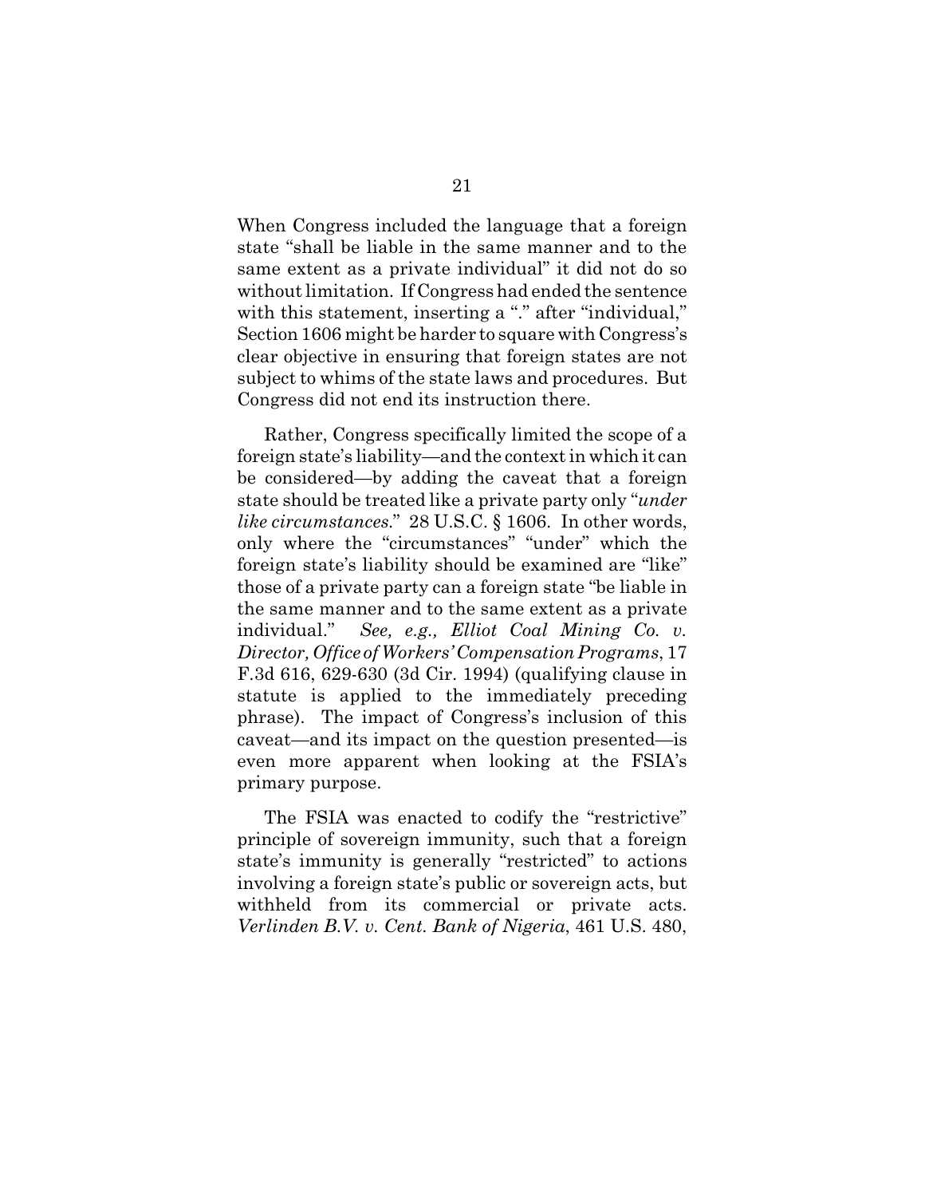When Congress included the language that a foreign state "shall be liable in the same manner and to the same extent as a private individual" it did not do so without limitation. If Congress had ended the sentence with this statement, inserting a "." after "individual," Section 1606 might be harder to square with Congress's clear objective in ensuring that foreign states are not subject to whims of the state laws and procedures. But Congress did not end its instruction there.

Rather, Congress specifically limited the scope of a foreign state's liability—and the context in which it can be considered—by adding the caveat that a foreign state should be treated like a private party only "*under like circumstances*." 28 U.S.C. § 1606. In other words, only where the "circumstances" "under" which the foreign state's liability should be examined are "like" those of a private party can a foreign state "be liable in the same manner and to the same extent as a private individual." *See, e.g., Elliot Coal Mining Co. v. Director, Office of Workers' Compensation Programs*, 17 F.3d 616, 629-630 (3d Cir. 1994) (qualifying clause in statute is applied to the immediately preceding phrase). The impact of Congress's inclusion of this caveat—and its impact on the question presented—is even more apparent when looking at the FSIA's primary purpose.

The FSIA was enacted to codify the "restrictive" principle of sovereign immunity, such that a foreign state's immunity is generally "restricted" to actions involving a foreign state's public or sovereign acts, but withheld from its commercial or private acts. *Verlinden B.V. v. Cent. Bank of Nigeria*, 461 U.S. 480,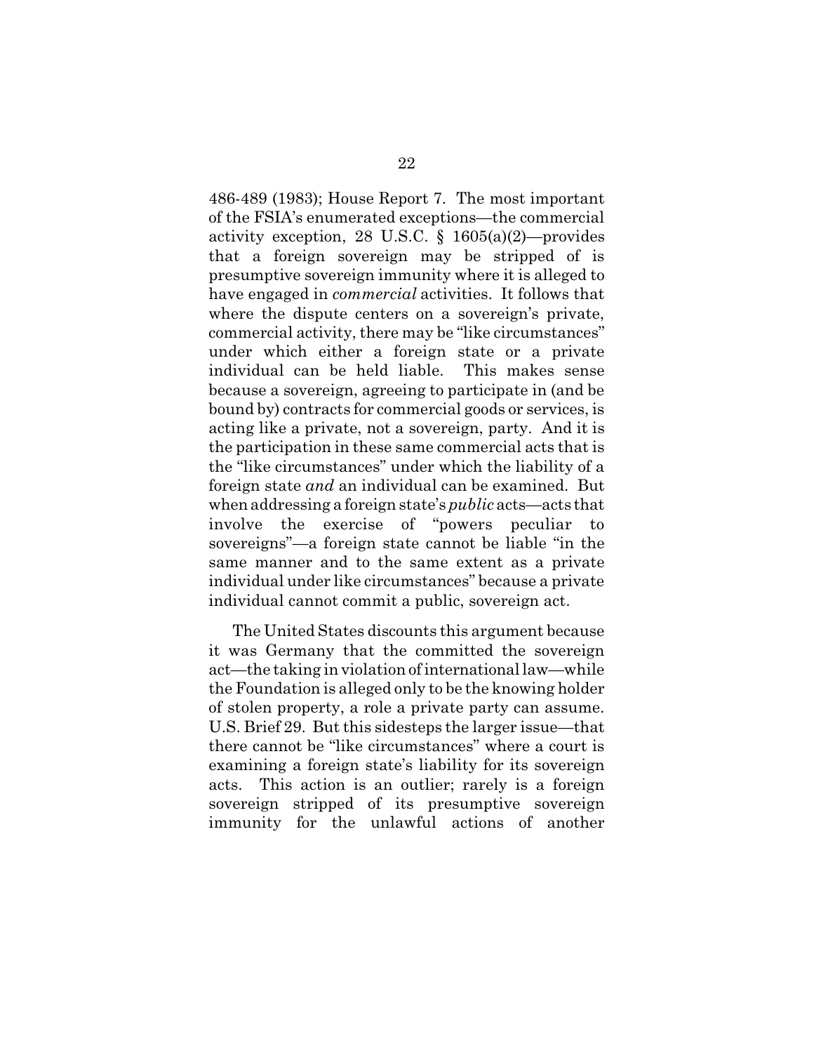486-489 (1983); House Report 7. The most important of the FSIA's enumerated exceptions—the commercial activity exception, 28 U.S.C. § 1605(a)(2)—provides that a foreign sovereign may be stripped of is presumptive sovereign immunity where it is alleged to have engaged in *commercial* activities. It follows that where the dispute centers on a sovereign's private, commercial activity, there may be "like circumstances" under which either a foreign state or a private individual can be held liable. This makes sense because a sovereign, agreeing to participate in (and be bound by) contracts for commercial goods or services, is acting like a private, not a sovereign, party. And it is the participation in these same commercial acts that is the "like circumstances" under which the liability of a foreign state *and* an individual can be examined. But when addressing a foreign state's *public* acts—acts that involve the exercise of "powers peculiar to sovereigns"—a foreign state cannot be liable "in the same manner and to the same extent as a private individual under like circumstances" because a private individual cannot commit a public, sovereign act.

The United States discounts this argument because it was Germany that the committed the sovereign act—the taking in violation of international law—while the Foundation is alleged only to be the knowing holder of stolen property, a role a private party can assume. U.S. Brief 29. But this sidesteps the larger issue—that there cannot be "like circumstances" where a court is examining a foreign state's liability for its sovereign acts. This action is an outlier; rarely is a foreign sovereign stripped of its presumptive sovereign immunity for the unlawful actions of another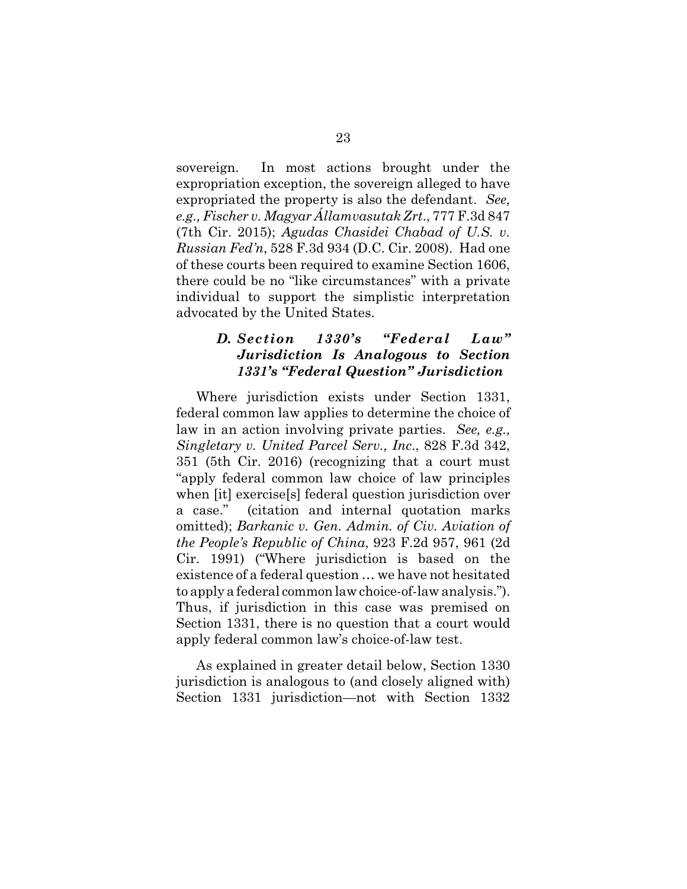sovereign. In most actions brought under the expropriation exception, the sovereign alleged to have expropriated the property is also the defendant. *See, e.g., Fischer v. Magyar Államvasutak Zrt.*, 777 F.3d 847 (7th Cir. 2015); *Agudas Chasidei Chabad of U.S. v. Russian Fed'n*, 528 F.3d 934 (D.C. Cir. 2008). Had one of these courts been required to examine Section 1606, there could be no "like circumstances" with a private individual to support the simplistic interpretation advocated by the United States.

### *D. Section 1330's "Federal Law" Jurisdiction Is Analogous to Section 1331's "Federal Question" Jurisdiction*

Where jurisdiction exists under Section 1331, federal common law applies to determine the choice of law in an action involving private parties. *See, e.g., Singletary v. United Parcel Serv., Inc.*, 828 F.3d 342, 351 (5th Cir. 2016) (recognizing that a court must "apply federal common law choice of law principles when [it] exercise[s] federal question jurisdiction over a case." (citation and internal quotation marks omitted); *Barkanic v. Gen. Admin. of Civ. Aviation of the People's Republic of China*, 923 F.2d 957, 961 (2d Cir. 1991) ("Where jurisdiction is based on the existence of a federal question … we have not hesitated to apply a federal common law choice-of-law analysis."). Thus, if jurisdiction in this case was premised on Section 1331, there is no question that a court would apply federal common law's choice-of-law test.

As explained in greater detail below, Section 1330 jurisdiction is analogous to (and closely aligned with) Section 1331 jurisdiction—not with Section 1332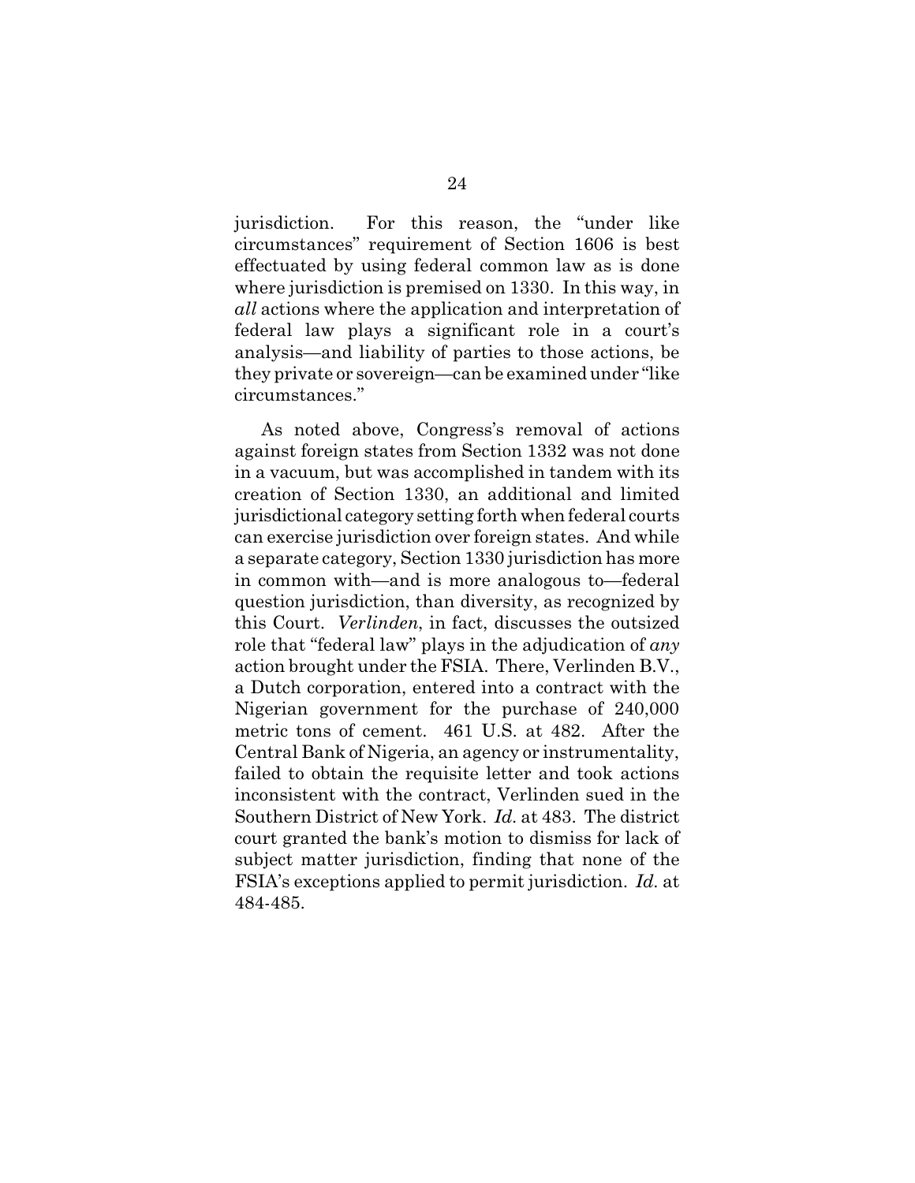jurisdiction. For this reason, the "under like circumstances" requirement of Section 1606 is best effectuated by using federal common law as is done where jurisdiction is premised on 1330. In this way, in *all* actions where the application and interpretation of federal law plays a significant role in a court's analysis—and liability of parties to those actions, be they private or sovereign—can be examined under "like circumstances."

As noted above, Congress's removal of actions against foreign states from Section 1332 was not done in a vacuum, but was accomplished in tandem with its creation of Section 1330, an additional and limited jurisdictional category setting forth when federal courts can exercise jurisdiction over foreign states. And while a separate category, Section 1330 jurisdiction has more in common with—and is more analogous to—federal question jurisdiction, than diversity, as recognized by this Court. *Verlinden*, in fact, discusses the outsized role that "federal law" plays in the adjudication of *any* action brought under the FSIA. There, Verlinden B.V., a Dutch corporation, entered into a contract with the Nigerian government for the purchase of 240,000 metric tons of cement. 461 U.S. at 482. After the Central Bank of Nigeria, an agency or instrumentality, failed to obtain the requisite letter and took actions inconsistent with the contract, Verlinden sued in the Southern District of New York. *Id.* at 483. The district court granted the bank's motion to dismiss for lack of subject matter jurisdiction, finding that none of the FSIA's exceptions applied to permit jurisdiction. *Id.* at 484-485.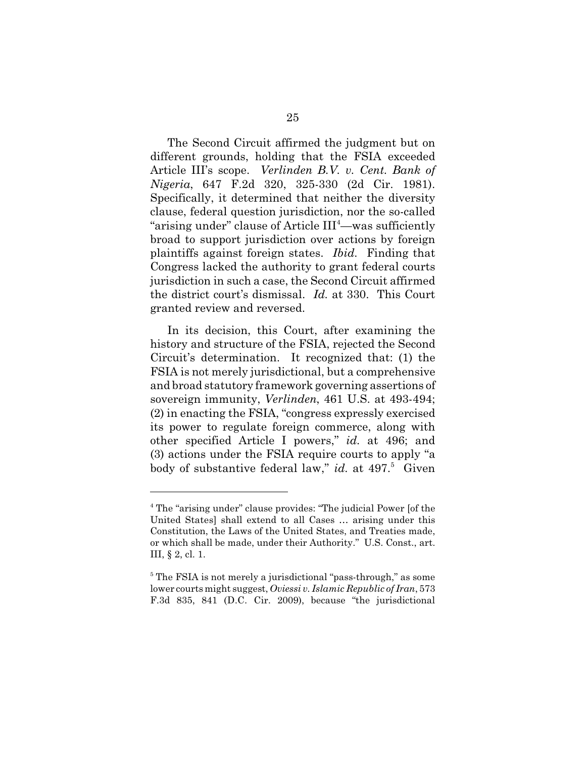The Second Circuit affirmed the judgment but on different grounds, holding that the FSIA exceeded Article III's scope. *Verlinden B.V. v. Cent. Bank of Nigeria*, 647 F.2d 320, 325-330 (2d Cir. 1981). Specifically, it determined that neither the diversity clause, federal question jurisdiction, nor the so-called "arising under" clause of Article III[4]—was sufficiently broad to support jurisdiction over actions by foreign plaintiffs against foreign states. *Ibid.* Finding that Congress lacked the authority to grant federal courts jurisdiction in such a case, the Second Circuit affirmed the district court's dismissal. *Id.* at 330. This Court granted review and reversed.

In its decision, this Court, after examining the history and structure of the FSIA, rejected the Second Circuit's determination. It recognized that: (1) the FSIA is not merely jurisdictional, but a comprehensive and broad statutory framework governing assertions of sovereign immunity, *Verlinden*, 461 U.S. at 493-494; (2) in enacting the FSIA, "congress expressly exercised its power to regulate foreign commerce, along with other specified Article I powers," *id.* at 496; and (3) actions under the FSIA require courts to apply "a body of substantive federal law," *id.* at 497.[5] Given

---

[4] The "arising under" clause provides: "The judicial Power [of the United States] shall extend to all Cases … arising under this Constitution, the Laws of the United States, and Treaties made, or which shall be made, under their Authority." U.S. Const., art. III, § 2, cl. 1.

[5] The FSIA is not merely a jurisdictional "pass-through," as some lower courts might suggest, *Oviessi v. Islamic Republic of Iran*, 573 F.3d 835, 841 (D.C. Cir. 2009), because "the jurisdictional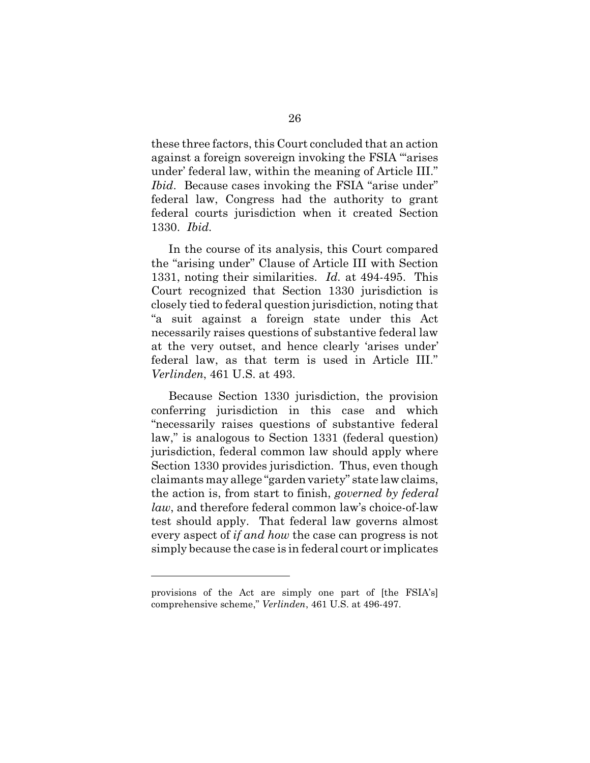these three factors, this Court concluded that an action against a foreign sovereign invoking the FSIA "'arises under' federal law, within the meaning of Article III." *Ibid*. Because cases invoking the FSIA "arise under" federal law, Congress had the authority to grant federal courts jurisdiction when it created Section 1330. *Ibid.*

In the course of its analysis, this Court compared the "arising under" Clause of Article III with Section 1331, noting their similarities. *Id.* at 494-495. This Court recognized that Section 1330 jurisdiction is closely tied to federal question jurisdiction, noting that "a suit against a foreign state under this Act necessarily raises questions of substantive federal law at the very outset, and hence clearly 'arises under' federal law, as that term is used in Article III." *Verlinden*, 461 U.S. at 493.

Because Section 1330 jurisdiction, the provision conferring jurisdiction in this case and which "necessarily raises questions of substantive federal law," is analogous to Section 1331 (federal question) jurisdiction, federal common law should apply where Section 1330 provides jurisdiction. Thus, even though claimants may allege "garden variety" state law claims, the action is, from start to finish, *governed by federal law*, and therefore federal common law's choice-of-law test should apply. That federal law governs almost every aspect of *if and how* the case can progress is not simply because the case is in federal court or implicates

---

provisions of the Act are simply one part of [the FSIA's] comprehensive scheme," *Verlinden*, 461 U.S. at 496-497.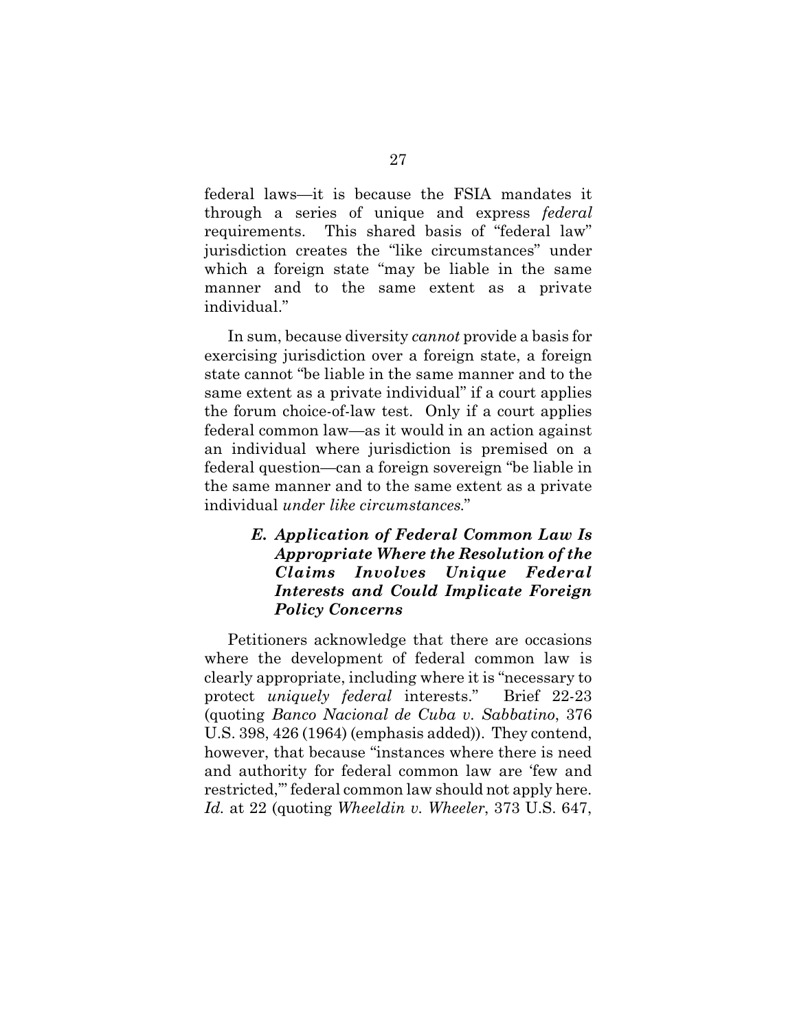federal laws—it is because the FSIA mandates it through a series of unique and express *federal* requirements. This shared basis of "federal law" jurisdiction creates the "like circumstances" under which a foreign state "may be liable in the same manner and to the same extent as a private individual."

In sum, because diversity *cannot* provide a basis for exercising jurisdiction over a foreign state, a foreign state cannot "be liable in the same manner and to the same extent as a private individual" if a court applies the forum choice-of-law test. Only if a court applies federal common law—as it would in an action against an individual where jurisdiction is premised on a federal question—can a foreign sovereign "be liable in the same manner and to the same extent as a private individual *under like circumstances.*"

### *E. Application of Federal Common Law Is Appropriate Where the Resolution of the Claims Involves Unique Federal Interests and Could Implicate Foreign Policy Concerns*

Petitioners acknowledge that there are occasions where the development of federal common law is clearly appropriate, including where it is "necessary to protect *uniquely federal* interests." Brief 22-23 (quoting *Banco Nacional de Cuba v. Sabbatino*, 376 U.S. 398, 426 (1964) (emphasis added)). They contend, however, that because "instances where there is need and authority for federal common law are 'few and restricted,'" federal common law should not apply here. *Id.* at 22 (quoting *Wheeldin v. Wheeler*, 373 U.S. 647,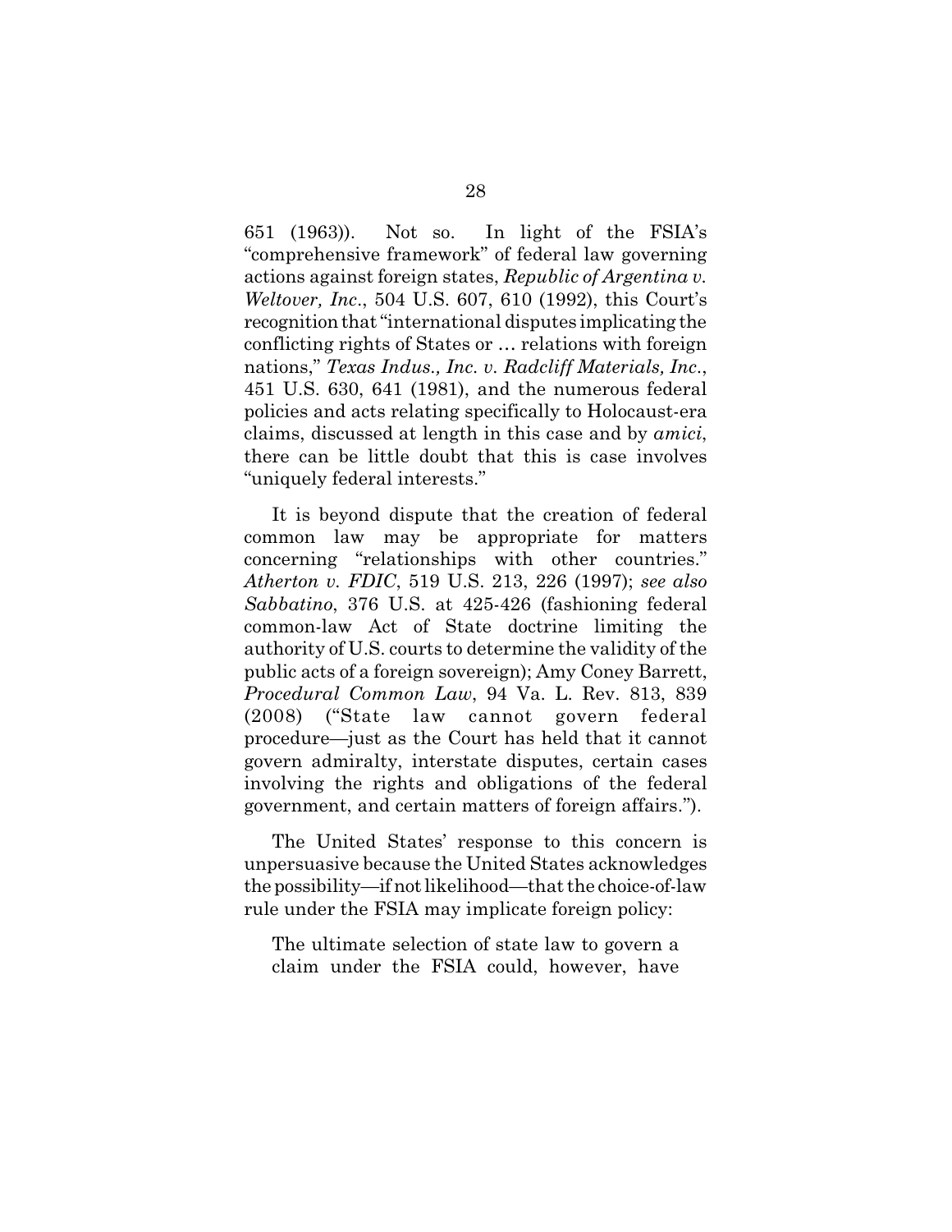651 (1963)). Not so. In light of the FSIA's "comprehensive framework" of federal law governing actions against foreign states, *Republic of Argentina v. Weltover, Inc.*, 504 U.S. 607, 610 (1992), this Court's recognition that "international disputes implicating the conflicting rights of States or … relations with foreign nations," *Texas Indus., Inc. v. Radcliff Materials, Inc.*, 451 U.S. 630, 641 (1981), and the numerous federal policies and acts relating specifically to Holocaust-era claims, discussed at length in this case and by *amici*, there can be little doubt that this is case involves "uniquely federal interests."

It is beyond dispute that the creation of federal common law may be appropriate for matters concerning "relationships with other countries." *Atherton v. FDIC*, 519 U.S. 213, 226 (1997); *see also Sabbatino*, 376 U.S. at 425-426 (fashioning federal common-law Act of State doctrine limiting the authority of U.S. courts to determine the validity of the public acts of a foreign sovereign); Amy Coney Barrett, *Procedural Common Law*, 94 Va. L. Rev. 813, 839 (2008) ("State law cannot govern federal procedure—just as the Court has held that it cannot govern admiralty, interstate disputes, certain cases involving the rights and obligations of the federal government, and certain matters of foreign affairs.").

The United States' response to this concern is unpersuasive because the United States acknowledges the possibility—if not likelihood—that the choice-of-law rule under the FSIA may implicate foreign policy:

> The ultimate selection of state law to govern a claim under the FSIA could, however, have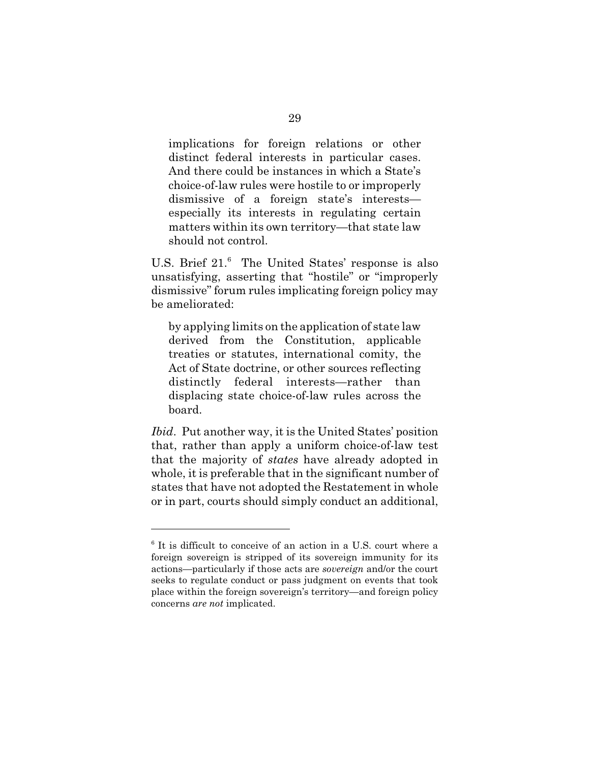> implications for foreign relations or other distinct federal interests in particular cases. And there could be instances in which a State's choice-of-law rules were hostile to or improperly dismissive of a foreign state's interests—especially its interests in regulating certain matters within its own territory—that state law should not control.

U.S. Brief 21.[6] The United States' response is also unsatisfying, asserting that "hostile" or "improperly dismissive" forum rules implicating foreign policy may be ameliorated:

> by applying limits on the application of state law derived from the Constitution, applicable treaties or statutes, international comity, the Act of State doctrine, or other sources reflecting distinctly federal interests—rather than displacing state choice-of-law rules across the board.

*Ibid*. Put another way, it is the United States' position that, rather than apply a uniform choice-of-law test that the majority of *states* have already adopted in whole, it is preferable that in the significant number of states that have not adopted the Restatement in whole or in part, courts should simply conduct an additional,

---

[6] It is difficult to conceive of an action in a U.S. court where a foreign sovereign is stripped of its sovereign immunity for its actions—particularly if those acts are *sovereign* and/or the court seeks to regulate conduct or pass judgment on events that took place within the foreign sovereign's territory—and foreign policy concerns *are not* implicated.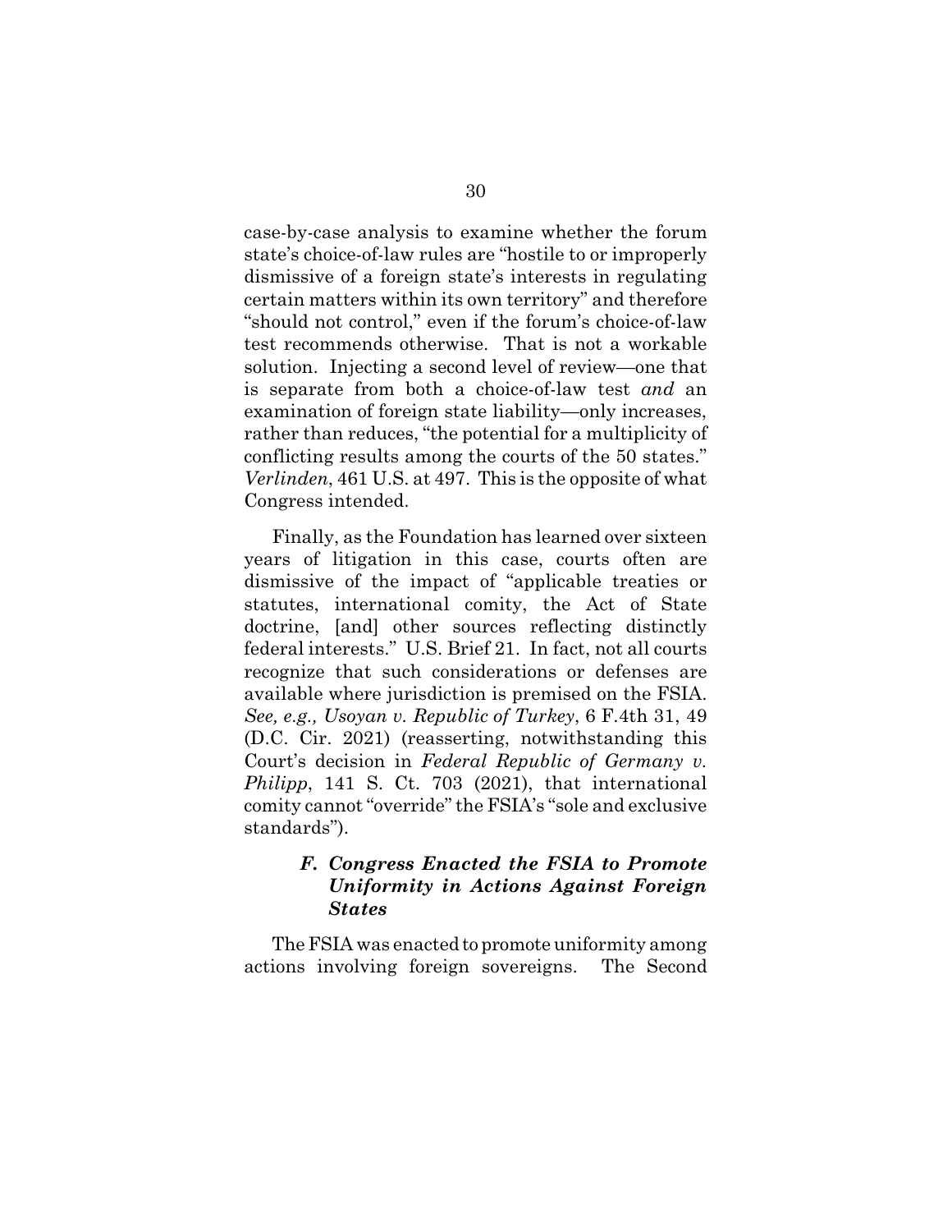case-by-case analysis to examine whether the forum state's choice-of-law rules are "hostile to or improperly dismissive of a foreign state's interests in regulating certain matters within its own territory" and therefore "should not control," even if the forum's choice-of-law test recommends otherwise. That is not a workable solution. Injecting a second level of review—one that is separate from both a choice-of-law test *and* an examination of foreign state liability—only increases, rather than reduces, "the potential for a multiplicity of conflicting results among the courts of the 50 states." *Verlinden*, 461 U.S. at 497. This is the opposite of what Congress intended.

Finally, as the Foundation has learned over sixteen years of litigation in this case, courts often are dismissive of the impact of "applicable treaties or statutes, international comity, the Act of State doctrine, [and] other sources reflecting distinctly federal interests." U.S. Brief 21. In fact, not all courts recognize that such considerations or defenses are available where jurisdiction is premised on the FSIA. *See, e.g., Usoyan v. Republic of Turkey*, 6 F.4th 31, 49 (D.C. Cir. 2021) (reasserting, notwithstanding this Court's decision in *Federal Republic of Germany v. Philipp*, 141 S. Ct. 703 (2021), that international comity cannot "override" the FSIA's "sole and exclusive standards").

### *F. Congress Enacted the FSIA to Promote Uniformity in Actions Against Foreign States*

The FSIA was enacted to promote uniformity among actions involving foreign sovereigns. The Second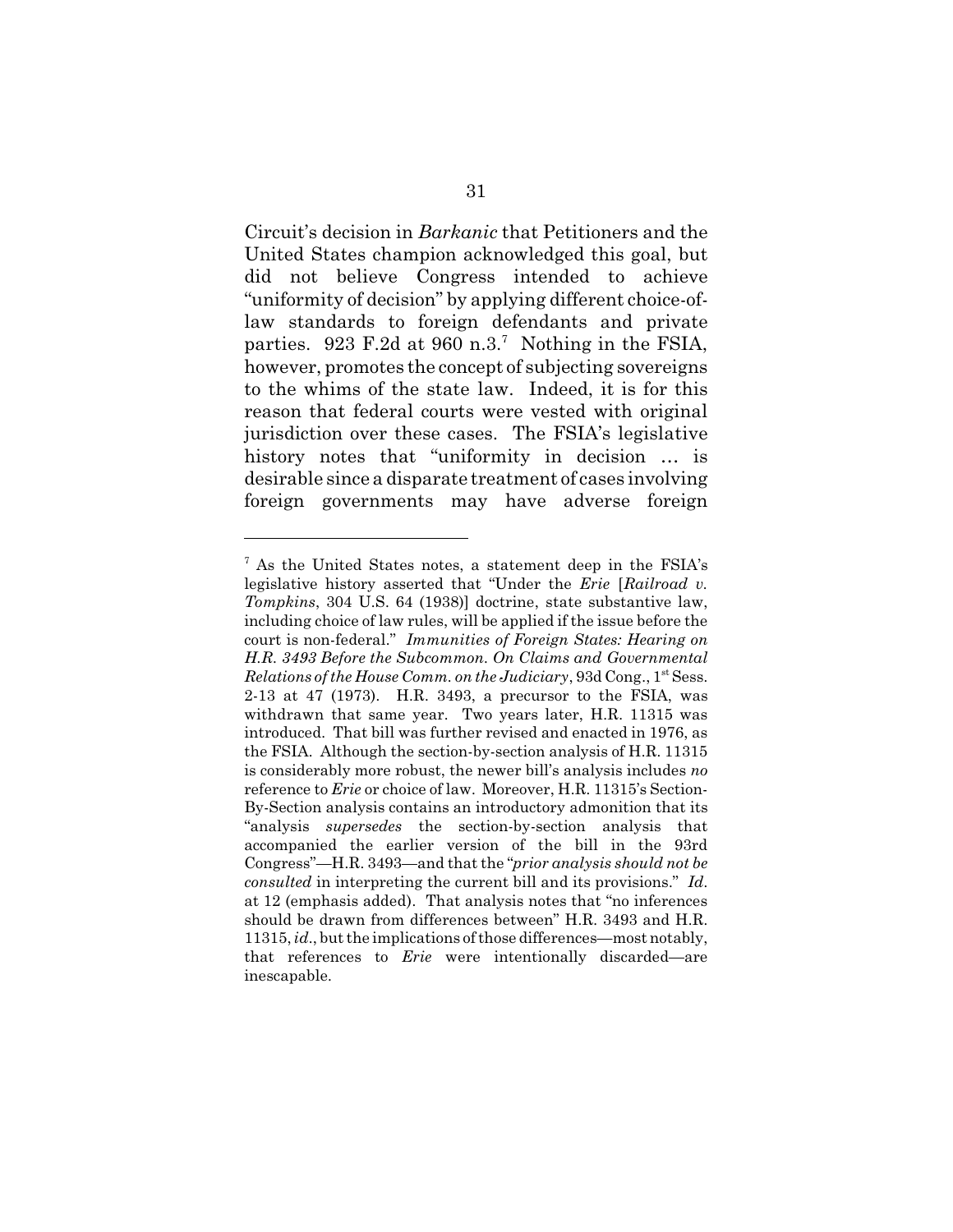Circuit's decision in *Barkanic* that Petitioners and the United States champion acknowledged this goal, but did not believe Congress intended to achieve "uniformity of decision" by applying different choice-of-law standards to foreign defendants and private parties. 923 F.2d at 960 n.3.[7] Nothing in the FSIA, however, promotes the concept of subjecting sovereigns to the whims of the state law. Indeed, it is for this reason that federal courts were vested with original jurisdiction over these cases. The FSIA's legislative history notes that "uniformity in decision … is desirable since a disparate treatment of cases involving foreign governments may have adverse foreign

---

[7] As the United States notes, a statement deep in the FSIA's legislative history asserted that "Under the *Erie* [*Railroad v. Tompkins*, 304 U.S. 64 (1938)] doctrine, state substantive law, including choice of law rules, will be applied if the issue before the court is non-federal." *Immunities of Foreign States: Hearing on H.R. 3493 Before the Subcommon. On Claims and Governmental Relations of the House Comm. on the Judiciary*, 93d Cong., 1st Sess. 2-13 at 47 (1973). H.R. 3493, a precursor to the FSIA, was withdrawn that same year. Two years later, H.R. 11315 was introduced. That bill was further revised and enacted in 1976, as the FSIA. Although the section-by-section analysis of H.R. 11315 is considerably more robust, the newer bill's analysis includes *no* reference to *Erie* or choice of law. Moreover, H.R. 11315's Section-By-Section analysis contains an introductory admonition that its "analysis *supersedes* the section-by-section analysis that accompanied the earlier version of the bill in the 93rd Congress"—H.R. 3493—and that the "*prior analysis should not be consulted* in interpreting the current bill and its provisions." *Id*. at 12 (emphasis added). That analysis notes that "no inferences should be drawn from differences between" H.R. 3493 and H.R. 11315, *id*., but the implications of those differences—most notably, that references to *Erie* were intentionally discarded—are inescapable.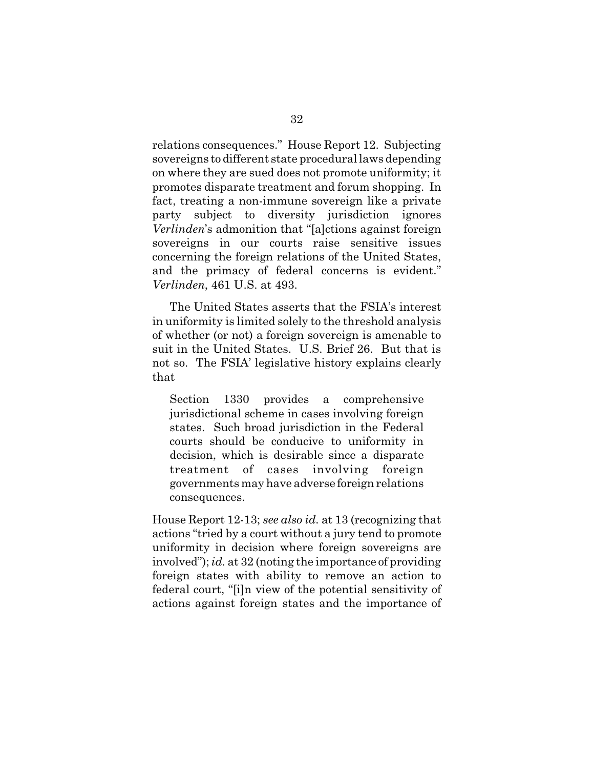relations consequences." House Report 12. Subjecting sovereigns to different state procedural laws depending on where they are sued does not promote uniformity; it promotes disparate treatment and forum shopping. In fact, treating a non-immune sovereign like a private party subject to diversity jurisdiction ignores *Verlinden*'s admonition that "[a]ctions against foreign sovereigns in our courts raise sensitive issues concerning the foreign relations of the United States, and the primacy of federal concerns is evident." *Verlinden*, 461 U.S. at 493.

The United States asserts that the FSIA's interest in uniformity is limited solely to the threshold analysis of whether (or not) a foreign sovereign is amenable to suit in the United States. U.S. Brief 26. But that is not so. The FSIA' legislative history explains clearly that

> Section 1330 provides a comprehensive jurisdictional scheme in cases involving foreign states. Such broad jurisdiction in the Federal courts should be conducive to uniformity in decision, which is desirable since a disparate treatment of cases involving foreign governments may have adverse foreign relations consequences.

House Report 12-13; *see also id.* at 13 (recognizing that actions "tried by a court without a jury tend to promote uniformity in decision where foreign sovereigns are involved"); *id.* at 32 (noting the importance of providing foreign states with ability to remove an action to federal court, "[i]n view of the potential sensitivity of actions against foreign states and the importance of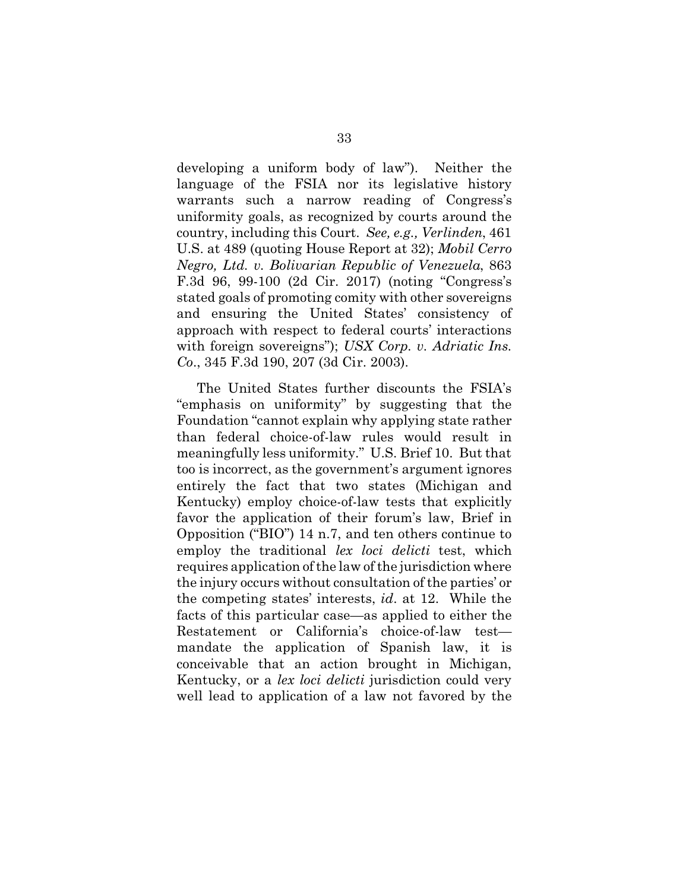developing a uniform body of law"). Neither the language of the FSIA nor its legislative history warrants such a narrow reading of Congress's uniformity goals, as recognized by courts around the country, including this Court. *See, e.g., Verlinden*, 461 U.S. at 489 (quoting House Report at 32); *Mobil Cerro Negro, Ltd. v. Bolivarian Republic of Venezuela*, 863 F.3d 96, 99-100 (2d Cir. 2017) (noting "Congress's stated goals of promoting comity with other sovereigns and ensuring the United States' consistency of approach with respect to federal courts' interactions with foreign sovereigns"); *USX Corp. v. Adriatic Ins. Co*., 345 F.3d 190, 207 (3d Cir. 2003).

The United States further discounts the FSIA's "emphasis on uniformity" by suggesting that the Foundation "cannot explain why applying state rather than federal choice-of-law rules would result in meaningfully less uniformity." U.S. Brief 10. But that too is incorrect, as the government's argument ignores entirely the fact that two states (Michigan and Kentucky) employ choice-of-law tests that explicitly favor the application of their forum's law, Brief in Opposition ("BIO") 14 n.7, and ten others continue to employ the traditional *lex loci delicti* test, which requires application of the law of the jurisdiction where the injury occurs without consultation of the parties' or the competing states' interests, *id*. at 12. While the facts of this particular case—as applied to either the Restatement or California's choice-of-law test—mandate the application of Spanish law, it is conceivable that an action brought in Michigan, Kentucky, or a *lex loci delicti* jurisdiction could very well lead to application of a law not favored by the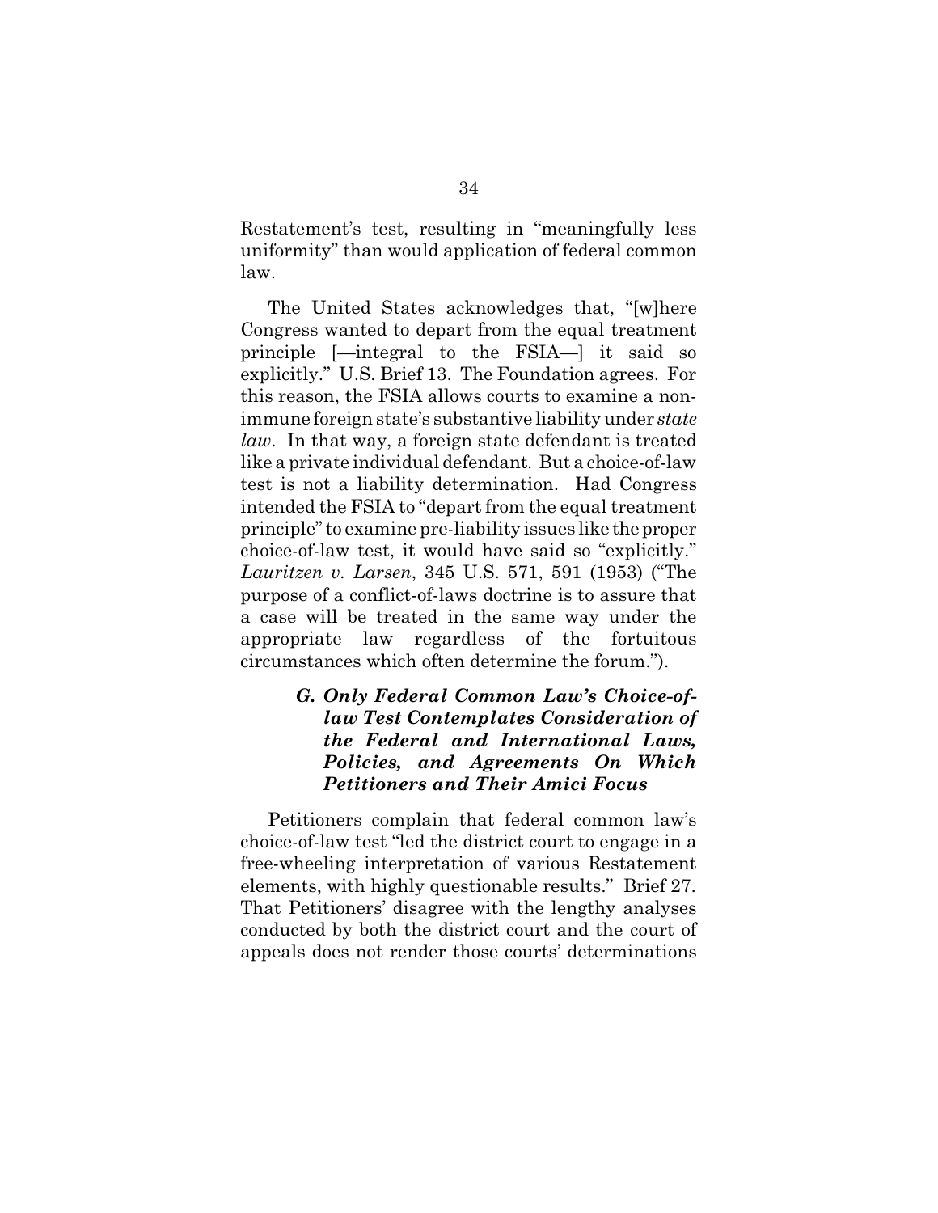Restatement's test, resulting in "meaningfully less uniformity" than would application of federal common law.

The United States acknowledges that, "[w]here Congress wanted to depart from the equal treatment principle [—integral to the FSIA—] it said so explicitly." U.S. Brief 13. The Foundation agrees. For this reason, the FSIA allows courts to examine a non-immune foreign state's substantive liability under *state law*. In that way, a foreign state defendant is treated like a private individual defendant. But a choice-of-law test is not a liability determination. Had Congress intended the FSIA to "depart from the equal treatment principle" to examine pre-liability issues like the proper choice-of-law test, it would have said so "explicitly." *Lauritzen v. Larsen*, 345 U.S. 571, 591 (1953) ("The purpose of a conflict-of-laws doctrine is to assure that a case will be treated in the same way under the appropriate law regardless of the fortuitous circumstances which often determine the forum.").

### *G. Only Federal Common Law's Choice-of-law Test Contemplates Consideration of the Federal and International Laws, Policies, and Agreements On Which Petitioners and Their Amici Focus*

Petitioners complain that federal common law's choice-of-law test "led the district court to engage in a free-wheeling interpretation of various Restatement elements, with highly questionable results." Brief 27. That Petitioners' disagree with the lengthy analyses conducted by both the district court and the court of appeals does not render those courts' determinations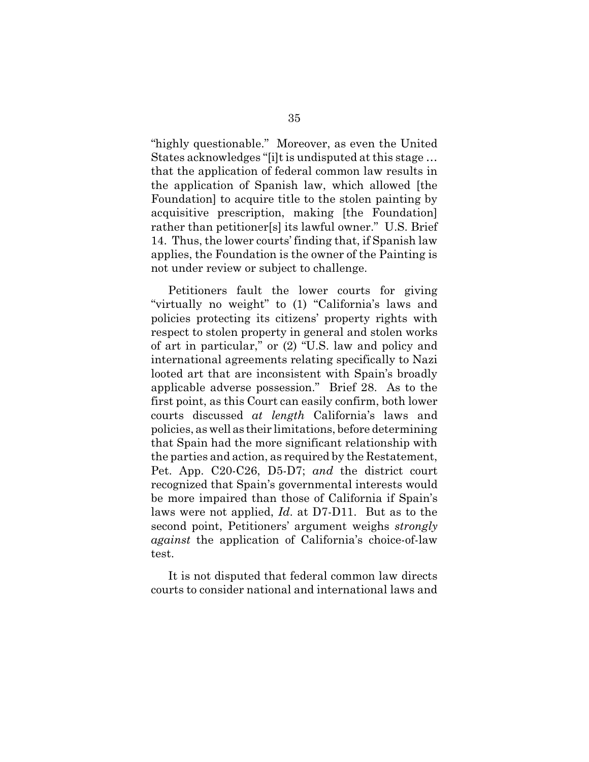"highly questionable." Moreover, as even the United States acknowledges "[i]t is undisputed at this stage … that the application of federal common law results in the application of Spanish law, which allowed [the Foundation] to acquire title to the stolen painting by acquisitive prescription, making [the Foundation] rather than petitioner[s] its lawful owner." U.S. Brief 14. Thus, the lower courts' finding that, if Spanish law applies, the Foundation is the owner of the Painting is not under review or subject to challenge.

Petitioners fault the lower courts for giving "virtually no weight" to (1) "California's laws and policies protecting its citizens' property rights with respect to stolen property in general and stolen works of art in particular," or (2) "U.S. law and policy and international agreements relating specifically to Nazi looted art that are inconsistent with Spain's broadly applicable adverse possession." Brief 28. As to the first point, as this Court can easily confirm, both lower courts discussed *at length* California's laws and policies, as well as their limitations, before determining that Spain had the more significant relationship with the parties and action, as required by the Restatement, Pet. App. C20-C26, D5-D7; *and* the district court recognized that Spain's governmental interests would be more impaired than those of California if Spain's laws were not applied, *Id*. at D7-D11. But as to the second point, Petitioners' argument weighs *strongly against* the application of California's choice-of-law test.

It is not disputed that federal common law directs courts to consider national and international laws and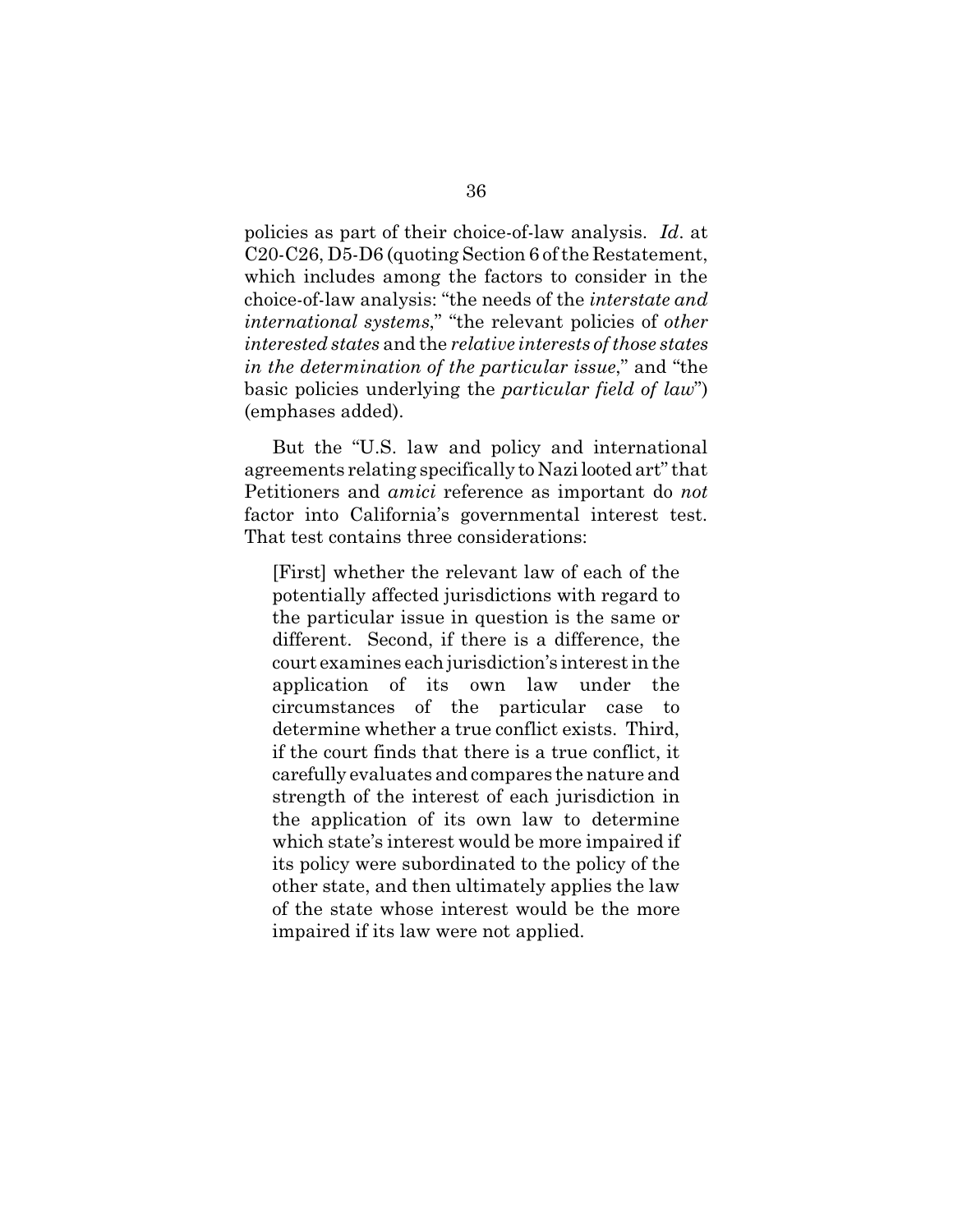policies as part of their choice-of-law analysis. *Id*. at C20-C26, D5-D6 (quoting Section 6 of the Restatement, which includes among the factors to consider in the choice-of-law analysis: "the needs of the *interstate and international systems*," "the relevant policies of *other interested states* and the *relative interests of those states in the determination of the particular issue*," and "the basic policies underlying the *particular field of law*") (emphases added).

But the "U.S. law and policy and international agreements relating specifically to Nazi looted art" that Petitioners and *amici* reference as important do *not* factor into California's governmental interest test. That test contains three considerations:

> [First] whether the relevant law of each of the potentially affected jurisdictions with regard to the particular issue in question is the same or different. Second, if there is a difference, the court examines each jurisdiction's interest in the application of its own law under the circumstances of the particular case to determine whether a true conflict exists. Third, if the court finds that there is a true conflict, it carefully evaluates and compares the nature and strength of the interest of each jurisdiction in the application of its own law to determine which state's interest would be more impaired if its policy were subordinated to the policy of the other state, and then ultimately applies the law of the state whose interest would be the more impaired if its law were not applied.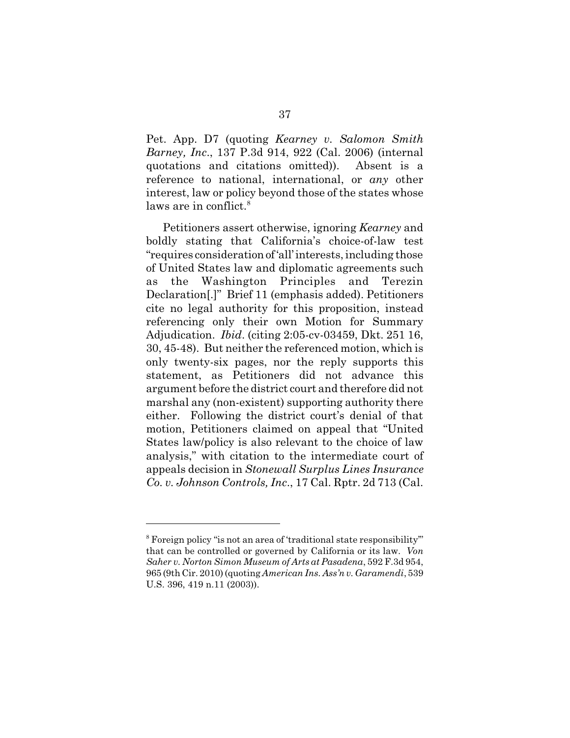Pet. App. D7 (quoting *Kearney v. Salomon Smith Barney, Inc*., 137 P.3d 914, 922 (Cal. 2006) (internal quotations and citations omitted)). Absent is a reference to national, international, or *any* other interest, law or policy beyond those of the states whose laws are in conflict.[8]

Petitioners assert otherwise, ignoring *Kearney* and boldly stating that California's choice-of-law test "requires consideration of 'all' interests, including those of United States law and diplomatic agreements such as the Washington Principles and Terezin Declaration[.]" Brief 11 (emphasis added). Petitioners cite no legal authority for this proposition, instead referencing only their own Motion for Summary Adjudication. *Ibid*. (citing 2:05-cv-03459, Dkt. 251 16, 30, 45-48). But neither the referenced motion, which is only twenty-six pages, nor the reply supports this statement, as Petitioners did not advance this argument before the district court and therefore did not marshal any (non-existent) supporting authority there either. Following the district court's denial of that motion, Petitioners claimed on appeal that "United States law/policy is also relevant to the choice of law analysis," with citation to the intermediate court of appeals decision in *Stonewall Surplus Lines Insurance Co. v. Johnson Controls, Inc*., 17 Cal. Rptr. 2d 713 (Cal.

---

[8] Foreign policy "is not an area of 'traditional state responsibility'" that can be controlled or governed by California or its law. *Von Saher v. Norton Simon Museum of Arts at Pasadena*, 592 F.3d 954, 965 (9th Cir. 2010) (quoting *American Ins. Ass'n v. Garamendi*, 539 U.S. 396, 419 n.11 (2003)).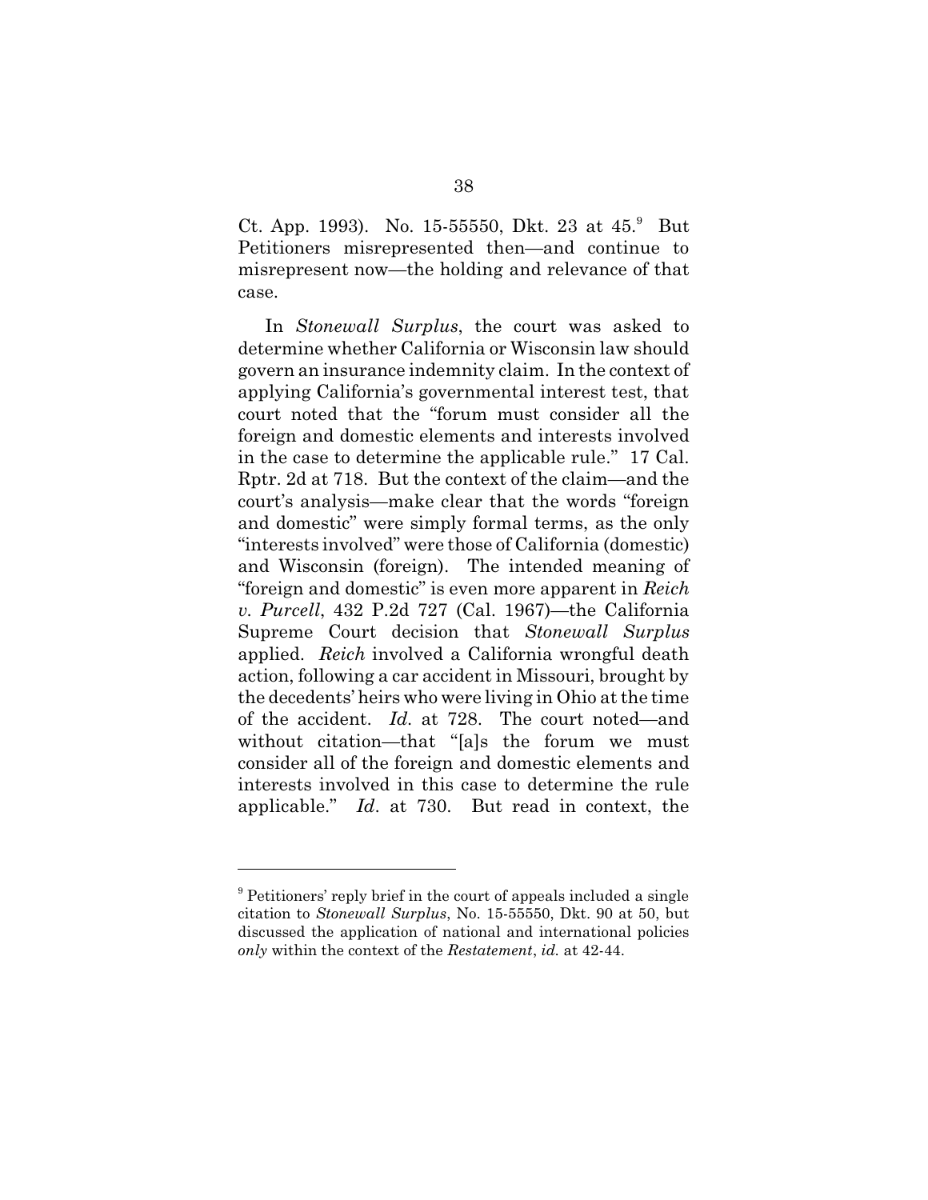Ct. App. 1993). No. 15-55550, Dkt. 23 at 45.[9] But Petitioners misrepresented then—and continue to misrepresent now—the holding and relevance of that case.

In *Stonewall Surplus*, the court was asked to determine whether California or Wisconsin law should govern an insurance indemnity claim. In the context of applying California's governmental interest test, that court noted that the "forum must consider all the foreign and domestic elements and interests involved in the case to determine the applicable rule." 17 Cal. Rptr. 2d at 718. But the context of the claim—and the court's analysis—make clear that the words "foreign and domestic" were simply formal terms, as the only "interests involved" were those of California (domestic) and Wisconsin (foreign). The intended meaning of "foreign and domestic" is even more apparent in *Reich v. Purcell*, 432 P.2d 727 (Cal. 1967)—the California Supreme Court decision that *Stonewall Surplus* applied. *Reich* involved a California wrongful death action, following a car accident in Missouri, brought by the decedents' heirs who were living in Ohio at the time of the accident. *Id.* at 728. The court noted—and without citation—that "[a]s the forum we must consider all of the foreign and domestic elements and interests involved in this case to determine the rule applicable." *Id*. at 730. But read in context, the

---

[9] Petitioners' reply brief in the court of appeals included a single citation to *Stonewall Surplus*, No. 15-55550, Dkt. 90 at 50, but discussed the application of national and international policies *only* within the context of the *Restatement*, *id.* at 42-44.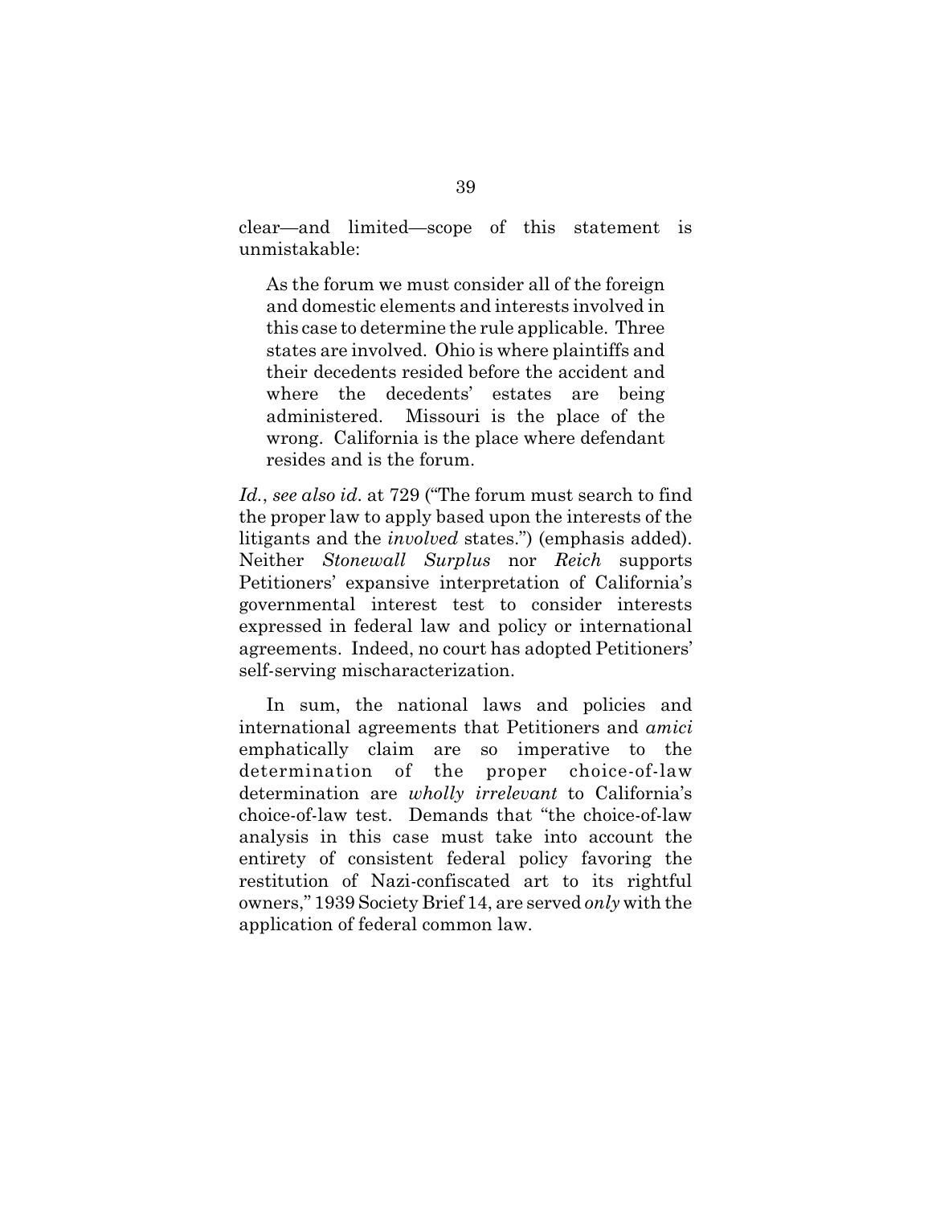clear—and limited—scope of this statement is unmistakable:

> As the forum we must consider all of the foreign and domestic elements and interests involved in this case to determine the rule applicable. Three states are involved. Ohio is where plaintiffs and their decedents resided before the accident and where the decedents' estates are being administered. Missouri is the place of the wrong. California is the place where defendant resides and is the forum.

*Id.*, *see also id.* at 729 ("The forum must search to find the proper law to apply based upon the interests of the litigants and the *involved* states.") (emphasis added). Neither *Stonewall Surplus* nor *Reich* supports Petitioners' expansive interpretation of California's governmental interest test to consider interests expressed in federal law and policy or international agreements. Indeed, no court has adopted Petitioners' self-serving mischaracterization.

In sum, the national laws and policies and international agreements that Petitioners and *amici* emphatically claim are so imperative to the determination of the proper choice-of-law determination are *wholly irrelevant* to California's choice-of-law test. Demands that "the choice-of-law analysis in this case must take into account the entirety of consistent federal policy favoring the restitution of Nazi-confiscated art to its rightful owners," 1939 Society Brief 14, are served *only* with the application of federal common law.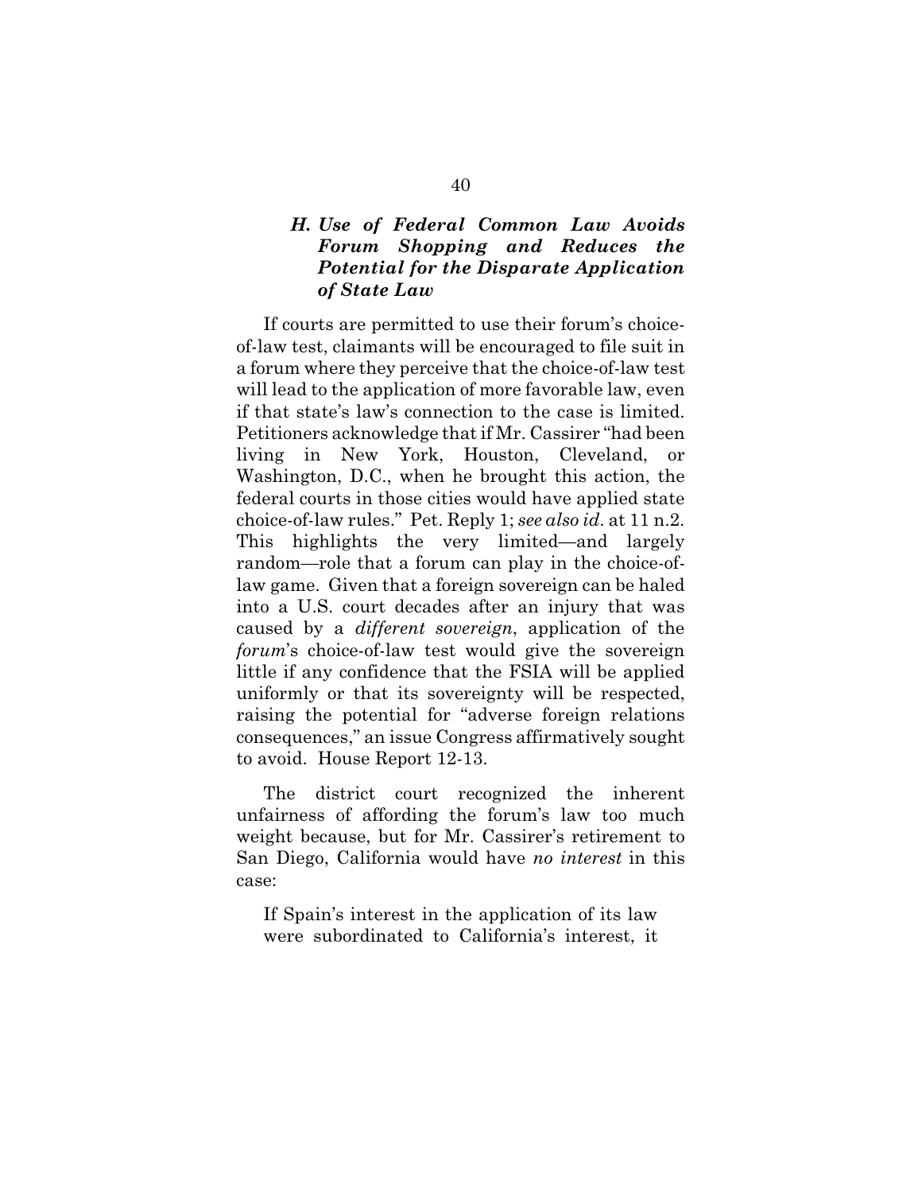### *H. Use of Federal Common Law Avoids Forum Shopping and Reduces the Potential for the Disparate Application of State Law*

If courts are permitted to use their forum's choice-of-law test, claimants will be encouraged to file suit in a forum where they perceive that the choice-of-law test will lead to the application of more favorable law, even if that state's law's connection to the case is limited. Petitioners acknowledge that if Mr. Cassirer "had been living in New York, Houston, Cleveland, or Washington, D.C., when he brought this action, the federal courts in those cities would have applied state choice-of-law rules." Pet. Reply 1; *see also id*. at 11 n.2. This highlights the very limited—and largely random—role that a forum can play in the choice-of-law game. Given that a foreign sovereign can be haled into a U.S. court decades after an injury that was caused by a *different sovereign*, application of the *forum*'s choice-of-law test would give the sovereign little if any confidence that the FSIA will be applied uniformly or that its sovereignty will be respected, raising the potential for "adverse foreign relations consequences," an issue Congress affirmatively sought to avoid. House Report 12-13.

The district court recognized the inherent unfairness of affording the forum's law too much weight because, but for Mr. Cassirer's retirement to San Diego, California would have *no interest* in this case:

> If Spain's interest in the application of its law were subordinated to California's interest, it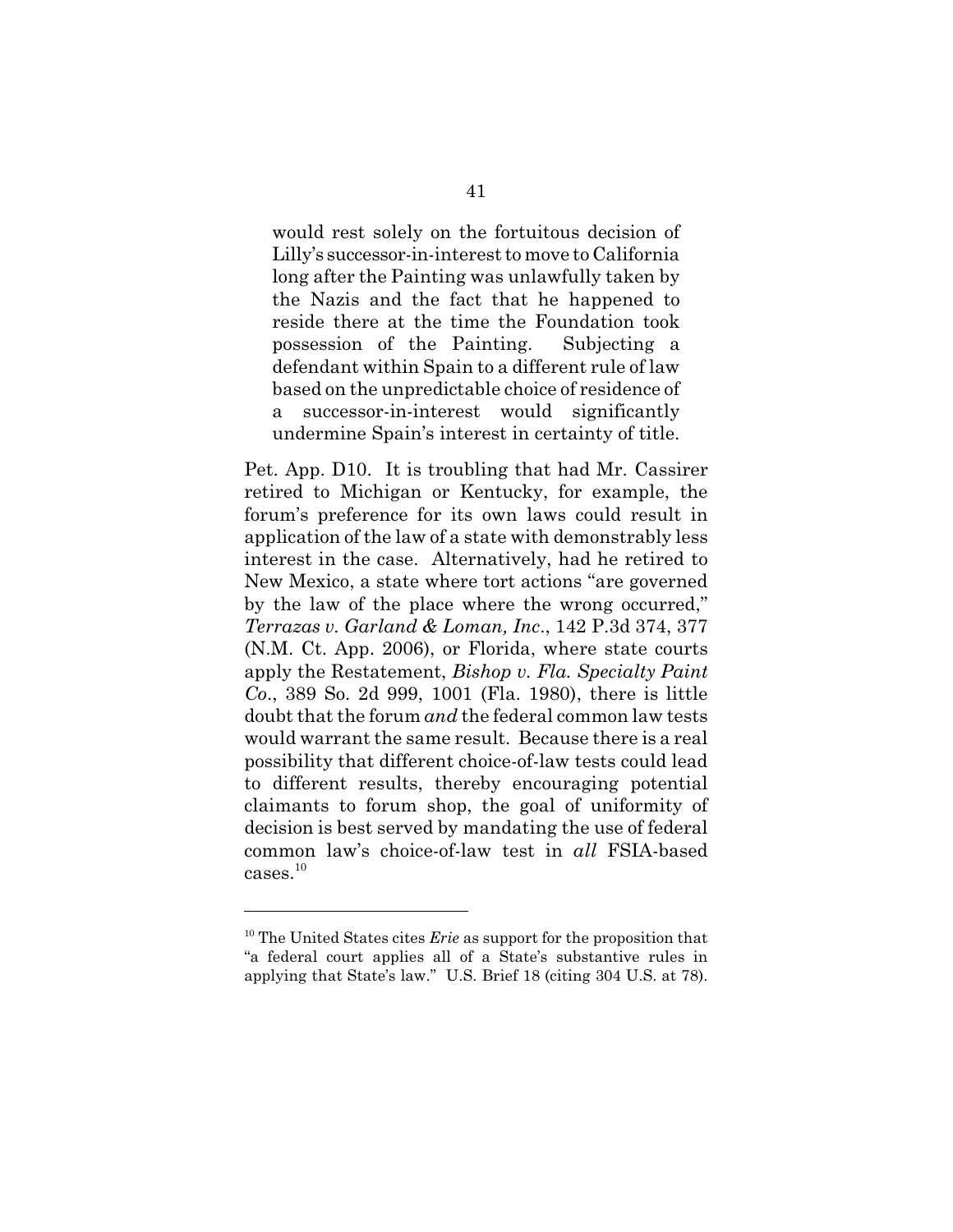> would rest solely on the fortuitous decision of Lilly's successor-in-interest to move to California long after the Painting was unlawfully taken by the Nazis and the fact that he happened to reside there at the time the Foundation took possession of the Painting. Subjecting a defendant within Spain to a different rule of law based on the unpredictable choice of residence of a successor-in-interest would significantly undermine Spain's interest in certainty of title.

Pet. App. D10. It is troubling that had Mr. Cassirer retired to Michigan or Kentucky, for example, the forum's preference for its own laws could result in application of the law of a state with demonstrably less interest in the case. Alternatively, had he retired to New Mexico, a state where tort actions "are governed by the law of the place where the wrong occurred," *Terrazas v. Garland & Loman, Inc*., 142 P.3d 374, 377 (N.M. Ct. App. 2006), or Florida, where state courts apply the Restatement, *Bishop v. Fla. Specialty Paint Co*., 389 So. 2d 999, 1001 (Fla. 1980), there is little doubt that the forum *and* the federal common law tests would warrant the same result. Because there is a real possibility that different choice-of-law tests could lead to different results, thereby encouraging potential claimants to forum shop, the goal of uniformity of decision is best served by mandating the use of federal common law's choice-of-law test in *all* FSIA-based cases.[10]

---

[10] The United States cites *Erie* as support for the proposition that "a federal court applies all of a State's substantive rules in applying that State's law." U.S. Brief 18 (citing 304 U.S. at 78).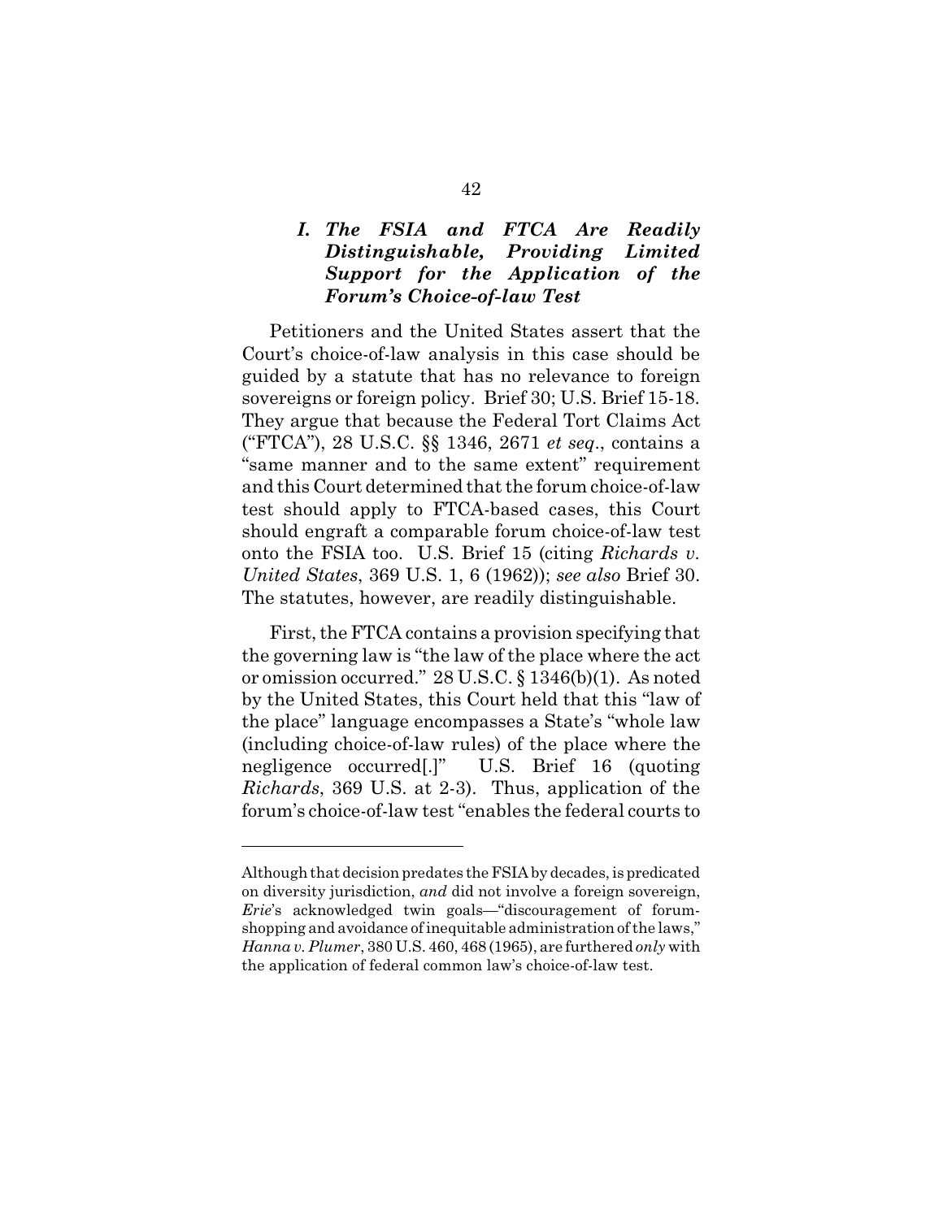### *I. The FSIA and FTCA Are Readily Distinguishable, Providing Limited Support for the Application of the Forum's Choice-of-law Test*

Petitioners and the United States assert that the Court's choice-of-law analysis in this case should be guided by a statute that has no relevance to foreign sovereigns or foreign policy. Brief 30; U.S. Brief 15-18. They argue that because the Federal Tort Claims Act ("FTCA"), 28 U.S.C. §§ 1346, 2671 *et seq*., contains a "same manner and to the same extent" requirement and this Court determined that the forum choice-of-law test should apply to FTCA-based cases, this Court should engraft a comparable forum choice-of-law test onto the FSIA too. U.S. Brief 15 (citing *Richards v. United States*, 369 U.S. 1, 6 (1962)); *see also* Brief 30. The statutes, however, are readily distinguishable.

First, the FTCA contains a provision specifying that the governing law is "the law of the place where the act or omission occurred." 28 U.S.C. § 1346(b)(1). As noted by the United States, this Court held that this "law of the place" language encompasses a State's "whole law (including choice-of-law rules) of the place where the negligence occurred[.]" U.S. Brief 16 (quoting *Richards*, 369 U.S. at 2-3). Thus, application of the forum's choice-of-law test "enables the federal courts to

---

Although that decision predates the FSIA by decades, is predicated on diversity jurisdiction, *and* did not involve a foreign sovereign, *Erie*'s acknowledged twin goals—"discouragement of forum-shopping and avoidance of inequitable administration of the laws," *Hanna v. Plumer*, 380 U.S. 460, 468 (1965), are furthered *only* with the application of federal common law's choice-of-law test.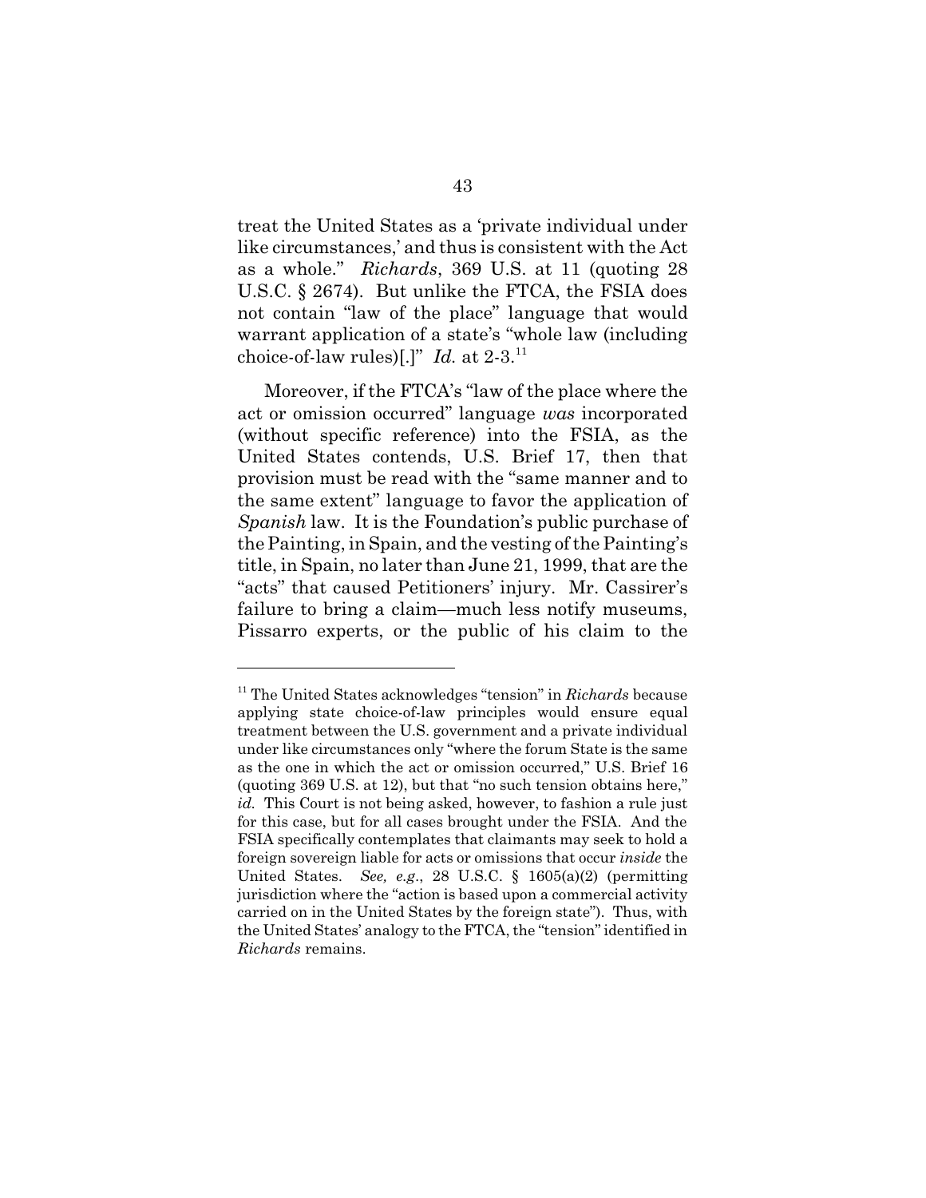treat the United States as a 'private individual under like circumstances,' and thus is consistent with the Act as a whole." *Richards*, 369 U.S. at 11 (quoting 28 U.S.C. § 2674). But unlike the FTCA, the FSIA does not contain "law of the place" language that would warrant application of a state's "whole law (including choice-of-law rules)[.]" *Id.* at 2-3.[11]

Moreover, if the FTCA's "law of the place where the act or omission occurred" language *was* incorporated (without specific reference) into the FSIA, as the United States contends, U.S. Brief 17, then that provision must be read with the "same manner and to the same extent" language to favor the application of *Spanish* law. It is the Foundation's public purchase of the Painting, in Spain, and the vesting of the Painting's title, in Spain, no later than June 21, 1999, that are the "acts" that caused Petitioners' injury. Mr. Cassirer's failure to bring a claim—much less notify museums, Pissarro experts, or the public of his claim to the

---

[11] The United States acknowledges "tension" in *Richards* because applying state choice-of-law principles would ensure equal treatment between the U.S. government and a private individual under like circumstances only "where the forum State is the same as the one in which the act or omission occurred," U.S. Brief 16 (quoting 369 U.S. at 12), but that "no such tension obtains here," *id.* This Court is not being asked, however, to fashion a rule just for this case, but for all cases brought under the FSIA. And the FSIA specifically contemplates that claimants may seek to hold a foreign sovereign liable for acts or omissions that occur *inside* the United States. *See, e.g.*, 28 U.S.C. § 1605(a)(2) (permitting jurisdiction where the "action is based upon a commercial activity carried on in the United States by the foreign state"). Thus, with the United States' analogy to the FTCA, the "tension" identified in *Richards* remains.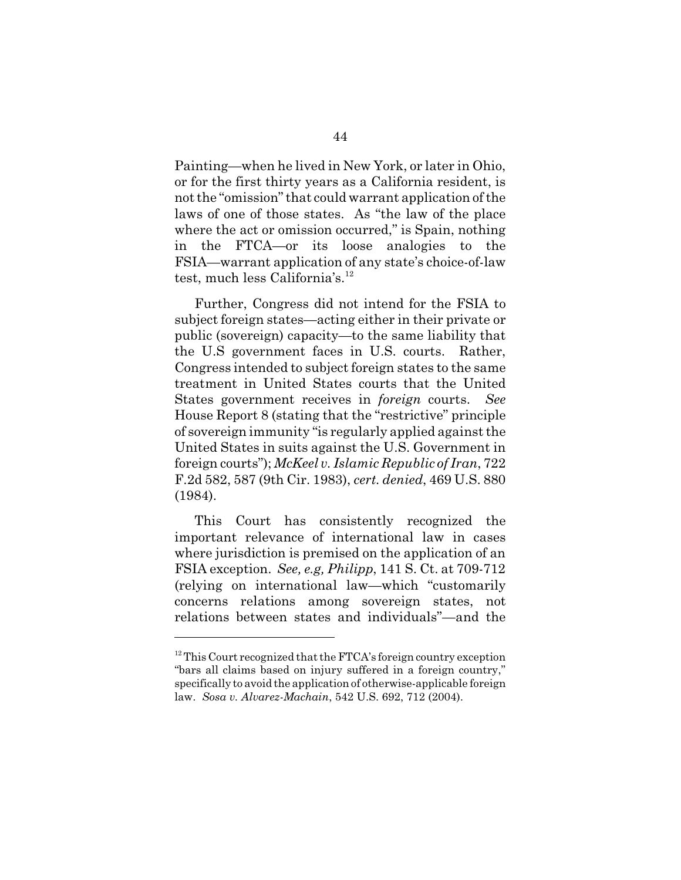Painting—when he lived in New York, or later in Ohio, or for the first thirty years as a California resident, is not the "omission" that could warrant application of the laws of one of those states. As "the law of the place where the act or omission occurred," is Spain, nothing in the FTCA—or its loose analogies to the FSIA—warrant application of any state's choice-of-law test, much less California's.[12]

Further, Congress did not intend for the FSIA to subject foreign states—acting either in their private or public (sovereign) capacity—to the same liability that the U.S government faces in U.S. courts. Rather, Congress intended to subject foreign states to the same treatment in United States courts that the United States government receives in *foreign* courts. *See* House Report 8 (stating that the "restrictive" principle of sovereign immunity "is regularly applied against the United States in suits against the U.S. Government in foreign courts"); *McKeel v. Islamic Republic of Iran*, 722 F.2d 582, 587 (9th Cir. 1983), *cert. denied*, 469 U.S. 880 (1984).

This Court has consistently recognized the important relevance of international law in cases where jurisdiction is premised on the application of an FSIA exception. *See, e.g, Philipp*, 141 S. Ct. at 709-712 (relying on international law—which "customarily concerns relations among sovereign states, not relations between states and individuals"—and the

---

[12] This Court recognized that the FTCA's foreign country exception "bars all claims based on injury suffered in a foreign country," specifically to avoid the application of otherwise-applicable foreign law. *Sosa v. Alvarez-Machain*, 542 U.S. 692, 712 (2004).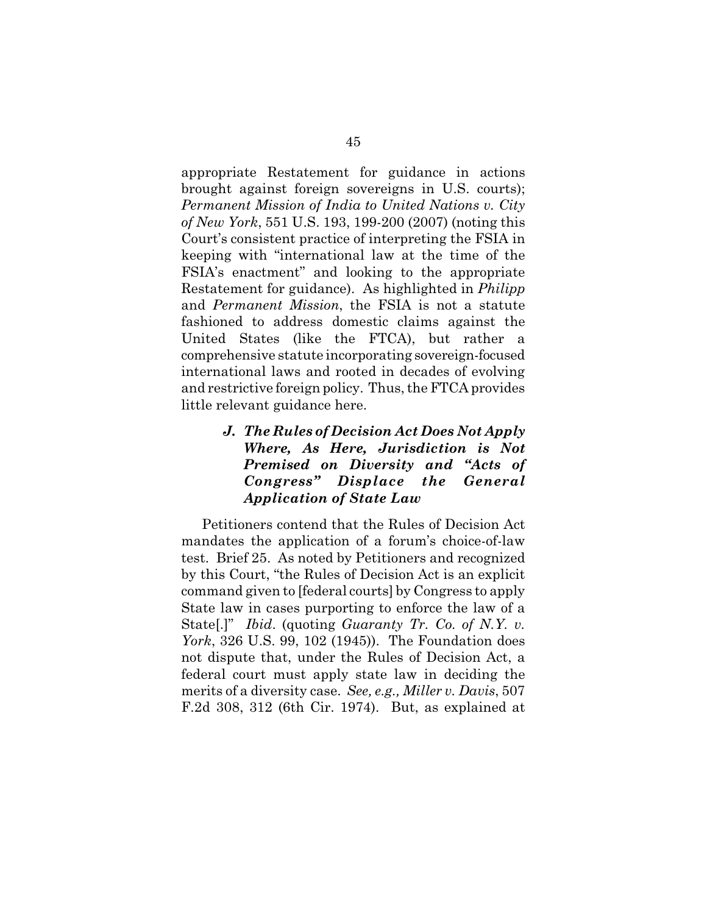appropriate Restatement for guidance in actions brought against foreign sovereigns in U.S. courts); *Permanent Mission of India to United Nations v. City of New York*, 551 U.S. 193, 199-200 (2007) (noting this Court's consistent practice of interpreting the FSIA in keeping with "international law at the time of the FSIA's enactment" and looking to the appropriate Restatement for guidance). As highlighted in *Philipp* and *Permanent Mission*, the FSIA is not a statute fashioned to address domestic claims against the United States (like the FTCA), but rather a comprehensive statute incorporating sovereign-focused international laws and rooted in decades of evolving and restrictive foreign policy. Thus, the FTCA provides little relevant guidance here.

### *J. The Rules of Decision Act Does Not Apply Where, As Here, Jurisdiction is Not Premised on Diversity and "Acts of Congress" Displace the General Application of State Law*

Petitioners contend that the Rules of Decision Act mandates the application of a forum's choice-of-law test. Brief 25. As noted by Petitioners and recognized by this Court, "the Rules of Decision Act is an explicit command given to [federal courts] by Congress to apply State law in cases purporting to enforce the law of a State[.]" *Ibid*. (quoting *Guaranty Tr. Co. of N.Y. v. York*, 326 U.S. 99, 102 (1945)). The Foundation does not dispute that, under the Rules of Decision Act, a federal court must apply state law in deciding the merits of a diversity case. *See, e.g., Miller v. Davis*, 507 F.2d 308, 312 (6th Cir. 1974). But, as explained at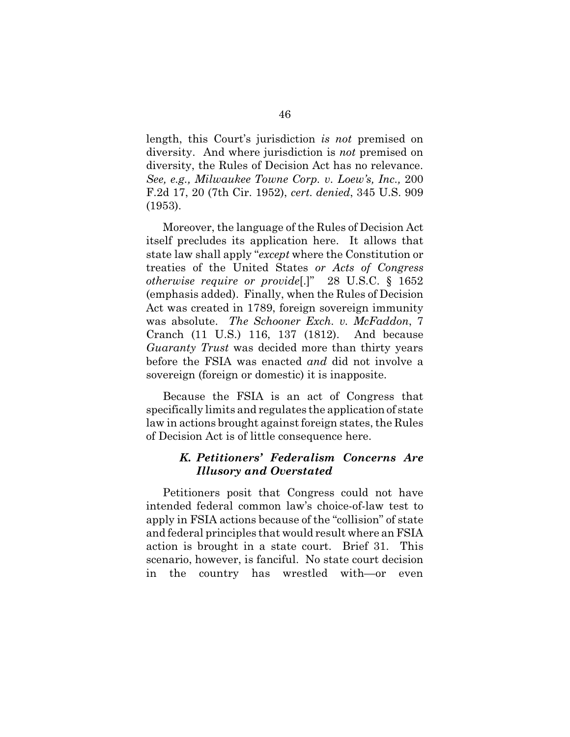length, this Court's jurisdiction *is not* premised on diversity. And where jurisdiction is *not* premised on diversity, the Rules of Decision Act has no relevance. *See, e.g., Milwaukee Towne Corp. v. Loew's, Inc.,* 200 F.2d 17, 20 (7th Cir. 1952), *cert. denied*, 345 U.S. 909 (1953).

Moreover, the language of the Rules of Decision Act itself precludes its application here. It allows that state law shall apply "*except* where the Constitution or treaties of the United States *or Acts of Congress otherwise require or provide*[.]" 28 U.S.C. § 1652 (emphasis added). Finally, when the Rules of Decision Act was created in 1789, foreign sovereign immunity was absolute. *The Schooner Exch. v. McFaddon*, 7 Cranch (11 U.S.) 116, 137 (1812). And because *Guaranty Trust* was decided more than thirty years before the FSIA was enacted *and* did not involve a sovereign (foreign or domestic) it is inapposite.

Because the FSIA is an act of Congress that specifically limits and regulates the application of state law in actions brought against foreign states, the Rules of Decision Act is of little consequence here.

### *K. Petitioners' Federalism Concerns Are Illusory and Overstated*

Petitioners posit that Congress could not have intended federal common law's choice-of-law test to apply in FSIA actions because of the "collision" of state and federal principles that would result where an FSIA action is brought in a state court. Brief 31. This scenario, however, is fanciful. No state court decision in the country has wrestled with—or even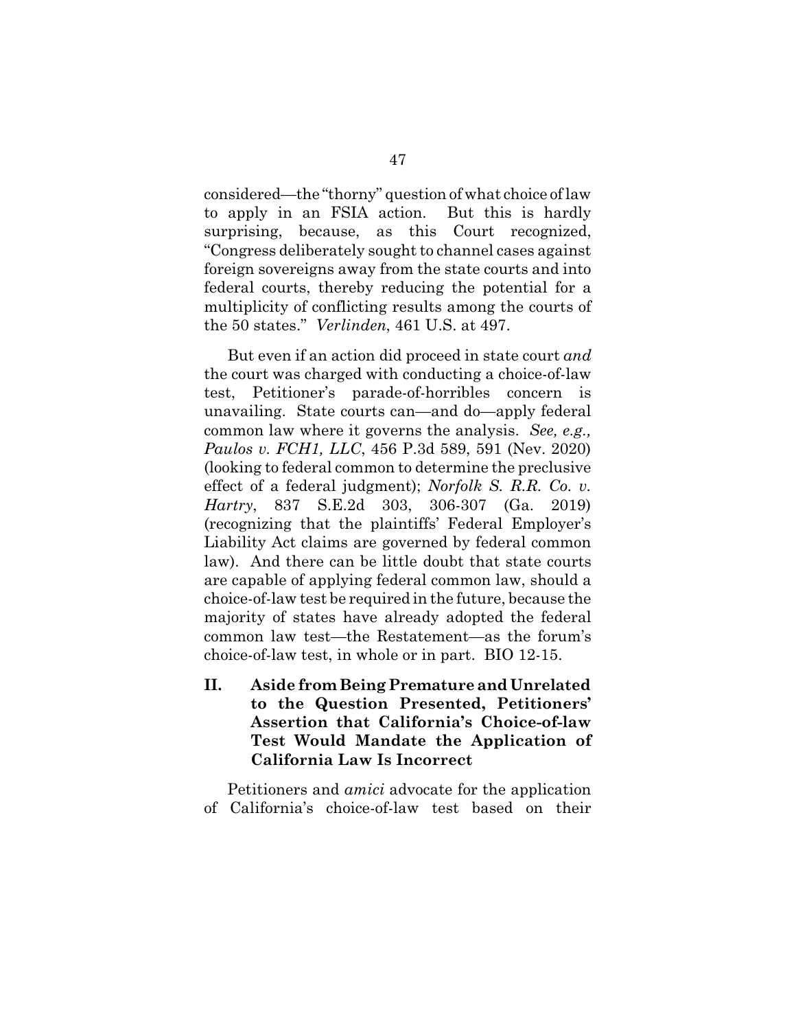considered—the "thorny" question of what choice of law to apply in an FSIA action. But this is hardly surprising, because, as this Court recognized, "Congress deliberately sought to channel cases against foreign sovereigns away from the state courts and into federal courts, thereby reducing the potential for a multiplicity of conflicting results among the courts of the 50 states." *Verlinden*, 461 U.S. at 497.

But even if an action did proceed in state court *and* the court was charged with conducting a choice-of-law test, Petitioner's parade-of-horribles concern is unavailing. State courts can—and do—apply federal common law where it governs the analysis. *See, e.g., Paulos v. FCH1, LLC*, 456 P.3d 589, 591 (Nev. 2020) (looking to federal common to determine the preclusive effect of a federal judgment); *Norfolk S. R.R. Co. v. Hartry*, 837 S.E.2d 303, 306-307 (Ga. 2019) (recognizing that the plaintiffs' Federal Employer's Liability Act claims are governed by federal common law). And there can be little doubt that state courts are capable of applying federal common law, should a choice-of-law test be required in the future, because the majority of states have already adopted the federal common law test—the Restatement—as the forum's choice-of-law test, in whole or in part. BIO 12-15.

## II. Aside from Being Premature and Unrelated to the Question Presented, Petitioners' Assertion that California's Choice-of-law Test Would Mandate the Application of California Law Is Incorrect

Petitioners and *amici* advocate for the application of California's choice-of-law test based on their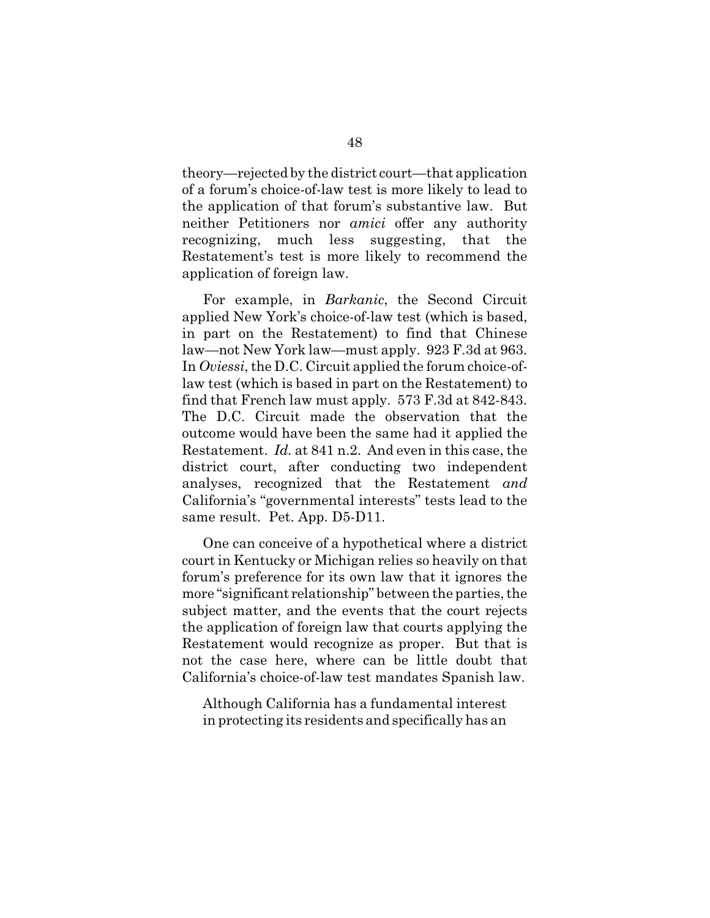theory—rejected by the district court—that application of a forum's choice-of-law test is more likely to lead to the application of that forum's substantive law. But neither Petitioners nor *amici* offer any authority recognizing, much less suggesting, that the Restatement's test is more likely to recommend the application of foreign law.

For example, in *Barkanic*, the Second Circuit applied New York's choice-of-law test (which is based, in part on the Restatement) to find that Chinese law—not New York law—must apply. 923 F.3d at 963. In *Oviessi*, the D.C. Circuit applied the forum choice-of-law test (which is based in part on the Restatement) to find that French law must apply. 573 F.3d at 842-843. The D.C. Circuit made the observation that the outcome would have been the same had it applied the Restatement. *Id.* at 841 n.2. And even in this case, the district court, after conducting two independent analyses, recognized that the Restatement *and* California's "governmental interests" tests lead to the same result. Pet. App. D5-D11.

One can conceive of a hypothetical where a district court in Kentucky or Michigan relies so heavily on that forum's preference for its own law that it ignores the more "significant relationship" between the parties, the subject matter, and the events that the court rejects the application of foreign law that courts applying the Restatement would recognize as proper. But that is not the case here, where can be little doubt that California's choice-of-law test mandates Spanish law.

> Although California has a fundamental interest in protecting its residents and specifically has an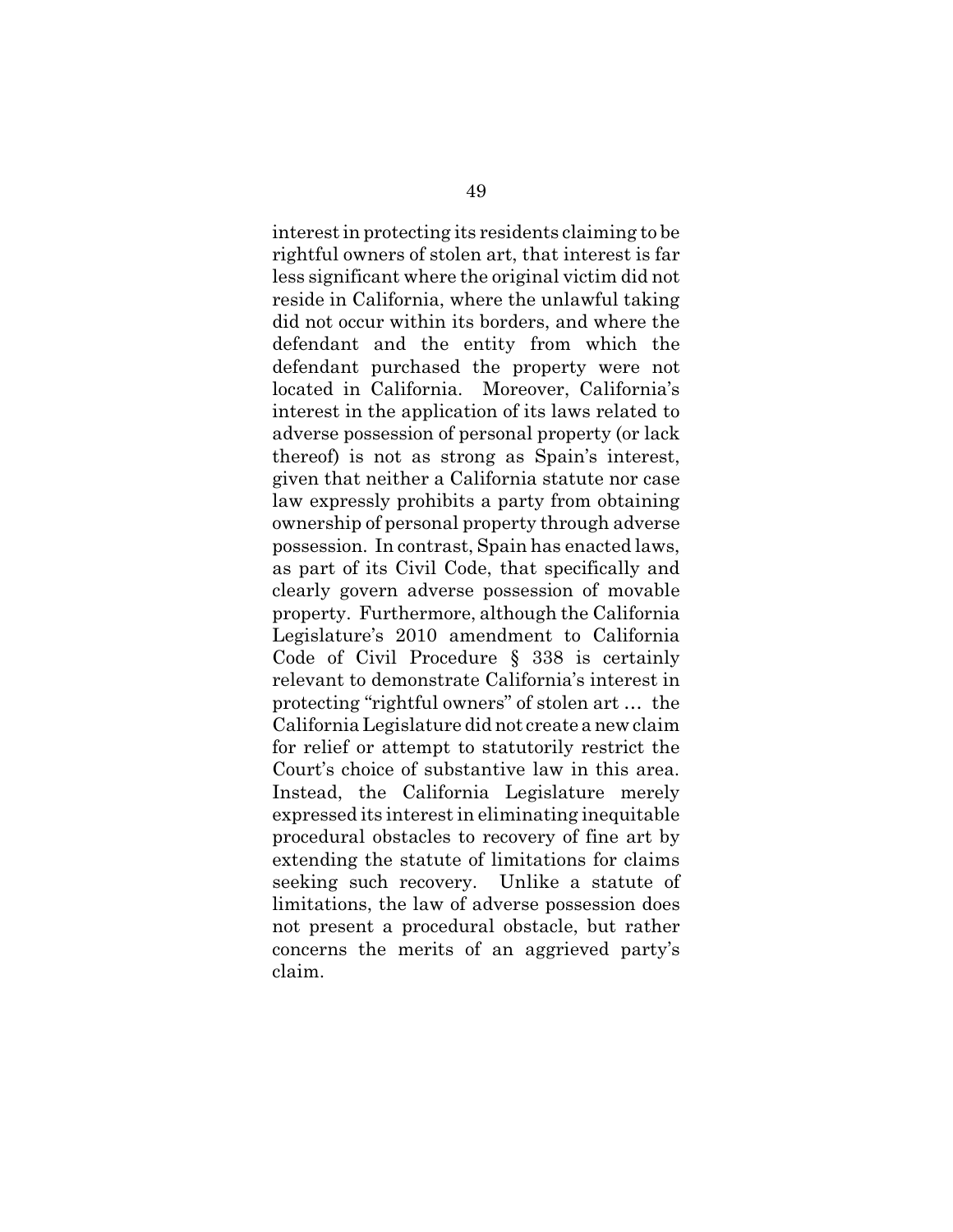interest in protecting its residents claiming to be rightful owners of stolen art, that interest is far less significant where the original victim did not reside in California, where the unlawful taking did not occur within its borders, and where the defendant and the entity from which the defendant purchased the property were not located in California. Moreover, California's interest in the application of its laws related to adverse possession of personal property (or lack thereof) is not as strong as Spain's interest, given that neither a California statute nor case law expressly prohibits a party from obtaining ownership of personal property through adverse possession. In contrast, Spain has enacted laws, as part of its Civil Code, that specifically and clearly govern adverse possession of movable property. Furthermore, although the California Legislature's 2010 amendment to California Code of Civil Procedure § 338 is certainly relevant to demonstrate California's interest in protecting "rightful owners" of stolen art … the California Legislature did not create a new claim for relief or attempt to statutorily restrict the Court's choice of substantive law in this area. Instead, the California Legislature merely expressed its interest in eliminating inequitable procedural obstacles to recovery of fine art by extending the statute of limitations for claims seeking such recovery. Unlike a statute of limitations, the law of adverse possession does not present a procedural obstacle, but rather concerns the merits of an aggrieved party's claim.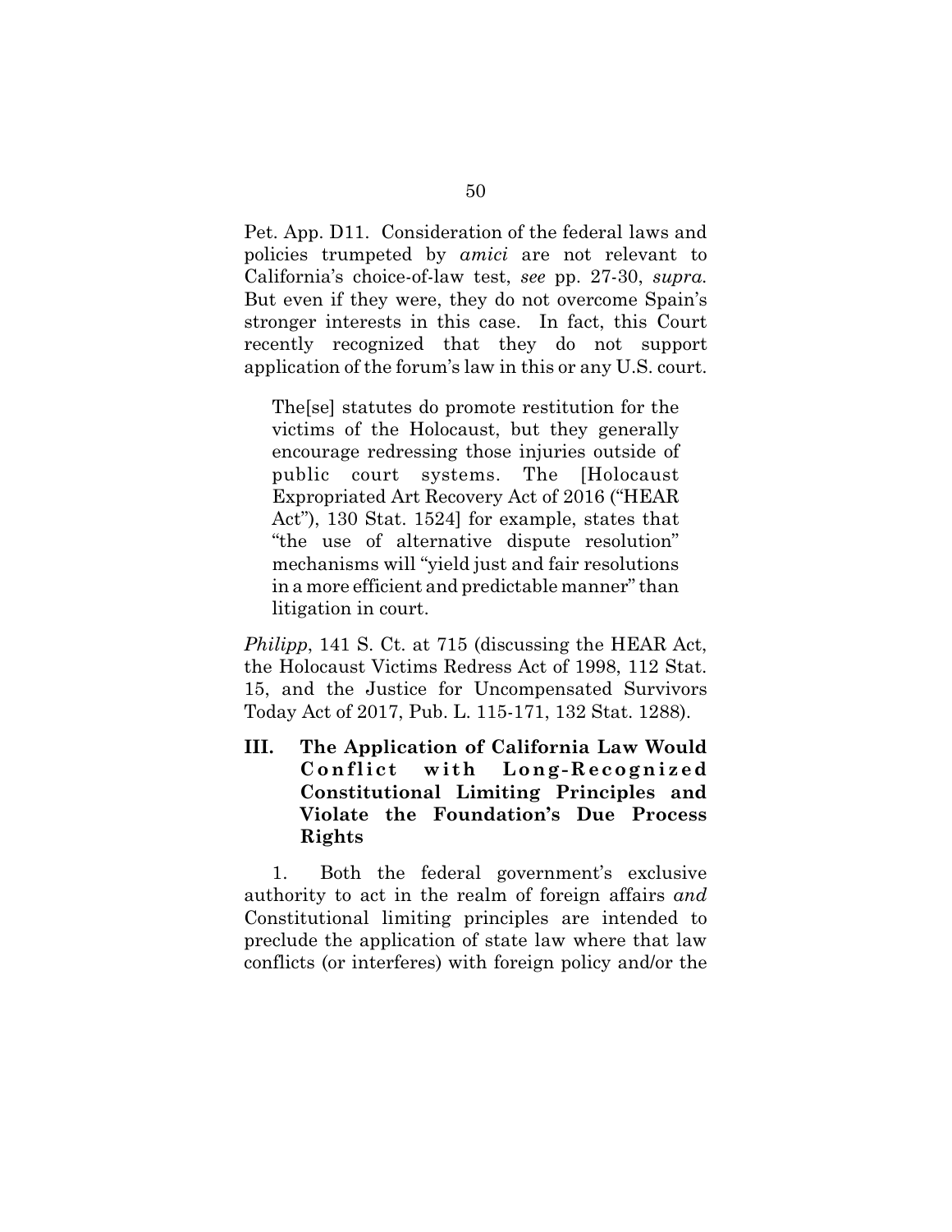Pet. App. D11. Consideration of the federal laws and policies trumpeted by *amici* are not relevant to California's choice-of-law test, *see* pp. 27-30, *supra.* But even if they were, they do not overcome Spain's stronger interests in this case. In fact, this Court recently recognized that they do not support application of the forum's law in this or any U.S. court.

> The[se] statutes do promote restitution for the victims of the Holocaust, but they generally encourage redressing those injuries outside of public court systems. The [Holocaust Expropriated Art Recovery Act of 2016 ("HEAR Act"), 130 Stat. 1524] for example, states that "the use of alternative dispute resolution" mechanisms will "yield just and fair resolutions in a more efficient and predictable manner" than litigation in court.

*Philipp*, 141 S. Ct. at 715 (discussing the HEAR Act, the Holocaust Victims Redress Act of 1998, 112 Stat. 15, and the Justice for Uncompensated Survivors Today Act of 2017, Pub. L. 115-171, 132 Stat. 1288).

## III. The Application of California Law Would Conflict with Long-Recognized Constitutional Limiting Principles and Violate the Foundation's Due Process Rights

1. Both the federal government's exclusive authority to act in the realm of foreign affairs *and* Constitutional limiting principles are intended to preclude the application of state law where that law conflicts (or interferes) with foreign policy and/or the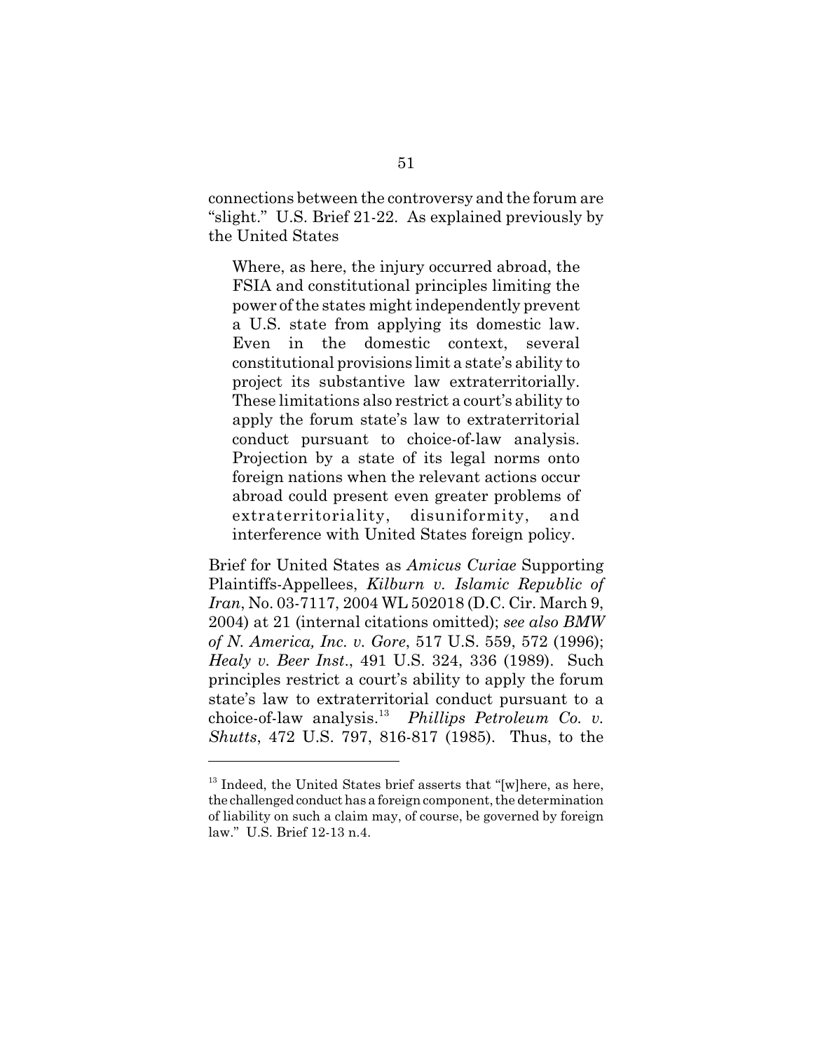connections between the controversy and the forum are "slight." U.S. Brief 21-22. As explained previously by the United States

> Where, as here, the injury occurred abroad, the FSIA and constitutional principles limiting the power of the states might independently prevent a U.S. state from applying its domestic law. Even in the domestic context, several constitutional provisions limit a state's ability to project its substantive law extraterritorially. These limitations also restrict a court's ability to apply the forum state's law to extraterritorial conduct pursuant to choice-of-law analysis. Projection by a state of its legal norms onto foreign nations when the relevant actions occur abroad could present even greater problems of extraterritoriality, disuniformity, and interference with United States foreign policy.

Brief for United States as *Amicus Curiae* Supporting Plaintiffs-Appellees, *Kilburn v. Islamic Republic of Iran*, No. 03-7117, 2004 WL 502018 (D.C. Cir. March 9, 2004) at 21 (internal citations omitted); *see also BMW of N. America, Inc. v. Gore*, 517 U.S. 559, 572 (1996); *Healy v. Beer Inst.*, 491 U.S. 324, 336 (1989). Such principles restrict a court's ability to apply the forum state's law to extraterritorial conduct pursuant to a choice-of-law analysis.[13] *Phillips Petroleum Co. v. Shutts*, 472 U.S. 797, 816-817 (1985). Thus, to the

---

[13] Indeed, the United States brief asserts that "[w]here, as here, the challenged conduct has a foreign component, the determination of liability on such a claim may, of course, be governed by foreign law." U.S. Brief 12-13 n.4.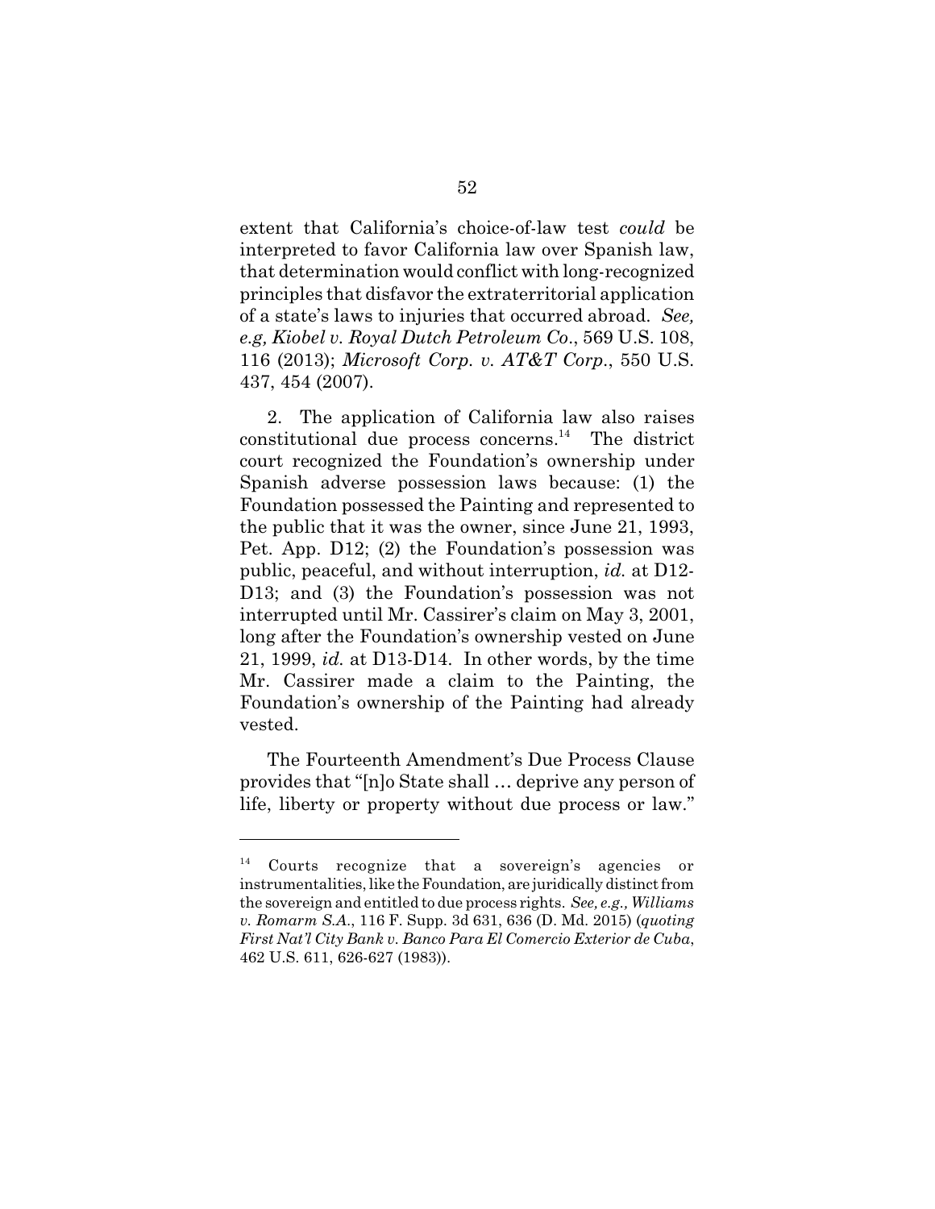extent that California's choice-of-law test *could* be interpreted to favor California law over Spanish law, that determination would conflict with long-recognized principles that disfavor the extraterritorial application of a state's laws to injuries that occurred abroad. *See, e.g, Kiobel v. Royal Dutch Petroleum Co.*, 569 U.S. 108, 116 (2013); *Microsoft Corp. v. AT&T Corp.*, 550 U.S. 437, 454 (2007).

2. The application of California law also raises constitutional due process concerns.[14] The district court recognized the Foundation's ownership under Spanish adverse possession laws because: (1) the Foundation possessed the Painting and represented to the public that it was the owner, since June 21, 1993, Pet. App. D12; (2) the Foundation's possession was public, peaceful, and without interruption, *id.* at D12-D13; and (3) the Foundation's possession was not interrupted until Mr. Cassirer's claim on May 3, 2001, long after the Foundation's ownership vested on June 21, 1999, *id.* at D13-D14. In other words, by the time Mr. Cassirer made a claim to the Painting, the Foundation's ownership of the Painting had already vested.

The Fourteenth Amendment's Due Process Clause provides that "[n]o State shall … deprive any person of life, liberty or property without due process or law."

---

[14] Courts recognize that a sovereign's agencies or instrumentalities, like the Foundation, are juridically distinct from the sovereign and entitled to due process rights. *See, e.g., Williams v. Romarm S.A.*, 116 F. Supp. 3d 631, 636 (D. Md. 2015) (*quoting First Nat'l City Bank v. Banco Para El Comercio Exterior de Cuba*, 462 U.S. 611, 626-627 (1983)).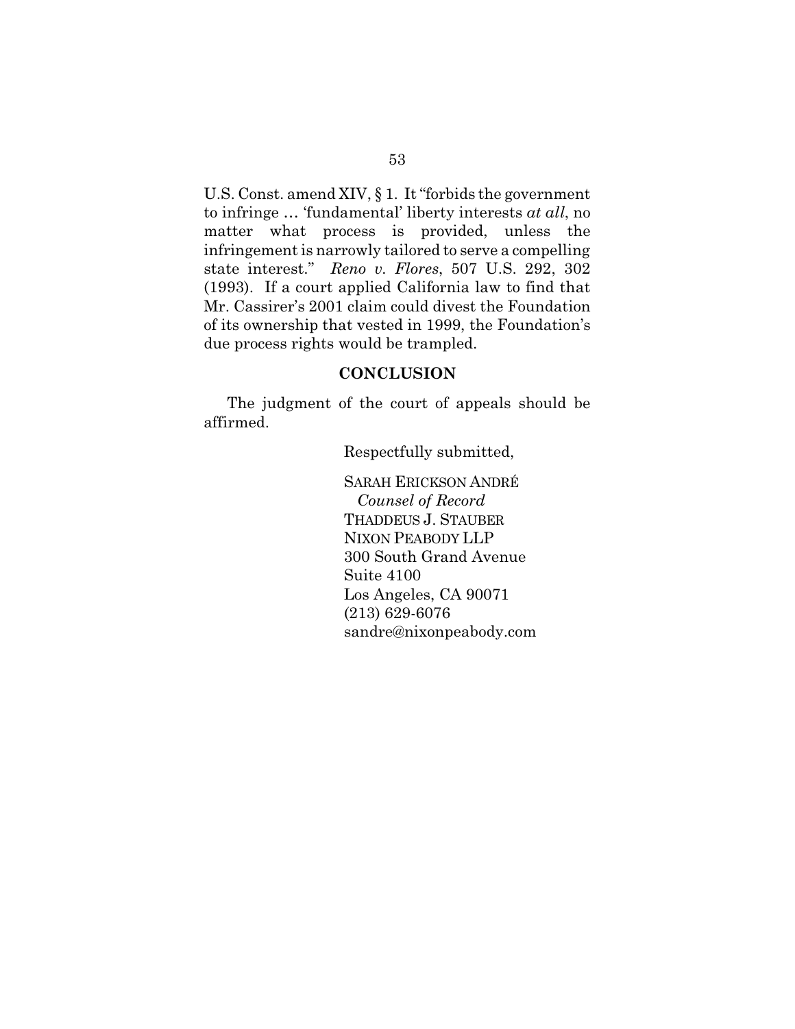U.S. Const. amend XIV, § 1. It "forbids the government to infringe … 'fundamental' liberty interests *at all*, no matter what process is provided, unless the infringement is narrowly tailored to serve a compelling state interest." *Reno v. Flores*, 507 U.S. 292, 302 (1993). If a court applied California law to find that Mr. Cassirer's 2001 claim could divest the Foundation of its ownership that vested in 1999, the Foundation's due process rights would be trampled.

## CONCLUSION

The judgment of the court of appeals should be affirmed.

Respectfully submitted,

SARAH ERICKSON ANDRÉ
*Counsel of Record*
THADDEUS J. STAUBER
NIXON PEABODY LLP
300 South Grand Avenue
Suite 4100
Los Angeles, CA 90071
(213) 629-6076
sandre@nixonpeabody.com